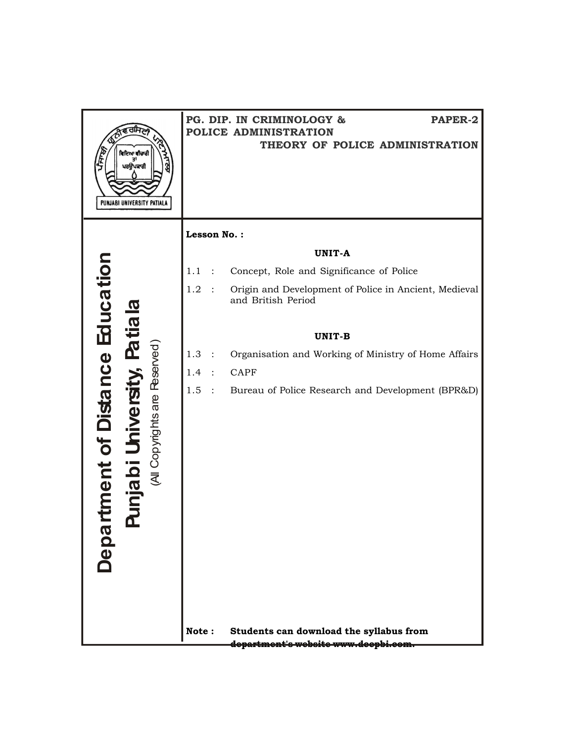**PG. DIP. IN CRIMINOLOGY & POLICE ADMINISTRATION** **PAPER-2**

**THEORY OF POLICE ADMINISTRATION**

**Department of Distance Education**

**Punjabi University, Patiala**

(All Copyrights are Reserved)

**Lesson No. :**

**UNIT-A**

1.1 : Concept, Role and Significance of Police

1.2 : Origin and Development of Police in Ancient, Medieval and British Period

**UNIT-B**

1.3 : Organisation and Working of Ministry of Home Affairs

1.4 : CAPF

1.5 : Bureau of Police Research and Development (BPR&D)

**Note : Students can download the syllabus from department's website www.dcepbi.com.**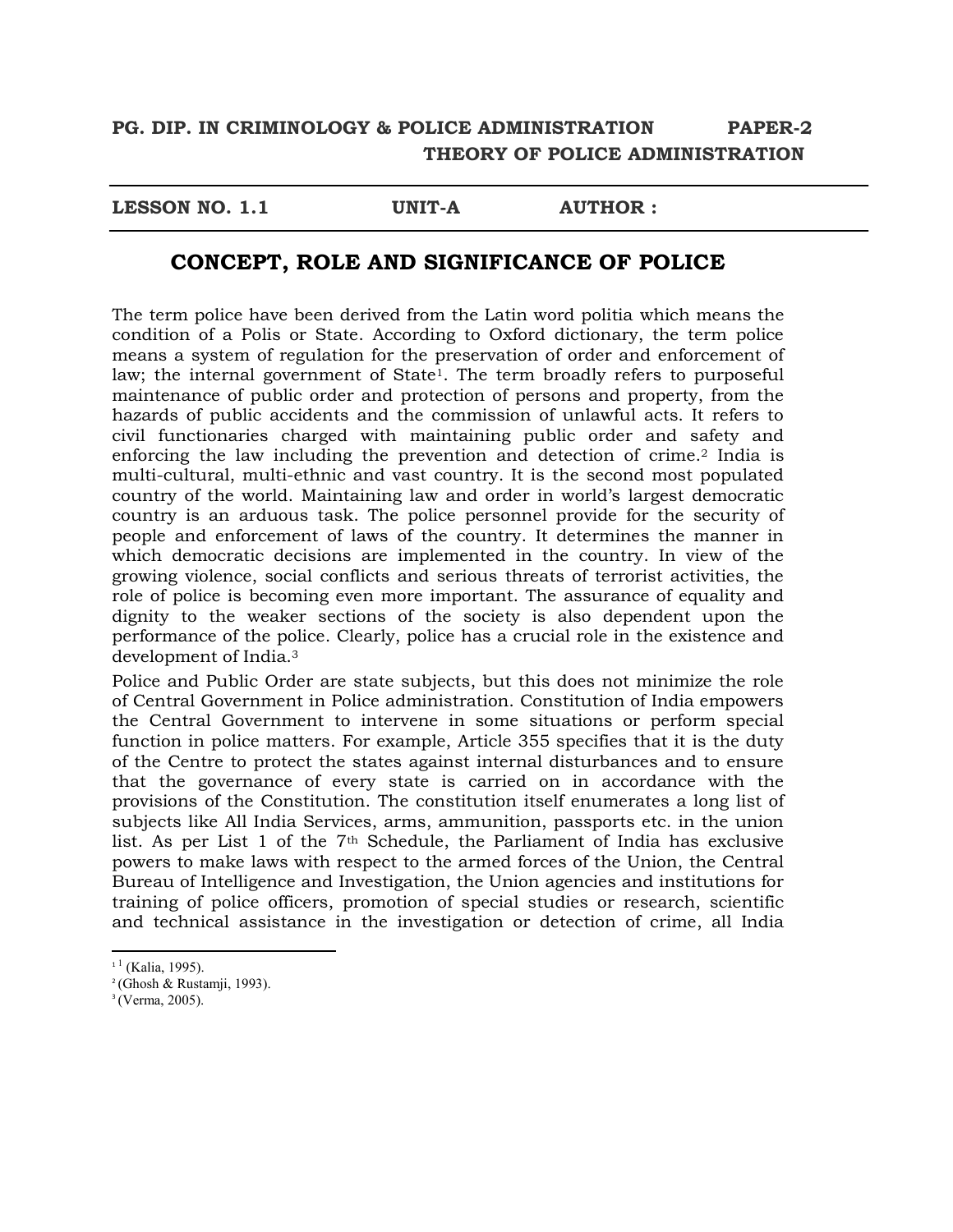**PG. DIP. IN CRIMINOLOGY & POLICE ADMINISTRATION PAPER-2**
**THEORY OF POLICE ADMINISTRATION**

**LESSON NO. 1.1 UNIT-A AUTHOR :**

# CONCEPT, ROLE AND SIGNIFICANCE OF POLICE

The term police have been derived from the Latin word politia which means the condition of a Polis or State. According to Oxford dictionary, the term police means a system of regulation for the preservation of order and enforcement of law; the internal government of State[1]. The term broadly refers to purposeful maintenance of public order and protection of persons and property, from the hazards of public accidents and the commission of unlawful acts. It refers to civil functionaries charged with maintaining public order and safety and enforcing the law including the prevention and detection of crime.[2] India is multi-cultural, multi-ethnic and vast country. It is the second most populated country of the world. Maintaining law and order in world's largest democratic country is an arduous task. The police personnel provide for the security of people and enforcement of laws of the country. It determines the manner in which democratic decisions are implemented in the country. In view of the growing violence, social conflicts and serious threats of terrorist activities, the role of police is becoming even more important. The assurance of equality and dignity to the weaker sections of the society is also dependent upon the performance of the police. Clearly, police has a crucial role in the existence and development of India.[3]

Police and Public Order are state subjects, but this does not minimize the role of Central Government in Police administration. Constitution of India empowers the Central Government to intervene in some situations or perform special function in police matters. For example, Article 355 specifies that it is the duty of the Centre to protect the states against internal disturbances and to ensure that the governance of every state is carried on in accordance with the provisions of the Constitution. The constitution itself enumerates a long list of subjects like All India Services, arms, ammunition, passports etc. in the union list. As per List 1 of the 7th Schedule, the Parliament of India has exclusive powers to make laws with respect to the armed forces of the Union, the Central Bureau of Intelligence and Investigation, the Union agencies and institutions for training of police officers, promotion of special studies or research, scientific and technical assistance in the investigation or detection of crime, all India

---

[1] (Kalia, 1995).

[2] (Ghosh & Rustamji, 1993).

[3] (Verma, 2005).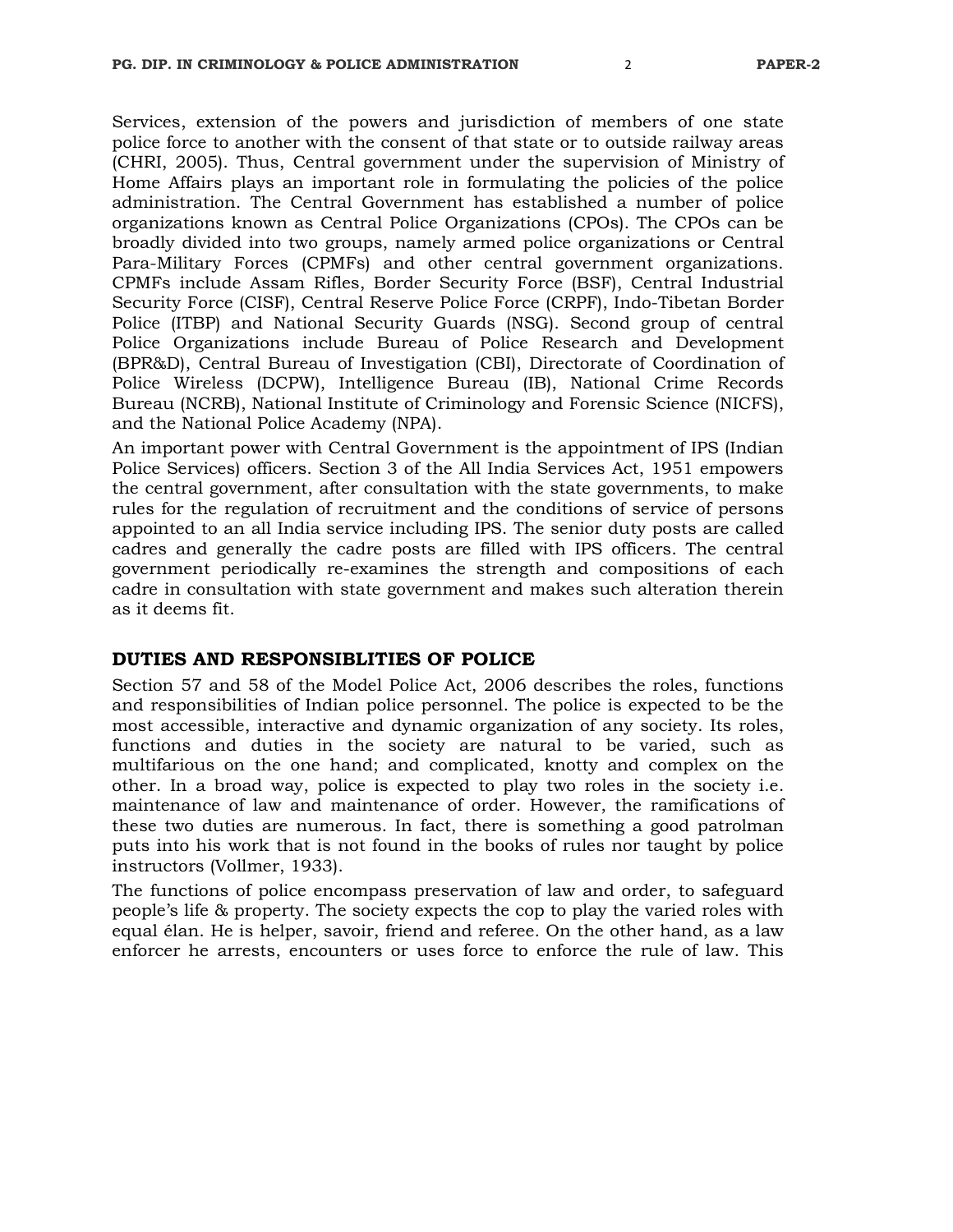Services, extension of the powers and jurisdiction of members of one state police force to another with the consent of that state or to outside railway areas (CHRI, 2005). Thus, Central government under the supervision of Ministry of Home Affairs plays an important role in formulating the policies of the police administration. The Central Government has established a number of police organizations known as Central Police Organizations (CPOs). The CPOs can be broadly divided into two groups, namely armed police organizations or Central Para-Military Forces (CPMFs) and other central government organizations. CPMFs include Assam Rifles, Border Security Force (BSF), Central Industrial Security Force (CISF), Central Reserve Police Force (CRPF), Indo-Tibetan Border Police (ITBP) and National Security Guards (NSG). Second group of central Police Organizations include Bureau of Police Research and Development (BPR&D), Central Bureau of Investigation (CBI), Directorate of Coordination of Police Wireless (DCPW), Intelligence Bureau (IB), National Crime Records Bureau (NCRB), National Institute of Criminology and Forensic Science (NICFS), and the National Police Academy (NPA).

An important power with Central Government is the appointment of IPS (Indian Police Services) officers. Section 3 of the All India Services Act, 1951 empowers the central government, after consultation with the state governments, to make rules for the regulation of recruitment and the conditions of service of persons appointed to an all India service including IPS. The senior duty posts are called cadres and generally the cadre posts are filled with IPS officers. The central government periodically re-examines the strength and compositions of each cadre in consultation with state government and makes such alteration therein as it deems fit.

## DUTIES AND RESPONSIBLITIES OF POLICE

Section 57 and 58 of the Model Police Act, 2006 describes the roles, functions and responsibilities of Indian police personnel. The police is expected to be the most accessible, interactive and dynamic organization of any society. Its roles, functions and duties in the society are natural to be varied, such as multifarious on the one hand; and complicated, knotty and complex on the other. In a broad way, police is expected to play two roles in the society i.e. maintenance of law and maintenance of order. However, the ramifications of these two duties are numerous. In fact, there is something a good patrolman puts into his work that is not found in the books of rules nor taught by police instructors (Vollmer, 1933).

The functions of police encompass preservation of law and order, to safeguard people's life & property. The society expects the cop to play the varied roles with equal élan. He is helper, savoir, friend and referee. On the other hand, as a law enforcer he arrests, encounters or uses force to enforce the rule of law. This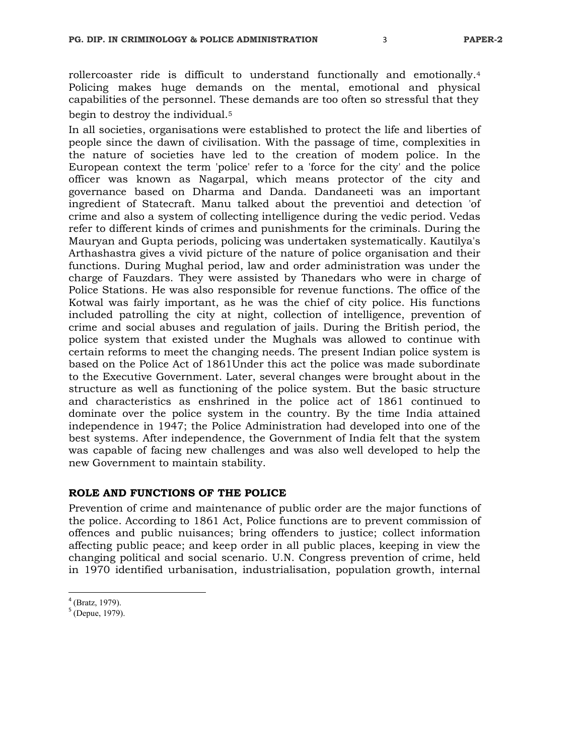rollercoaster ride is difficult to understand functionally and emotionally.[4] Policing makes huge demands on the mental, emotional and physical capabilities of the personnel. These demands are too often so stressful that they begin to destroy the individual.[5]

In all societies, organisations were established to protect the life and liberties of people since the dawn of civilisation. With the passage of time, complexities in the nature of societies have led to the creation of modem police. In the European context the term 'police' refer to a 'force for the city' and the police officer was known as Nagarpal, which means protector of the city and governance based on Dharma and Danda. Dandaneeti was an important ingredient of Statecraft. Manu talked about the preventioi and detection 'of crime and also a system of collecting intelligence during the vedic period. Vedas refer to different kinds of crimes and punishments for the criminals. During the Mauryan and Gupta periods, policing was undertaken systematically. Kautilya's Arthashastra gives a vivid picture of the nature of police organisation and their functions. During Mughal period, law and order administration was under the charge of Fauzdars. They were assisted by Thanedars who were in charge of Police Stations. He was also responsible for revenue functions. The office of the Kotwal was fairly important, as he was the chief of city police. His functions included patrolling the city at night, collection of intelligence, prevention of crime and social abuses and regulation of jails. During the British period, the police system that existed under the Mughals was allowed to continue with certain reforms to meet the changing needs. The present Indian police system is based on the Police Act of 1861Under this act the police was made subordinate to the Executive Government. Later, several changes were brought about in the structure as well as functioning of the police system. But the basic structure and characteristics as enshrined in the police act of 1861 continued to dominate over the police system in the country. By the time India attained independence in 1947; the Police Administration had developed into one of the best systems. After independence, the Government of India felt that the system was capable of facing new challenges and was also well developed to help the new Government to maintain stability.

## ROLE AND FUNCTIONS OF THE POLICE

Prevention of crime and maintenance of public order are the major functions of the police. According to 1861 Act, Police functions are to prevent commission of offences and public nuisances; bring offenders to justice; collect information affecting public peace; and keep order in all public places, keeping in view the changing political and social scenario. U.N. Congress prevention of crime, held in 1970 identified urbanisation, industrialisation, population growth, internal

---

[4] (Bratz, 1979).

[5] (Depue, 1979).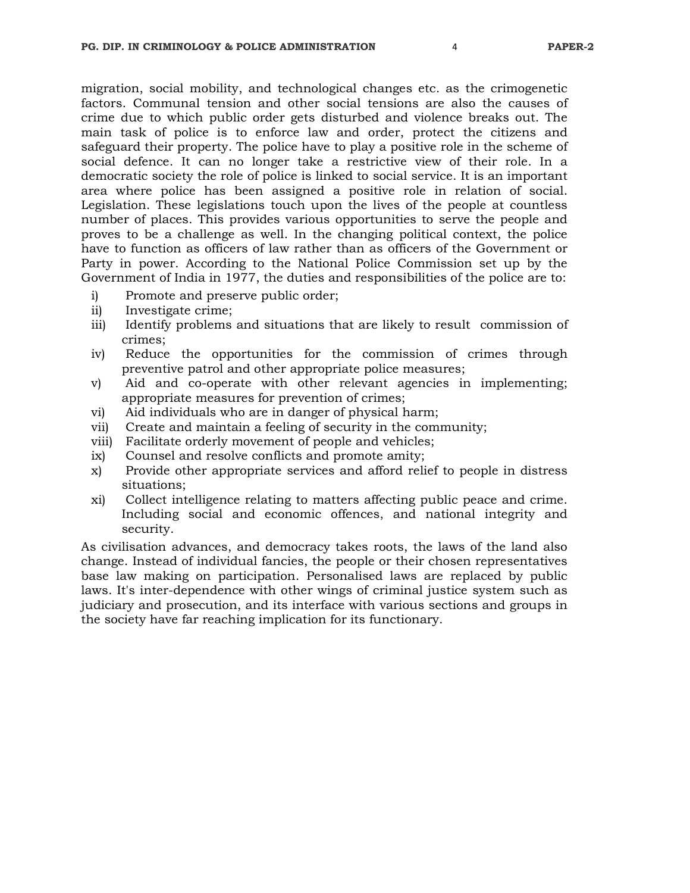migration, social mobility, and technological changes etc. as the crimogenetic factors. Communal tension and other social tensions are also the causes of crime due to which public order gets disturbed and violence breaks out. The main task of police is to enforce law and order, protect the citizens and safeguard their property. The police have to play a positive role in the scheme of social defence. It can no longer take a restrictive view of their role. In a democratic society the role of police is linked to social service. It is an important area where police has been assigned a positive role in relation of social. Legislation. These legislations touch upon the lives of the people at countless number of places. This provides various opportunities to serve the people and proves to be a challenge as well. In the changing political context, the police have to function as officers of law rather than as officers of the Government or Party in power. According to the National Police Commission set up by the Government of India in 1977, the duties and responsibilities of the police are to:

i) Promote and preserve public order;
ii) Investigate crime;
iii) Identify problems and situations that are likely to result commission of crimes;
iv) Reduce the opportunities for the commission of crimes through preventive patrol and other appropriate police measures;
v) Aid and co-operate with other relevant agencies in implementing; appropriate measures for prevention of crimes;
vi) Aid individuals who are in danger of physical harm;
vii) Create and maintain a feeling of security in the community;
viii) Facilitate orderly movement of people and vehicles;
ix) Counsel and resolve conflicts and promote amity;
x) Provide other appropriate services and afford relief to people in distress situations;
xi) Collect intelligence relating to matters affecting public peace and crime. Including social and economic offences, and national integrity and security.

As civilisation advances, and democracy takes roots, the laws of the land also change. Instead of individual fancies, the people or their chosen representatives base law making on participation. Personalised laws are replaced by public laws. It's inter-dependence with other wings of criminal justice system such as judiciary and prosecution, and its interface with various sections and groups in the society have far reaching implication for its functionary.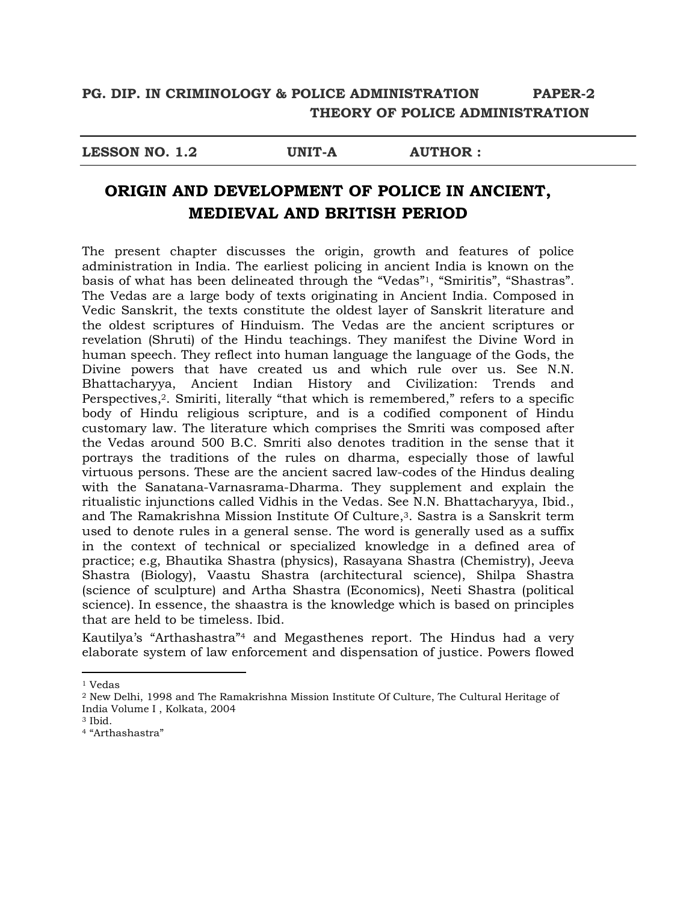**PG. DIP. IN CRIMINOLOGY & POLICE ADMINISTRATION PAPER-2**
**THEORY OF POLICE ADMINISTRATION**

---

**LESSON NO. 1.2 UNIT-A AUTHOR :**

---

# ORIGIN AND DEVELOPMENT OF POLICE IN ANCIENT, MEDIEVAL AND BRITISH PERIOD

The present chapter discusses the origin, growth and features of police administration in India. The earliest policing in ancient India is known on the basis of what has been delineated through the "Vedas"[1], "Smiritis", "Shastras". The Vedas are a large body of texts originating in Ancient India. Composed in Vedic Sanskrit, the texts constitute the oldest layer of Sanskrit literature and the oldest scriptures of Hinduism. The Vedas are the ancient scriptures or revelation (Shruti) of the Hindu teachings. They manifest the Divine Word in human speech. They reflect into human language the language of the Gods, the Divine powers that have created us and which rule over us. See N.N. Bhattacharyya, Ancient Indian History and Civilization: Trends and Perspectives,[2]. Smiriti, literally "that which is remembered," refers to a specific body of Hindu religious scripture, and is a codified component of Hindu customary law. The literature which comprises the Smriti was composed after the Vedas around 500 B.C. Smriti also denotes tradition in the sense that it portrays the traditions of the rules on dharma, especially those of lawful virtuous persons. These are the ancient sacred law-codes of the Hindus dealing with the Sanatana-Varnasrama-Dharma. They supplement and explain the ritualistic injunctions called Vidhis in the Vedas. See N.N. Bhattacharyya, Ibid., and The Ramakrishna Mission Institute Of Culture,[3]. Sastra is a Sanskrit term used to denote rules in a general sense. The word is generally used as a suffix in the context of technical or specialized knowledge in a defined area of practice; e.g, Bhautika Shastra (physics), Rasayana Shastra (Chemistry), Jeeva Shastra (Biology), Vaastu Shastra (architectural science), Shilpa Shastra (science of sculpture) and Artha Shastra (Economics), Neeti Shastra (political science). In essence, the shaastra is the knowledge which is based on principles that are held to be timeless. Ibid.

Kautilya's "Arthashastra"[4] and Megasthenes report. The Hindus had a very elaborate system of law enforcement and dispensation of justice. Powers flowed

---

[1] Vedas

[2] New Delhi, 1998 and The Ramakrishna Mission Institute Of Culture, The Cultural Heritage of India Volume I , Kolkata, 2004

[3] Ibid.

[4] "Arthashastra"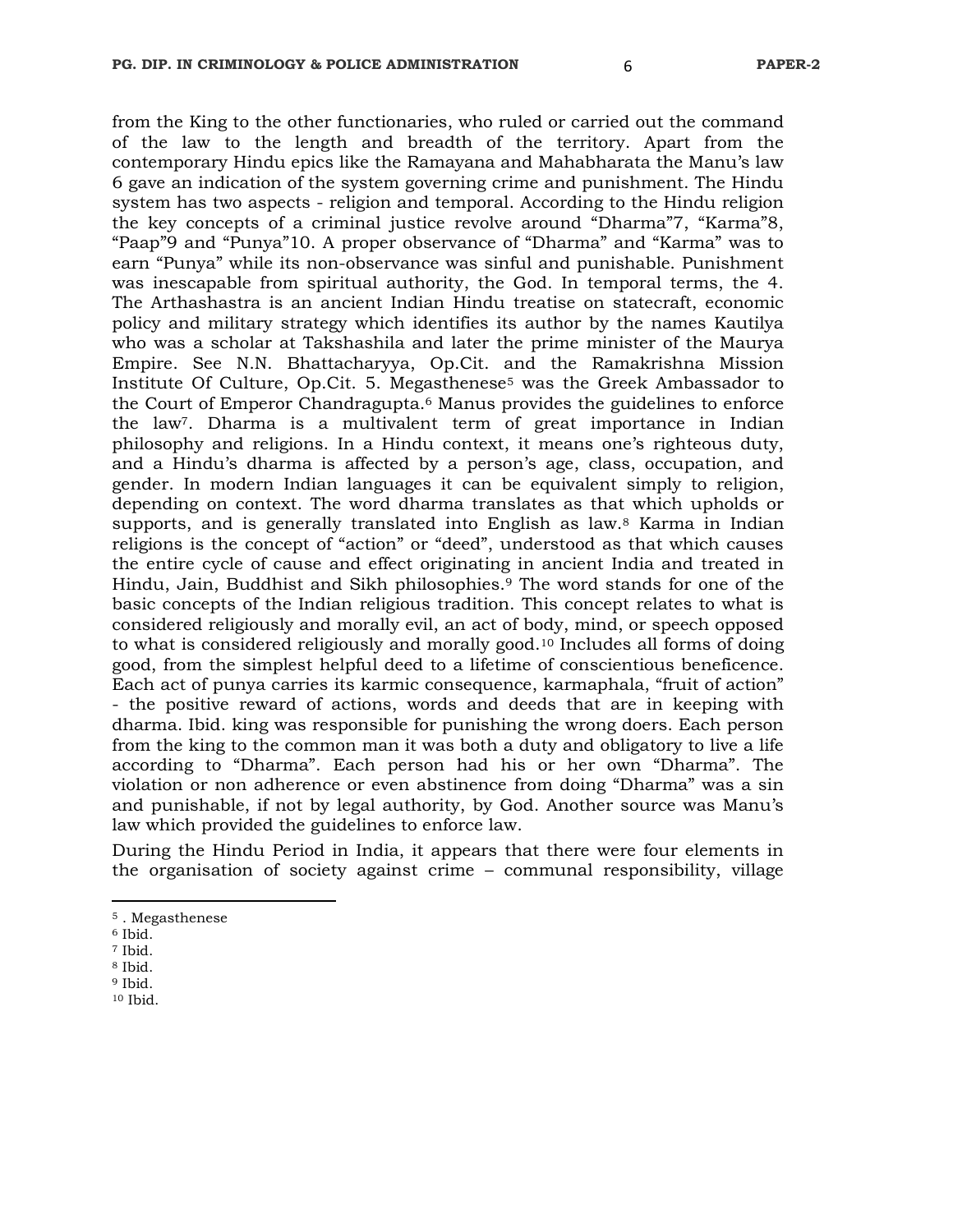from the King to the other functionaries, who ruled or carried out the command of the law to the length and breadth of the territory. Apart from the contemporary Hindu epics like the Ramayana and Mahabharata the Manu's law 6 gave an indication of the system governing crime and punishment. The Hindu system has two aspects - religion and temporal. According to the Hindu religion the key concepts of a criminal justice revolve around "Dharma"7, "Karma"8, "Paap"9 and "Punya"10. A proper observance of "Dharma" and "Karma" was to earn "Punya" while its non-observance was sinful and punishable. Punishment was inescapable from spiritual authority, the God. In temporal terms, the 4. The Arthashastra is an ancient Indian Hindu treatise on statecraft, economic policy and military strategy which identifies its author by the names Kautilya who was a scholar at Takshashila and later the prime minister of the Maurya Empire. See N.N. Bhattacharyya, Op.Cit. and the Ramakrishna Mission Institute Of Culture, Op.Cit. 5. Megasthenese[5] was the Greek Ambassador to the Court of Emperor Chandragupta.[6] Manus provides the guidelines to enforce the law[7]. Dharma is a multivalent term of great importance in Indian philosophy and religions. In a Hindu context, it means one's righteous duty, and a Hindu's dharma is affected by a person's age, class, occupation, and gender. In modern Indian languages it can be equivalent simply to religion, depending on context. The word dharma translates as that which upholds or supports, and is generally translated into English as law.[8] Karma in Indian religions is the concept of "action" or "deed", understood as that which causes the entire cycle of cause and effect originating in ancient India and treated in Hindu, Jain, Buddhist and Sikh philosophies.[9] The word stands for one of the basic concepts of the Indian religious tradition. This concept relates to what is considered religiously and morally evil, an act of body, mind, or speech opposed to what is considered religiously and morally good.[10] Includes all forms of doing good, from the simplest helpful deed to a lifetime of conscientious beneficence. Each act of punya carries its karmic consequence, karmaphala, "fruit of action" - the positive reward of actions, words and deeds that are in keeping with dharma. Ibid. king was responsible for punishing the wrong doers. Each person from the king to the common man it was both a duty and obligatory to live a life according to "Dharma". Each person had his or her own "Dharma". The violation or non adherence or even abstinence from doing "Dharma" was a sin and punishable, if not by legal authority, by God. Another source was Manu's law which provided the guidelines to enforce law.

During the Hindu Period in India, it appears that there were four elements in the organisation of society against crime – communal responsibility, village

---

[5] . Megasthenese

[6] Ibid.

[7] Ibid.

[8] Ibid.

[9] Ibid.

[10] Ibid.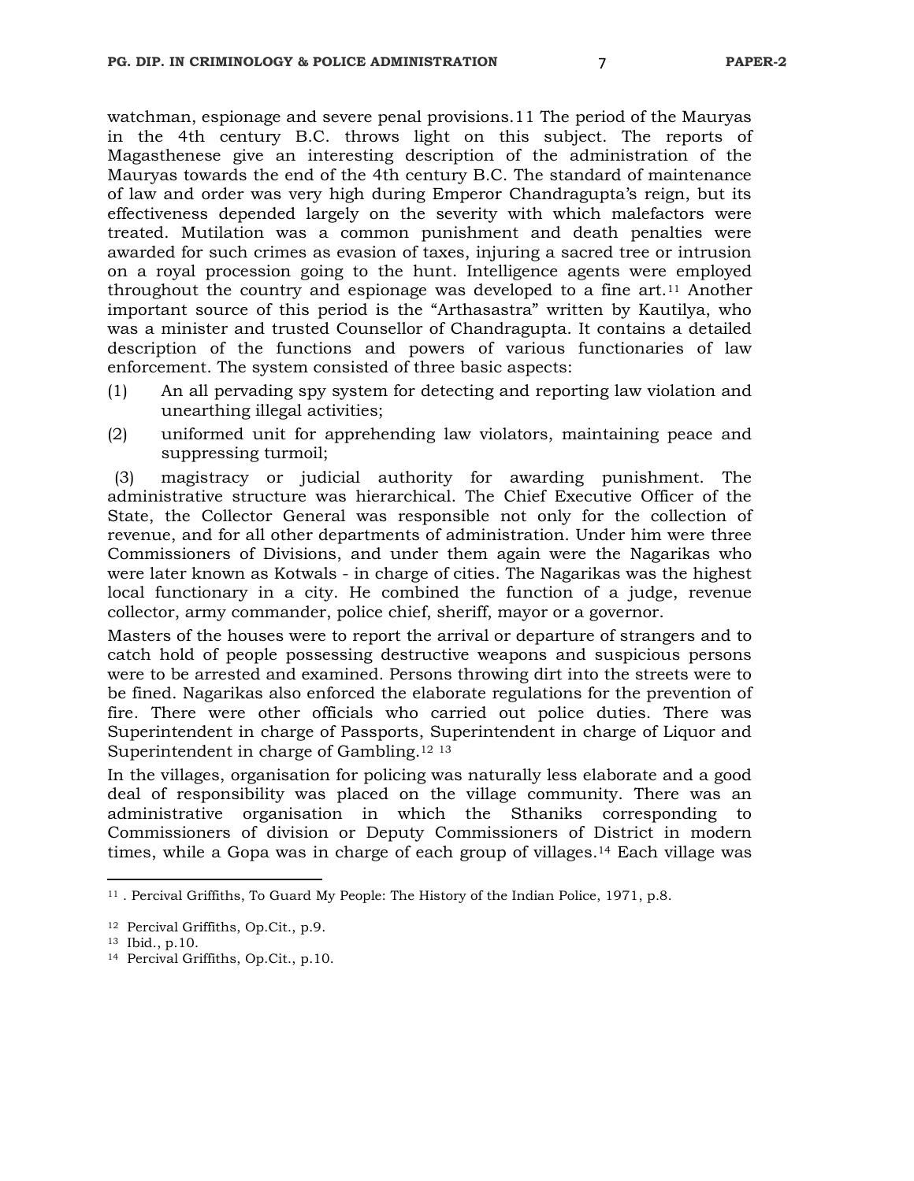watchman, espionage and severe penal provisions.11 The period of the Mauryas in the 4th century B.C. throws light on this subject. The reports of Magasthenese give an interesting description of the administration of the Mauryas towards the end of the 4th century B.C. The standard of maintenance of law and order was very high during Emperor Chandragupta's reign, but its effectiveness depended largely on the severity with which malefactors were treated. Mutilation was a common punishment and death penalties were awarded for such crimes as evasion of taxes, injuring a sacred tree or intrusion on a royal procession going to the hunt. Intelligence agents were employed throughout the country and espionage was developed to a fine art.[11] Another important source of this period is the "Arthasastra" written by Kautilya, who was a minister and trusted Counsellor of Chandragupta. It contains a detailed description of the functions and powers of various functionaries of law enforcement. The system consisted of three basic aspects:

(1) An all pervading spy system for detecting and reporting law violation and unearthing illegal activities;

(2) uniformed unit for apprehending law violators, maintaining peace and suppressing turmoil;

(3) magistracy or judicial authority for awarding punishment. The administrative structure was hierarchical. The Chief Executive Officer of the State, the Collector General was responsible not only for the collection of revenue, and for all other departments of administration. Under him were three Commissioners of Divisions, and under them again were the Nagarikas who were later known as Kotwals - in charge of cities. The Nagarikas was the highest local functionary in a city. He combined the function of a judge, revenue collector, army commander, police chief, sheriff, mayor or a governor.

Masters of the houses were to report the arrival or departure of strangers and to catch hold of people possessing destructive weapons and suspicious persons were to be arrested and examined. Persons throwing dirt into the streets were to be fined. Nagarikas also enforced the elaborate regulations for the prevention of fire. There were other officials who carried out police duties. There was Superintendent in charge of Passports, Superintendent in charge of Liquor and Superintendent in charge of Gambling.[12] [13]

In the villages, organisation for policing was naturally less elaborate and a good deal of responsibility was placed on the village community. There was an administrative organisation in which the Sthaniks corresponding to Commissioners of division or Deputy Commissioners of District in modern times, while a Gopa was in charge of each group of villages.[14] Each village was

---

[11] . Percival Griffiths, To Guard My People: The History of the Indian Police, 1971, p.8.

[12] Percival Griffiths, Op.Cit., p.9.

[13] Ibid., p.10.

[14] Percival Griffiths, Op.Cit., p.10.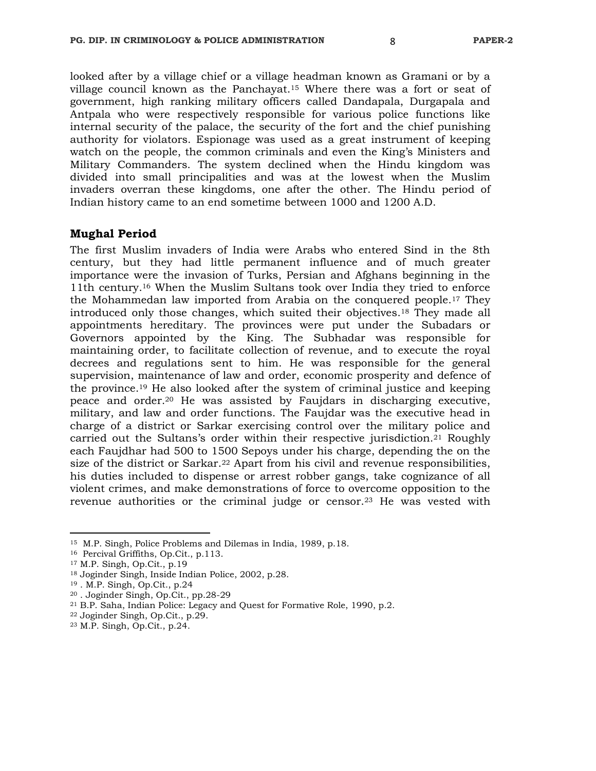looked after by a village chief or a village headman known as Gramani or by a village council known as the Panchayat.[15] Where there was a fort or seat of government, high ranking military officers called Dandapala, Durgapala and Antpala who were respectively responsible for various police functions like internal security of the palace, the security of the fort and the chief punishing authority for violators. Espionage was used as a great instrument of keeping watch on the people, the common criminals and even the King's Ministers and Military Commanders. The system declined when the Hindu kingdom was divided into small principalities and was at the lowest when the Muslim invaders overran these kingdoms, one after the other. The Hindu period of Indian history came to an end sometime between 1000 and 1200 A.D.

## Mughal Period

The first Muslim invaders of India were Arabs who entered Sind in the 8th century, but they had little permanent influence and of much greater importance were the invasion of Turks, Persian and Afghans beginning in the 11th century.[16] When the Muslim Sultans took over India they tried to enforce the Mohammedan law imported from Arabia on the conquered people.[17] They introduced only those changes, which suited their objectives.[18] They made all appointments hereditary. The provinces were put under the Subadars or Governors appointed by the King. The Subhadar was responsible for maintaining order, to facilitate collection of revenue, and to execute the royal decrees and regulations sent to him. He was responsible for the general supervision, maintenance of law and order, economic prosperity and defence of the province.[19] He also looked after the system of criminal justice and keeping peace and order.[20] He was assisted by Faujdars in discharging executive, military, and law and order functions. The Faujdar was the executive head in charge of a district or Sarkar exercising control over the military police and carried out the Sultans's order within their respective jurisdiction.[21] Roughly each Faujdhar had 500 to 1500 Sepoys under his charge, depending the on the size of the district or Sarkar.[22] Apart from his civil and revenue responsibilities, his duties included to dispense or arrest robber gangs, take cognizance of all violent crimes, and make demonstrations of force to overcome opposition to the revenue authorities or the criminal judge or censor.[23] He was vested with

---

[15] M.P. Singh, Police Problems and Dilemas in India, 1989, p.18.
[16] Percival Griffiths, Op.Cit., p.113.
[17] M.P. Singh, Op.Cit., p.19
[18] Joginder Singh, Inside Indian Police, 2002, p.28.
[19] . M.P. Singh, Op.Cit., p.24
[20] . Joginder Singh, Op.Cit., pp.28-29
[21] B.P. Saha, Indian Police: Legacy and Quest for Formative Role, 1990, p.2.
[22] Joginder Singh, Op.Cit., p.29.
[23] M.P. Singh, Op.Cit., p.24.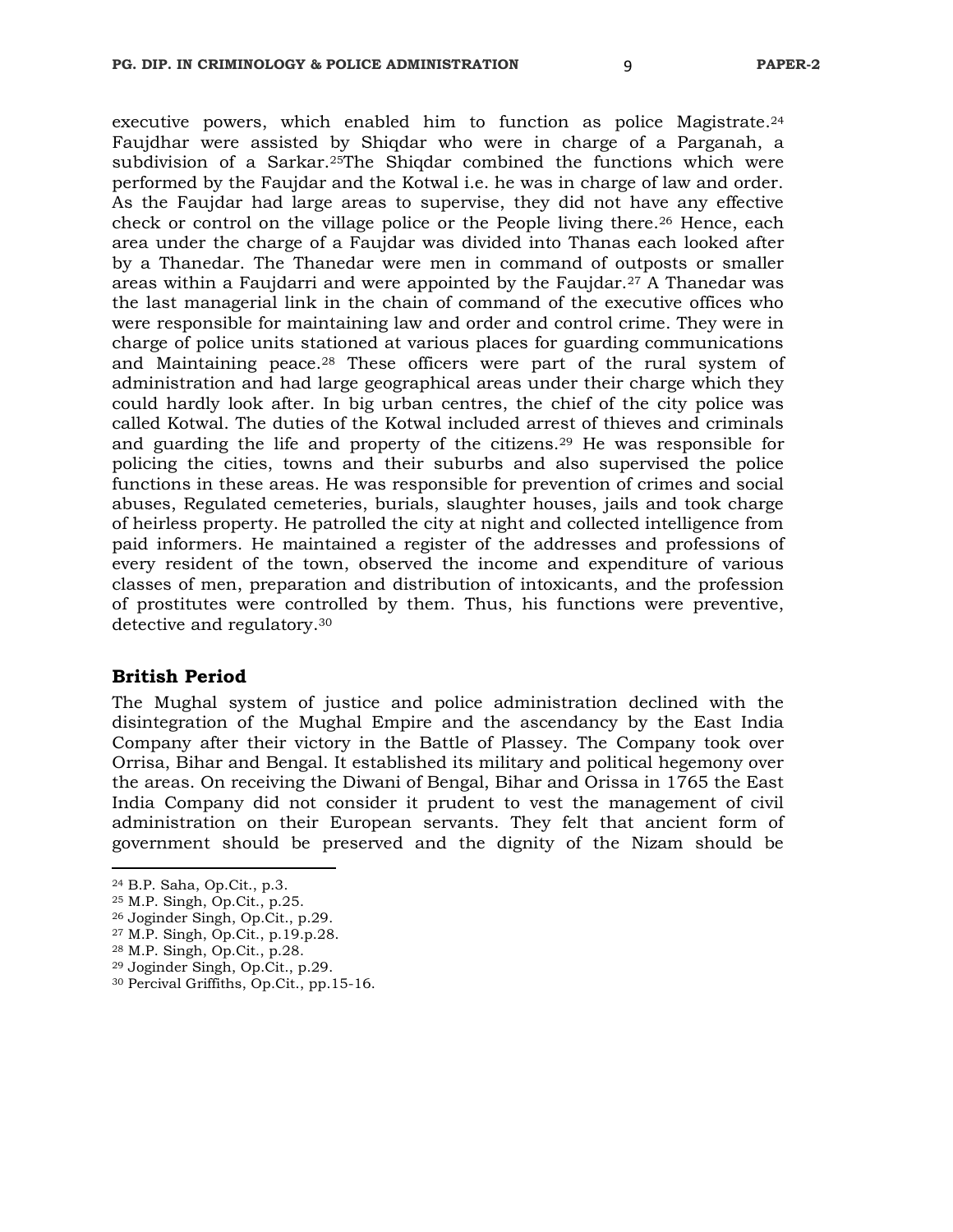executive powers, which enabled him to function as police Magistrate.[24] Faujdhar were assisted by Shiqdar who were in charge of a Parganah, a subdivision of a Sarkar.[25]The Shiqdar combined the functions which were performed by the Faujdar and the Kotwal i.e. he was in charge of law and order. As the Faujdar had large areas to supervise, they did not have any effective check or control on the village police or the People living there.[26] Hence, each area under the charge of a Faujdar was divided into Thanas each looked after by a Thanedar. The Thanedar were men in command of outposts or smaller areas within a Faujdarri and were appointed by the Faujdar.[27] A Thanedar was the last managerial link in the chain of command of the executive offices who were responsible for maintaining law and order and control crime. They were in charge of police units stationed at various places for guarding communications and Maintaining peace.[28] These officers were part of the rural system of administration and had large geographical areas under their charge which they could hardly look after. In big urban centres, the chief of the city police was called Kotwal. The duties of the Kotwal included arrest of thieves and criminals and guarding the life and property of the citizens.[29] He was responsible for policing the cities, towns and their suburbs and also supervised the police functions in these areas. He was responsible for prevention of crimes and social abuses, Regulated cemeteries, burials, slaughter houses, jails and took charge of heirless property. He patrolled the city at night and collected intelligence from paid informers. He maintained a register of the addresses and professions of every resident of the town, observed the income and expenditure of various classes of men, preparation and distribution of intoxicants, and the profession of prostitutes were controlled by them. Thus, his functions were preventive, detective and regulatory.[30]

## British Period

The Mughal system of justice and police administration declined with the disintegration of the Mughal Empire and the ascendancy by the East India Company after their victory in the Battle of Plassey. The Company took over Orrisa, Bihar and Bengal. It established its military and political hegemony over the areas. On receiving the Diwani of Bengal, Bihar and Orissa in 1765 the East India Company did not consider it prudent to vest the management of civil administration on their European servants. They felt that ancient form of government should be preserved and the dignity of the Nizam should be

---

[24] B.P. Saha, Op.Cit., p.3.

[25] M.P. Singh, Op.Cit., p.25.

[26] Joginder Singh, Op.Cit., p.29.

[27] M.P. Singh, Op.Cit., p.19.p.28.

[28] M.P. Singh, Op.Cit., p.28.

[29] Joginder Singh, Op.Cit., p.29.

[30] Percival Griffiths, Op.Cit., pp.15-16.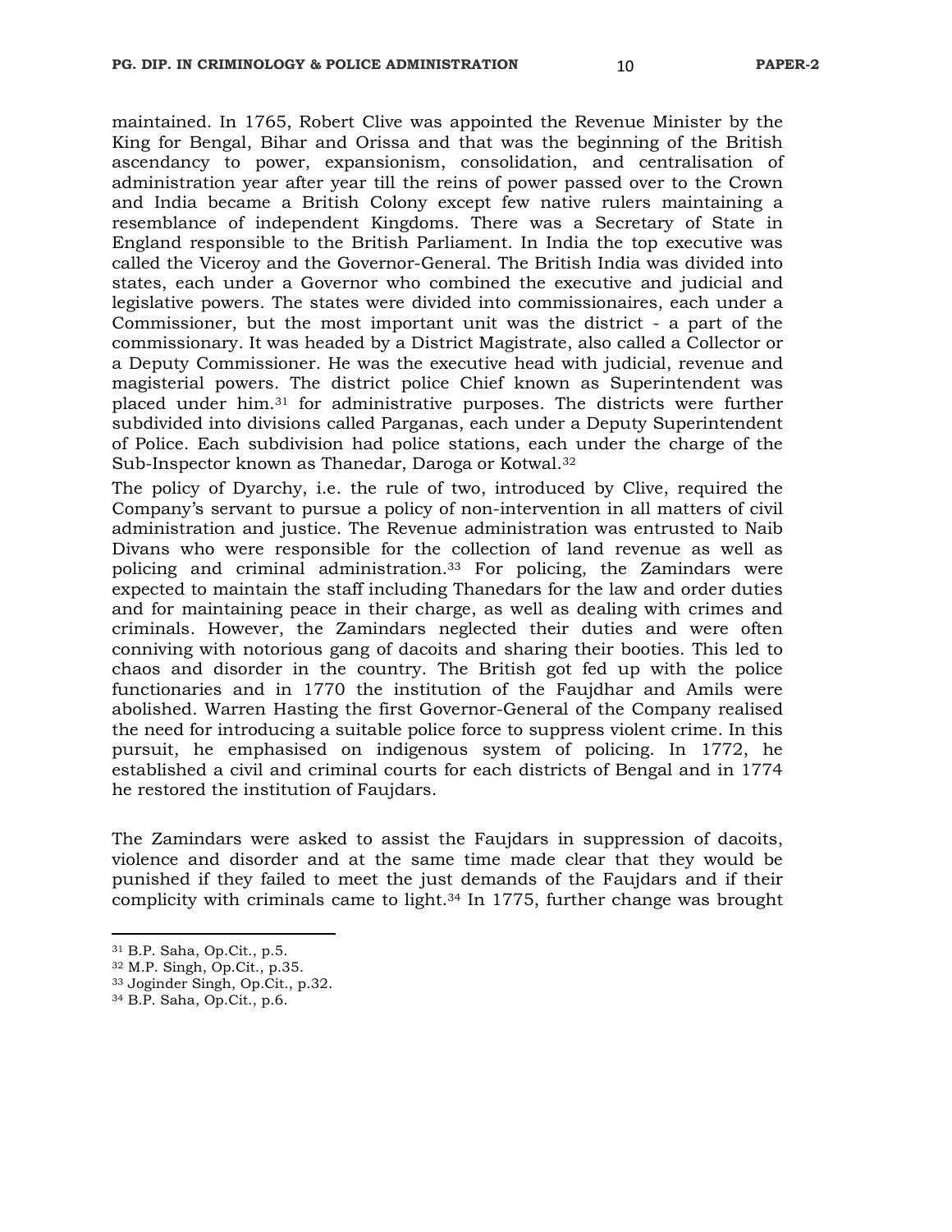maintained. In 1765, Robert Clive was appointed the Revenue Minister by the King for Bengal, Bihar and Orissa and that was the beginning of the British ascendancy to power, expansionism, consolidation, and centralisation of administration year after year till the reins of power passed over to the Crown and India became a British Colony except few native rulers maintaining a resemblance of independent Kingdoms. There was a Secretary of State in England responsible to the British Parliament. In India the top executive was called the Viceroy and the Governor-General. The British India was divided into states, each under a Governor who combined the executive and judicial and legislative powers. The states were divided into commissionaires, each under a Commissioner, but the most important unit was the district - a part of the commissionary. It was headed by a District Magistrate, also called a Collector or a Deputy Commissioner. He was the executive head with judicial, revenue and magisterial powers. The district police Chief known as Superintendent was placed under him.[31] for administrative purposes. The districts were further subdivided into divisions called Parganas, each under a Deputy Superintendent of Police. Each subdivision had police stations, each under the charge of the Sub-Inspector known as Thanedar, Daroga or Kotwal.[32]

The policy of Dyarchy, i.e. the rule of two, introduced by Clive, required the Company's servant to pursue a policy of non-intervention in all matters of civil administration and justice. The Revenue administration was entrusted to Naib Divans who were responsible for the collection of land revenue as well as policing and criminal administration.[33] For policing, the Zamindars were expected to maintain the staff including Thanedars for the law and order duties and for maintaining peace in their charge, as well as dealing with crimes and criminals. However, the Zamindars neglected their duties and were often conniving with notorious gang of dacoits and sharing their booties. This led to chaos and disorder in the country. The British got fed up with the police functionaries and in 1770 the institution of the Faujdhar and Amils were abolished. Warren Hasting the first Governor-General of the Company realised the need for introducing a suitable police force to suppress violent crime. In this pursuit, he emphasised on indigenous system of policing. In 1772, he established a civil and criminal courts for each districts of Bengal and in 1774 he restored the institution of Faujdars.

The Zamindars were asked to assist the Faujdars in suppression of dacoits, violence and disorder and at the same time made clear that they would be punished if they failed to meet the just demands of the Faujdars and if their complicity with criminals came to light.[34] In 1775, further change was brought

---

[31] B.P. Saha, Op.Cit., p.5.

[32] M.P. Singh, Op.Cit., p.35.

[33] Joginder Singh, Op.Cit., p.32.

[34] B.P. Saha, Op.Cit., p.6.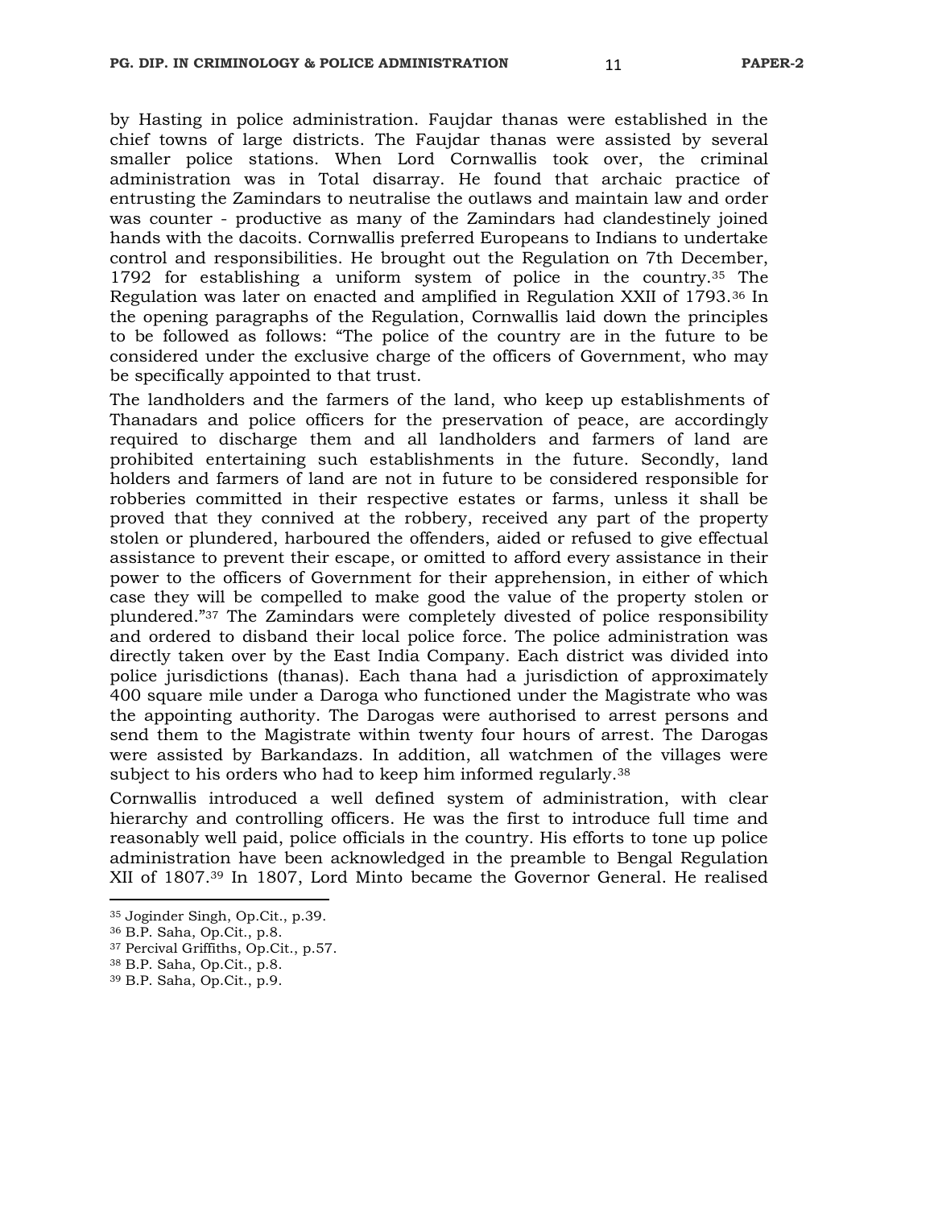by Hasting in police administration. Faujdar thanas were established in the chief towns of large districts. The Faujdar thanas were assisted by several smaller police stations. When Lord Cornwallis took over, the criminal administration was in Total disarray. He found that archaic practice of entrusting the Zamindars to neutralise the outlaws and maintain law and order was counter - productive as many of the Zamindars had clandestinely joined hands with the dacoits. Cornwallis preferred Europeans to Indians to undertake control and responsibilities. He brought out the Regulation on 7th December, 1792 for establishing a uniform system of police in the country.[35] The Regulation was later on enacted and amplified in Regulation XXII of 1793.[36] In the opening paragraphs of the Regulation, Cornwallis laid down the principles to be followed as follows: "The police of the country are in the future to be considered under the exclusive charge of the officers of Government, who may be specifically appointed to that trust.

The landholders and the farmers of the land, who keep up establishments of Thanadars and police officers for the preservation of peace, are accordingly required to discharge them and all landholders and farmers of land are prohibited entertaining such establishments in the future. Secondly, land holders and farmers of land are not in future to be considered responsible for robberies committed in their respective estates or farms, unless it shall be proved that they connived at the robbery, received any part of the property stolen or plundered, harboured the offenders, aided or refused to give effectual assistance to prevent their escape, or omitted to afford every assistance in their power to the officers of Government for their apprehension, in either of which case they will be compelled to make good the value of the property stolen or plundered."[37] The Zamindars were completely divested of police responsibility and ordered to disband their local police force. The police administration was directly taken over by the East India Company. Each district was divided into police jurisdictions (thanas). Each thana had a jurisdiction of approximately 400 square mile under a Daroga who functioned under the Magistrate who was the appointing authority. The Darogas were authorised to arrest persons and send them to the Magistrate within twenty four hours of arrest. The Darogas were assisted by Barkandazs. In addition, all watchmen of the villages were subject to his orders who had to keep him informed regularly.[38]

Cornwallis introduced a well defined system of administration, with clear hierarchy and controlling officers. He was the first to introduce full time and reasonably well paid, police officials in the country. His efforts to tone up police administration have been acknowledged in the preamble to Bengal Regulation XII of 1807.[39] In 1807, Lord Minto became the Governor General. He realised

---

[35] Joginder Singh, Op.Cit., p.39.

[36] B.P. Saha, Op.Cit., p.8.

[37] Percival Griffiths, Op.Cit., p.57.

[38] B.P. Saha, Op.Cit., p.8.

[39] B.P. Saha, Op.Cit., p.9.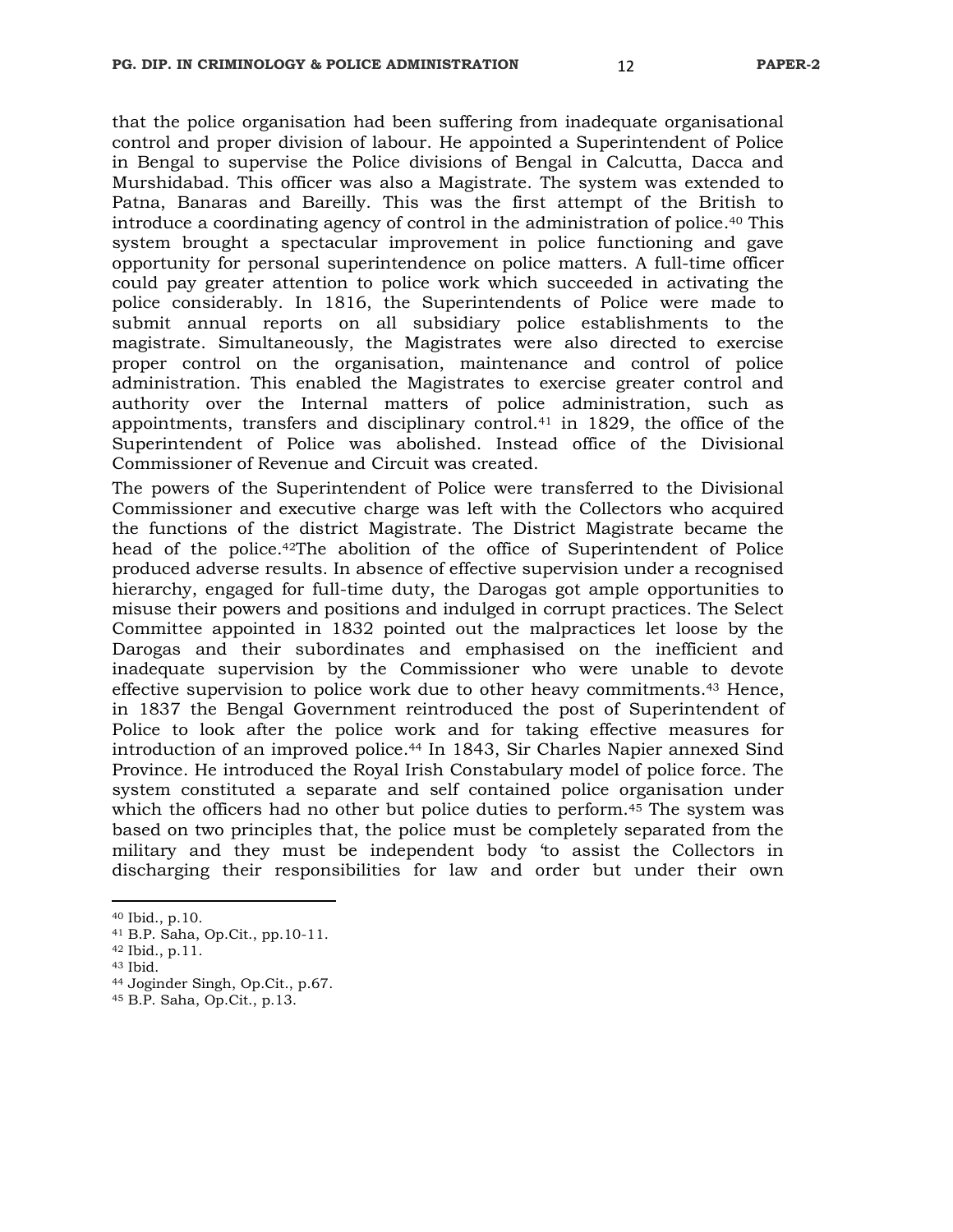that the police organisation had been suffering from inadequate organisational control and proper division of labour. He appointed a Superintendent of Police in Bengal to supervise the Police divisions of Bengal in Calcutta, Dacca and Murshidabad. This officer was also a Magistrate. The system was extended to Patna, Banaras and Bareilly. This was the first attempt of the British to introduce a coordinating agency of control in the administration of police.[40] This system brought a spectacular improvement in police functioning and gave opportunity for personal superintendence on police matters. A full-time officer could pay greater attention to police work which succeeded in activating the police considerably. In 1816, the Superintendents of Police were made to submit annual reports on all subsidiary police establishments to the magistrate. Simultaneously, the Magistrates were also directed to exercise proper control on the organisation, maintenance and control of police administration. This enabled the Magistrates to exercise greater control and authority over the Internal matters of police administration, such as appointments, transfers and disciplinary control.[41] in 1829, the office of the Superintendent of Police was abolished. Instead office of the Divisional Commissioner of Revenue and Circuit was created.

The powers of the Superintendent of Police were transferred to the Divisional Commissioner and executive charge was left with the Collectors who acquired the functions of the district Magistrate. The District Magistrate became the head of the police.[42]The abolition of the office of Superintendent of Police produced adverse results. In absence of effective supervision under a recognised hierarchy, engaged for full-time duty, the Darogas got ample opportunities to misuse their powers and positions and indulged in corrupt practices. The Select Committee appointed in 1832 pointed out the malpractices let loose by the Darogas and their subordinates and emphasised on the inefficient and inadequate supervision by the Commissioner who were unable to devote effective supervision to police work due to other heavy commitments.[43] Hence, in 1837 the Bengal Government reintroduced the post of Superintendent of Police to look after the police work and for taking effective measures for introduction of an improved police.[44] In 1843, Sir Charles Napier annexed Sind Province. He introduced the Royal Irish Constabulary model of police force. The system constituted a separate and self contained police organisation under which the officers had no other but police duties to perform.[45] The system was based on two principles that, the police must be completely separated from the military and they must be independent body 'to assist the Collectors in discharging their responsibilities for law and order but under their own

---

[40] Ibid., p.10.
[41] B.P. Saha, Op.Cit., pp.10-11.
[42] Ibid., p.11.
[43] Ibid.
[44] Joginder Singh, Op.Cit., p.67.
[45] B.P. Saha, Op.Cit., p.13.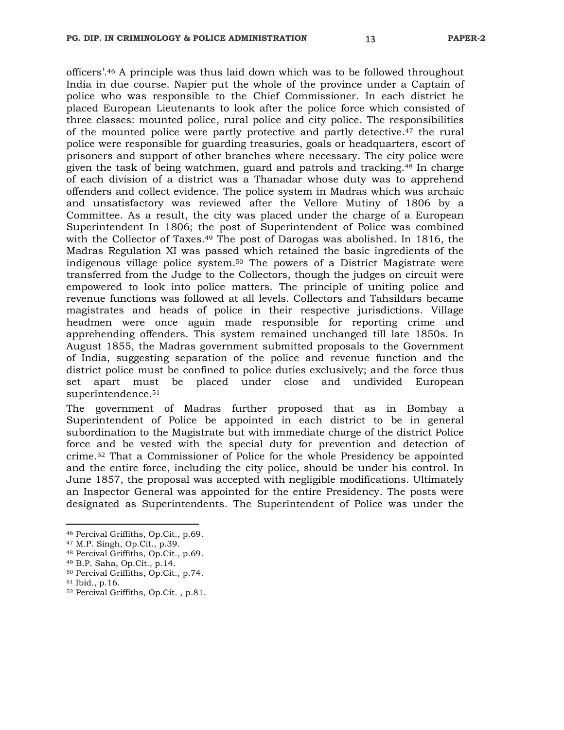officers'.[46] A principle was thus laid down which was to be followed throughout India in due course. Napier put the whole of the province under a Captain of police who was responsible to the Chief Commissioner. In each district he placed European Lieutenants to look after the police force which consisted of three classes: mounted police, rural police and city police. The responsibilities of the mounted police were partly protective and partly detective.[47] the rural police were responsible for guarding treasuries, goals or headquarters, escort of prisoners and support of other branches where necessary. The city police were given the task of being watchmen, guard and patrols and tracking.[48] In charge of each division of a district was a Thanadar whose duty was to apprehend offenders and collect evidence. The police system in Madras which was archaic and unsatisfactory was reviewed after the Vellore Mutiny of 1806 by a Committee. As a result, the city was placed under the charge of a European Superintendent In 1806; the post of Superintendent of Police was combined with the Collector of Taxes.[49] The post of Darogas was abolished. In 1816, the Madras Regulation XI was passed which retained the basic ingredients of the indigenous village police system.[50] The powers of a District Magistrate were transferred from the Judge to the Collectors, though the judges on circuit were empowered to look into police matters. The principle of uniting police and revenue functions was followed at all levels. Collectors and Tahsildars became magistrates and heads of police in their respective jurisdictions. Village headmen were once again made responsible for reporting crime and apprehending offenders. This system remained unchanged till late 1850s. In August 1855, the Madras government submitted proposals to the Government of India, suggesting separation of the police and revenue function and the district police must be confined to police duties exclusively; and the force thus set apart must be placed under close and undivided European superintendence.[51]

The government of Madras further proposed that as in Bombay a Superintendent of Police be appointed in each district to be in general subordination to the Magistrate but with immediate charge of the district Police force and be vested with the special duty for prevention and detection of crime.[52] That a Commissioner of Police for the whole Presidency be appointed and the entire force, including the city police, should be under his control. In June 1857, the proposal was accepted with negligible modifications. Ultimately an Inspector General was appointed for the entire Presidency. The posts were designated as Superintendents. The Superintendent of Police was under the

---

[46] Percival Griffiths, Op.Cit., p.69.

[47] M.P. Singh, Op.Cit., p.39.

[48] Percival Griffiths, Op.Cit., p.69.

[49] B.P. Saha, Op.Cit., p.14.

[50] Percival Griffiths, Op.Cit., p.74.

[51] Ibid., p.16.

[52] Percival Griffiths, Op.Cit. , p.81.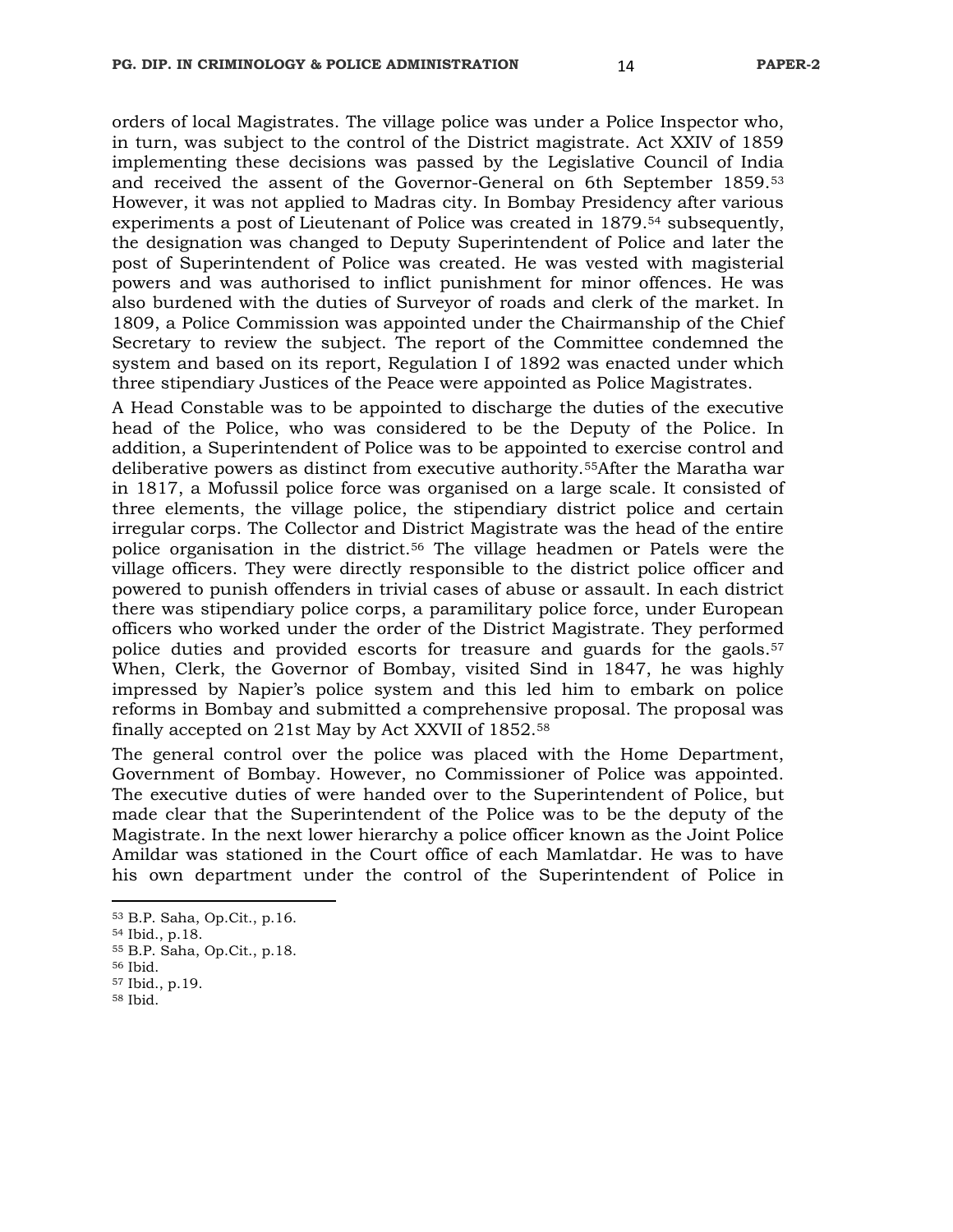orders of local Magistrates. The village police was under a Police Inspector who, in turn, was subject to the control of the District magistrate. Act XXIV of 1859 implementing these decisions was passed by the Legislative Council of India and received the assent of the Governor-General on 6th September 1859.[53] However, it was not applied to Madras city. In Bombay Presidency after various experiments a post of Lieutenant of Police was created in 1879.[54] subsequently, the designation was changed to Deputy Superintendent of Police and later the post of Superintendent of Police was created. He was vested with magisterial powers and was authorised to inflict punishment for minor offences. He was also burdened with the duties of Surveyor of roads and clerk of the market. In 1809, a Police Commission was appointed under the Chairmanship of the Chief Secretary to review the subject. The report of the Committee condemned the system and based on its report, Regulation I of 1892 was enacted under which three stipendiary Justices of the Peace were appointed as Police Magistrates.

A Head Constable was to be appointed to discharge the duties of the executive head of the Police, who was considered to be the Deputy of the Police. In addition, a Superintendent of Police was to be appointed to exercise control and deliberative powers as distinct from executive authority.[55]After the Maratha war in 1817, a Mofussil police force was organised on a large scale. It consisted of three elements, the village police, the stipendiary district police and certain irregular corps. The Collector and District Magistrate was the head of the entire police organisation in the district.[56] The village headmen or Patels were the village officers. They were directly responsible to the district police officer and powered to punish offenders in trivial cases of abuse or assault. In each district there was stipendiary police corps, a paramilitary police force, under European officers who worked under the order of the District Magistrate. They performed police duties and provided escorts for treasure and guards for the gaols.[57] When, Clerk, the Governor of Bombay, visited Sind in 1847, he was highly impressed by Napier's police system and this led him to embark on police reforms in Bombay and submitted a comprehensive proposal. The proposal was finally accepted on 21st May by Act XXVII of 1852.[58]

The general control over the police was placed with the Home Department, Government of Bombay. However, no Commissioner of Police was appointed. The executive duties of were handed over to the Superintendent of Police, but made clear that the Superintendent of the Police was to be the deputy of the Magistrate. In the next lower hierarchy a police officer known as the Joint Police Amildar was stationed in the Court office of each Mamlatdar. He was to have his own department under the control of the Superintendent of Police in

---

[53] B.P. Saha, Op.Cit., p.16.

[54] Ibid., p.18.

[55] B.P. Saha, Op.Cit., p.18.

[56] Ibid.

[57] Ibid., p.19.

[58] Ibid.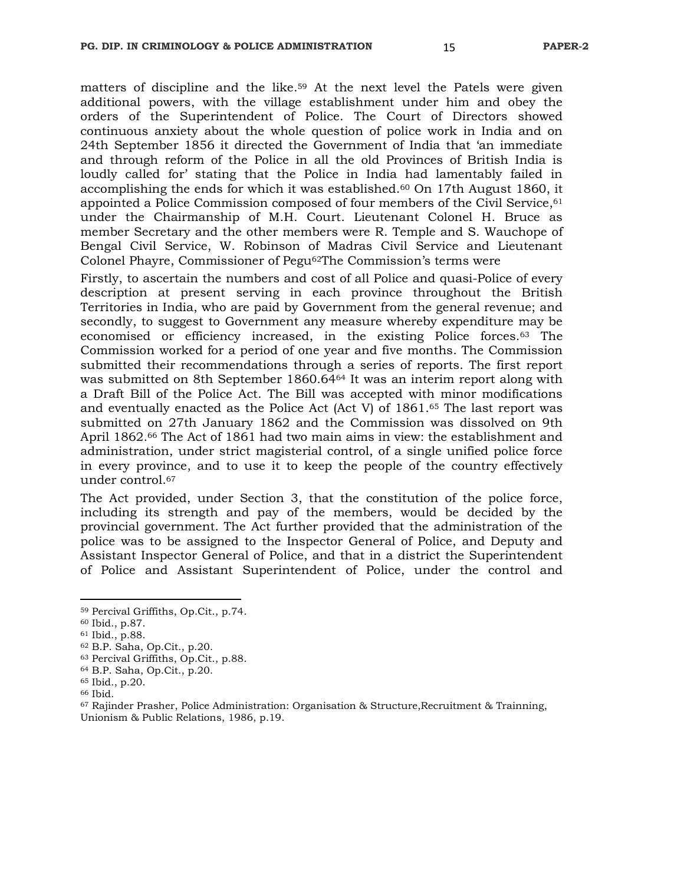matters of discipline and the like.[59] At the next level the Patels were given additional powers, with the village establishment under him and obey the orders of the Superintendent of Police. The Court of Directors showed continuous anxiety about the whole question of police work in India and on 24th September 1856 it directed the Government of India that 'an immediate and through reform of the Police in all the old Provinces of British India is loudly called for' stating that the Police in India had lamentably failed in accomplishing the ends for which it was established.[60] On 17th August 1860, it appointed a Police Commission composed of four members of the Civil Service,[61] under the Chairmanship of M.H. Court. Lieutenant Colonel H. Bruce as member Secretary and the other members were R. Temple and S. Wauchope of Bengal Civil Service, W. Robinson of Madras Civil Service and Lieutenant Colonel Phayre, Commissioner of Pegu[62]The Commission's terms were

Firstly, to ascertain the numbers and cost of all Police and quasi-Police of every description at present serving in each province throughout the British Territories in India, who are paid by Government from the general revenue; and secondly, to suggest to Government any measure whereby expenditure may be economised or efficiency increased, in the existing Police forces.[63] The Commission worked for a period of one year and five months. The Commission submitted their recommendations through a series of reports. The first report was submitted on 8th September 1860.64[64] It was an interim report along with a Draft Bill of the Police Act. The Bill was accepted with minor modifications and eventually enacted as the Police Act (Act V) of 1861.[65] The last report was submitted on 27th January 1862 and the Commission was dissolved on 9th April 1862.[66] The Act of 1861 had two main aims in view: the establishment and administration, under strict magisterial control, of a single unified police force in every province, and to use it to keep the people of the country effectively under control.[67]

The Act provided, under Section 3, that the constitution of the police force, including its strength and pay of the members, would be decided by the provincial government. The Act further provided that the administration of the police was to be assigned to the Inspector General of Police, and Deputy and Assistant Inspector General of Police, and that in a district the Superintendent of Police and Assistant Superintendent of Police, under the control and

---

[59] Percival Griffiths, Op.Cit., p.74.
[60] Ibid., p.87.
[61] Ibid., p.88.
[62] B.P. Saha, Op.Cit., p.20.
[63] Percival Griffiths, Op.Cit., p.88.
[64] B.P. Saha, Op.Cit., p.20.
[65] Ibid., p.20.
[66] Ibid.
[67] Rajinder Prasher, Police Administration: Organisation & Structure,Recruitment & Trainning, Unionism & Public Relations, 1986, p.19.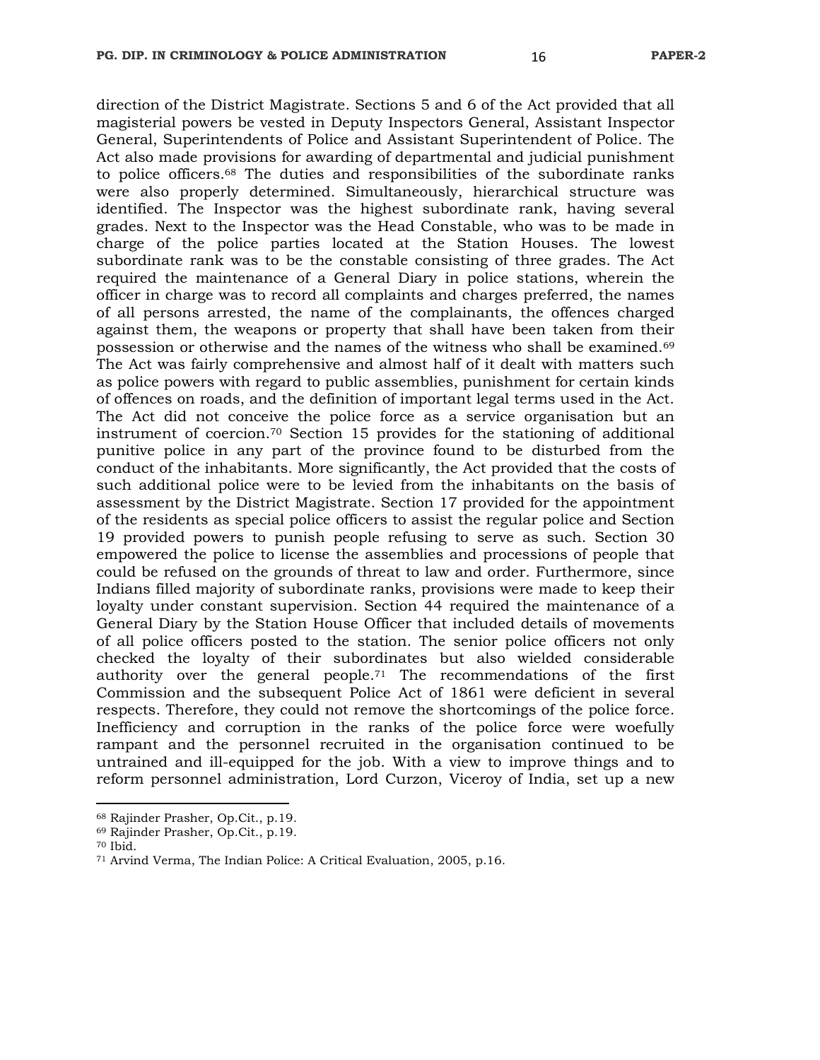direction of the District Magistrate. Sections 5 and 6 of the Act provided that all magisterial powers be vested in Deputy Inspectors General, Assistant Inspector General, Superintendents of Police and Assistant Superintendent of Police. The Act also made provisions for awarding of departmental and judicial punishment to police officers.[68] The duties and responsibilities of the subordinate ranks were also properly determined. Simultaneously, hierarchical structure was identified. The Inspector was the highest subordinate rank, having several grades. Next to the Inspector was the Head Constable, who was to be made in charge of the police parties located at the Station Houses. The lowest subordinate rank was to be the constable consisting of three grades. The Act required the maintenance of a General Diary in police stations, wherein the officer in charge was to record all complaints and charges preferred, the names of all persons arrested, the name of the complainants, the offences charged against them, the weapons or property that shall have been taken from their possession or otherwise and the names of the witness who shall be examined.[69] The Act was fairly comprehensive and almost half of it dealt with matters such as police powers with regard to public assemblies, punishment for certain kinds of offences on roads, and the definition of important legal terms used in the Act. The Act did not conceive the police force as a service organisation but an instrument of coercion.[70] Section 15 provides for the stationing of additional punitive police in any part of the province found to be disturbed from the conduct of the inhabitants. More significantly, the Act provided that the costs of such additional police were to be levied from the inhabitants on the basis of assessment by the District Magistrate. Section 17 provided for the appointment of the residents as special police officers to assist the regular police and Section 19 provided powers to punish people refusing to serve as such. Section 30 empowered the police to license the assemblies and processions of people that could be refused on the grounds of threat to law and order. Furthermore, since Indians filled majority of subordinate ranks, provisions were made to keep their loyalty under constant supervision. Section 44 required the maintenance of a General Diary by the Station House Officer that included details of movements of all police officers posted to the station. The senior police officers not only checked the loyalty of their subordinates but also wielded considerable authority over the general people.[71] The recommendations of the first Commission and the subsequent Police Act of 1861 were deficient in several respects. Therefore, they could not remove the shortcomings of the police force. Inefficiency and corruption in the ranks of the police force were woefully rampant and the personnel recruited in the organisation continued to be untrained and ill-equipped for the job. With a view to improve things and to reform personnel administration, Lord Curzon, Viceroy of India, set up a new

---

[68] Rajinder Prasher, Op.Cit., p.19.

[69] Rajinder Prasher, Op.Cit., p.19.

[70] Ibid.

[71] Arvind Verma, The Indian Police: A Critical Evaluation, 2005, p.16.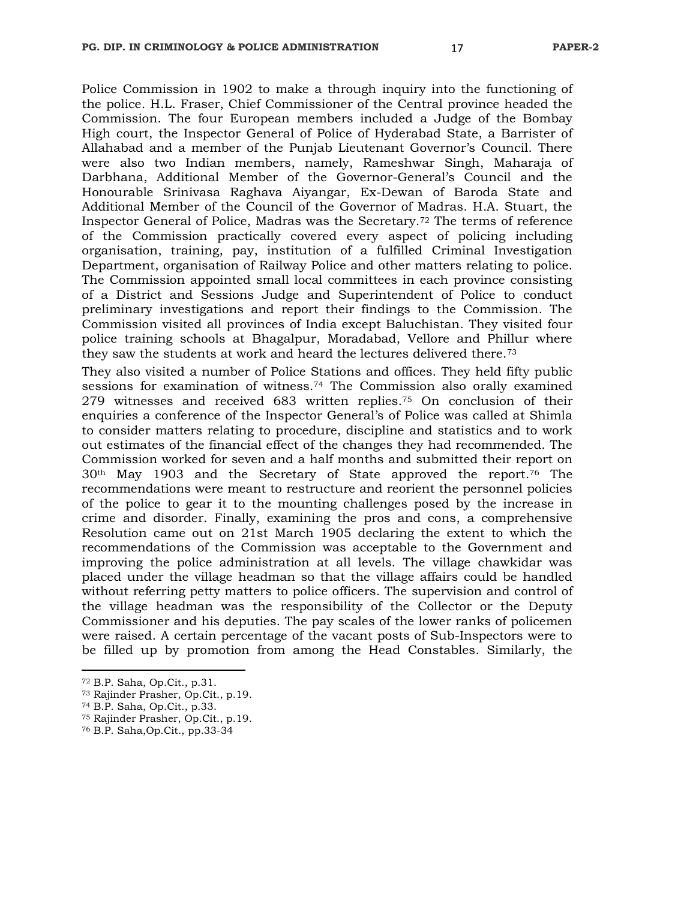Police Commission in 1902 to make a through inquiry into the functioning of the police. H.L. Fraser, Chief Commissioner of the Central province headed the Commission. The four European members included a Judge of the Bombay High court, the Inspector General of Police of Hyderabad State, a Barrister of Allahabad and a member of the Punjab Lieutenant Governor's Council. There were also two Indian members, namely, Rameshwar Singh, Maharaja of Darbhana, Additional Member of the Governor-General's Council and the Honourable Srinivasa Raghava Aiyangar, Ex-Dewan of Baroda State and Additional Member of the Council of the Governor of Madras. H.A. Stuart, the Inspector General of Police, Madras was the Secretary.[72] The terms of reference of the Commission practically covered every aspect of policing including organisation, training, pay, institution of a fulfilled Criminal Investigation Department, organisation of Railway Police and other matters relating to police. The Commission appointed small local committees in each province consisting of a District and Sessions Judge and Superintendent of Police to conduct preliminary investigations and report their findings to the Commission. The Commission visited all provinces of India except Baluchistan. They visited four police training schools at Bhagalpur, Moradabad, Vellore and Phillur where they saw the students at work and heard the lectures delivered there.[73]

They also visited a number of Police Stations and offices. They held fifty public sessions for examination of witness.[74] The Commission also orally examined 279 witnesses and received 683 written replies.[75] On conclusion of their enquiries a conference of the Inspector General's of Police was called at Shimla to consider matters relating to procedure, discipline and statistics and to work out estimates of the financial effect of the changes they had recommended. The Commission worked for seven and a half months and submitted their report on 30th May 1903 and the Secretary of State approved the report.[76] The recommendations were meant to restructure and reorient the personnel policies of the police to gear it to the mounting challenges posed by the increase in crime and disorder. Finally, examining the pros and cons, a comprehensive Resolution came out on 21st March 1905 declaring the extent to which the recommendations of the Commission was acceptable to the Government and improving the police administration at all levels. The village chawkidar was placed under the village headman so that the village affairs could be handled without referring petty matters to police officers. The supervision and control of the village headman was the responsibility of the Collector or the Deputy Commissioner and his deputies. The pay scales of the lower ranks of policemen were raised. A certain percentage of the vacant posts of Sub-Inspectors were to be filled up by promotion from among the Head Constables. Similarly, the

---

[72] B.P. Saha, Op.Cit., p.31.
[73] Rajinder Prasher, Op.Cit., p.19.
[74] B.P. Saha, Op.Cit., p.33.
[75] Rajinder Prasher, Op.Cit., p.19.
[76] B.P. Saha,Op.Cit., pp.33-34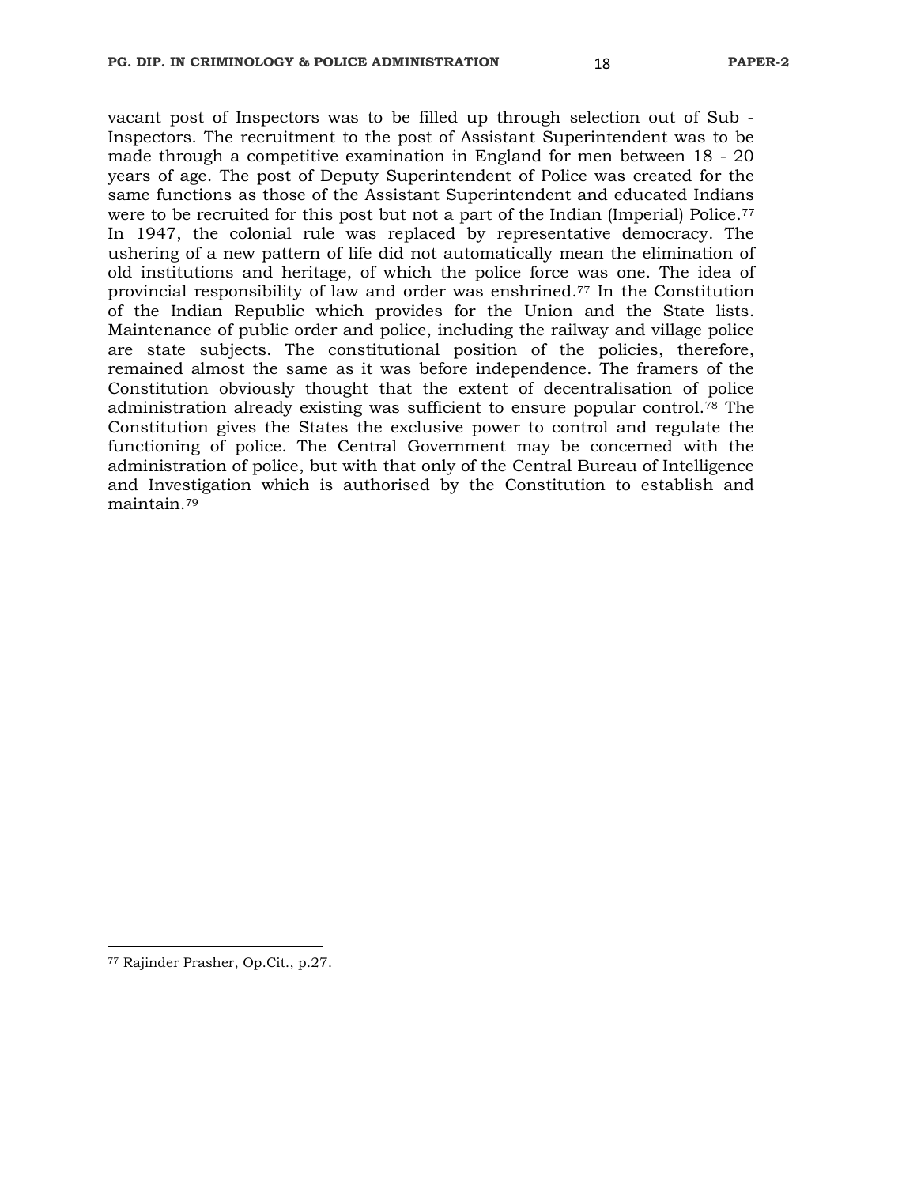vacant post of Inspectors was to be filled up through selection out of Sub - Inspectors. The recruitment to the post of Assistant Superintendent was to be made through a competitive examination in England for men between 18 - 20 years of age. The post of Deputy Superintendent of Police was created for the same functions as those of the Assistant Superintendent and educated Indians were to be recruited for this post but not a part of the Indian (Imperial) Police.[77] In 1947, the colonial rule was replaced by representative democracy. The ushering of a new pattern of life did not automatically mean the elimination of old institutions and heritage, of which the police force was one. The idea of provincial responsibility of law and order was enshrined.[77] In the Constitution of the Indian Republic which provides for the Union and the State lists. Maintenance of public order and police, including the railway and village police are state subjects. The constitutional position of the policies, therefore, remained almost the same as it was before independence. The framers of the Constitution obviously thought that the extent of decentralisation of police administration already existing was sufficient to ensure popular control.[78] The Constitution gives the States the exclusive power to control and regulate the functioning of police. The Central Government may be concerned with the administration of police, but with that only of the Central Bureau of Intelligence and Investigation which is authorised by the Constitution to establish and maintain.[79]

---

[77] Rajinder Prasher, Op.Cit., p.27.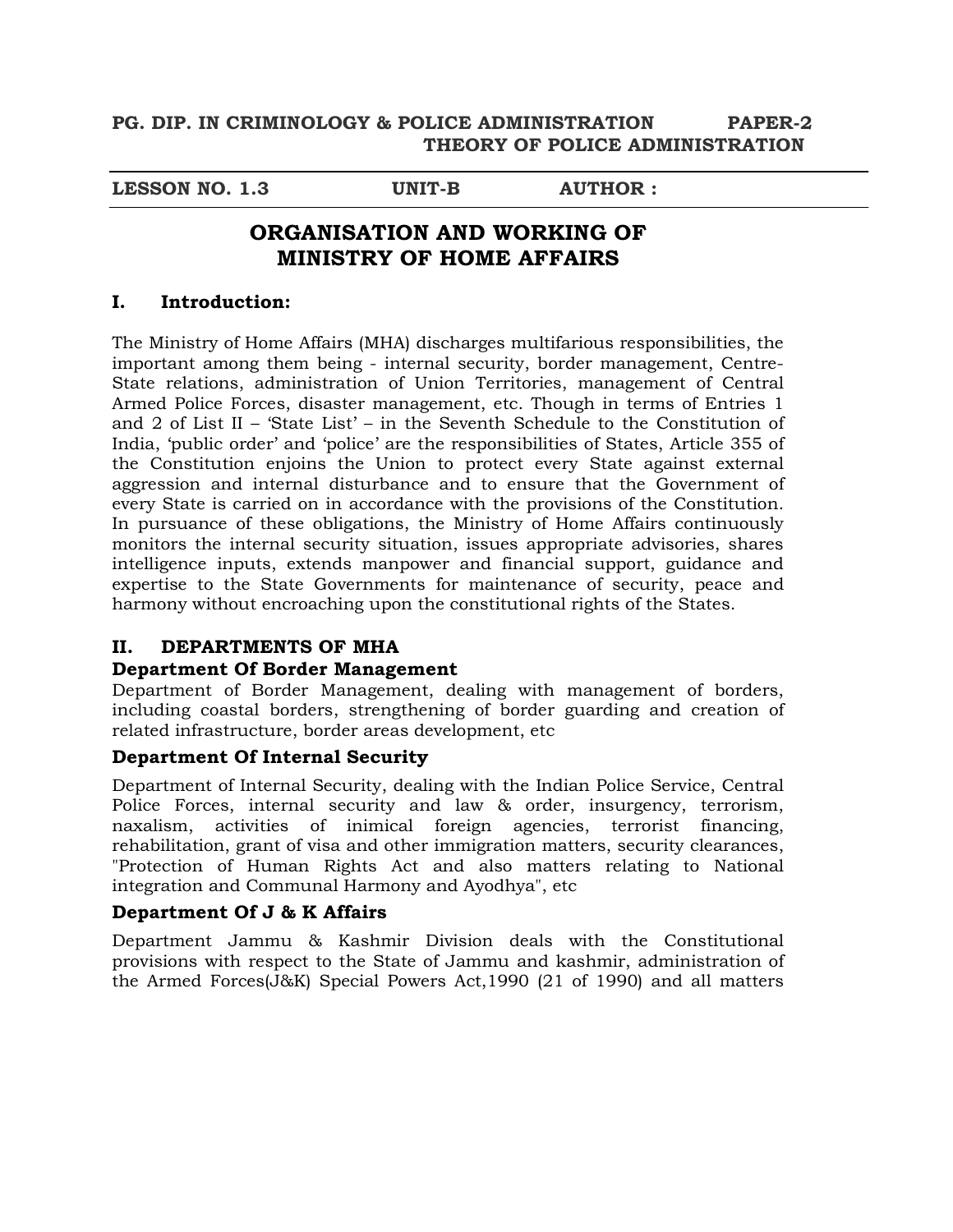**PG. DIP. IN CRIMINOLOGY & POLICE ADMINISTRATION PAPER-2**
**THEORY OF POLICE ADMINISTRATION**

**LESSON NO. 1.3 UNIT-B AUTHOR :**

# ORGANISATION AND WORKING OF MINISTRY OF HOME AFFAIRS

## I. Introduction:

The Ministry of Home Affairs (MHA) discharges multifarious responsibilities, the important among them being - internal security, border management, Centre-State relations, administration of Union Territories, management of Central Armed Police Forces, disaster management, etc. Though in terms of Entries 1 and 2 of List II – 'State List' – in the Seventh Schedule to the Constitution of India, 'public order' and 'police' are the responsibilities of States, Article 355 of the Constitution enjoins the Union to protect every State against external aggression and internal disturbance and to ensure that the Government of every State is carried on in accordance with the provisions of the Constitution. In pursuance of these obligations, the Ministry of Home Affairs continuously monitors the internal security situation, issues appropriate advisories, shares intelligence inputs, extends manpower and financial support, guidance and expertise to the State Governments for maintenance of security, peace and harmony without encroaching upon the constitutional rights of the States.

## II. DEPARTMENTS OF MHA

### Department Of Border Management

Department of Border Management, dealing with management of borders, including coastal borders, strengthening of border guarding and creation of related infrastructure, border areas development, etc

### Department Of Internal Security

Department of Internal Security, dealing with the Indian Police Service, Central Police Forces, internal security and law & order, insurgency, terrorism, naxalism, activities of inimical foreign agencies, terrorist financing, rehabilitation, grant of visa and other immigration matters, security clearances, "Protection of Human Rights Act and also matters relating to National integration and Communal Harmony and Ayodhya", etc

### Department Of J & K Affairs

Department Jammu & Kashmir Division deals with the Constitutional provisions with respect to the State of Jammu and kashmir, administration of the Armed Forces(J&K) Special Powers Act,1990 (21 of 1990) and all matters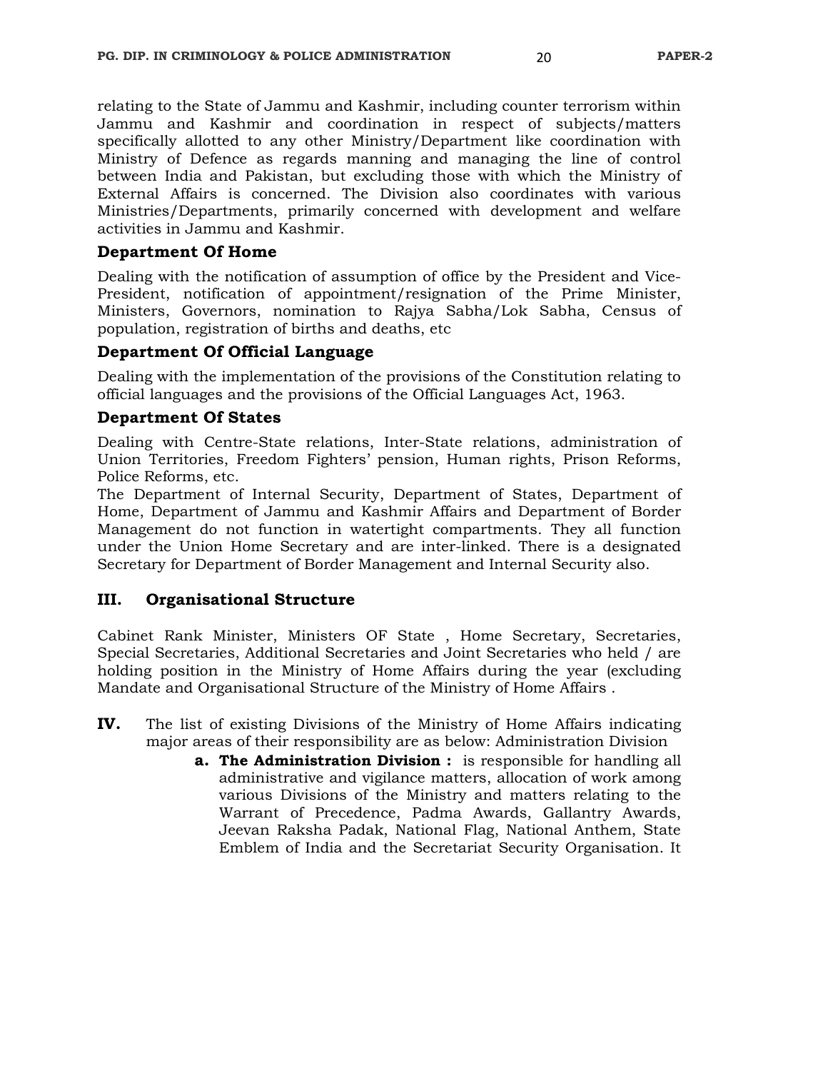relating to the State of Jammu and Kashmir, including counter terrorism within Jammu and Kashmir and coordination in respect of subjects/matters specifically allotted to any other Ministry/Department like coordination with Ministry of Defence as regards manning and managing the line of control between India and Pakistan, but excluding those with which the Ministry of External Affairs is concerned. The Division also coordinates with various Ministries/Departments, primarily concerned with development and welfare activities in Jammu and Kashmir.

### Department Of Home

Dealing with the notification of assumption of office by the President and Vice-President, notification of appointment/resignation of the Prime Minister, Ministers, Governors, nomination to Rajya Sabha/Lok Sabha, Census of population, registration of births and deaths, etc

### Department Of Official Language

Dealing with the implementation of the provisions of the Constitution relating to official languages and the provisions of the Official Languages Act, 1963.

### Department Of States

Dealing with Centre-State relations, Inter-State relations, administration of Union Territories, Freedom Fighters' pension, Human rights, Prison Reforms, Police Reforms, etc.

The Department of Internal Security, Department of States, Department of Home, Department of Jammu and Kashmir Affairs and Department of Border Management do not function in watertight compartments. They all function under the Union Home Secretary and are inter-linked. There is a designated Secretary for Department of Border Management and Internal Security also.

## III. Organisational Structure

Cabinet Rank Minister, Ministers OF State , Home Secretary, Secretaries, Special Secretaries, Additional Secretaries and Joint Secretaries who held / are holding position in the Ministry of Home Affairs during the year (excluding Mandate and Organisational Structure of the Ministry of Home Affairs .

**IV.** The list of existing Divisions of the Ministry of Home Affairs indicating major areas of their responsibility are as below: Administration Division

a. **The Administration Division :** is responsible for handling all administrative and vigilance matters, allocation of work among various Divisions of the Ministry and matters relating to the Warrant of Precedence, Padma Awards, Gallantry Awards, Jeevan Raksha Padak, National Flag, National Anthem, State Emblem of India and the Secretariat Security Organisation. It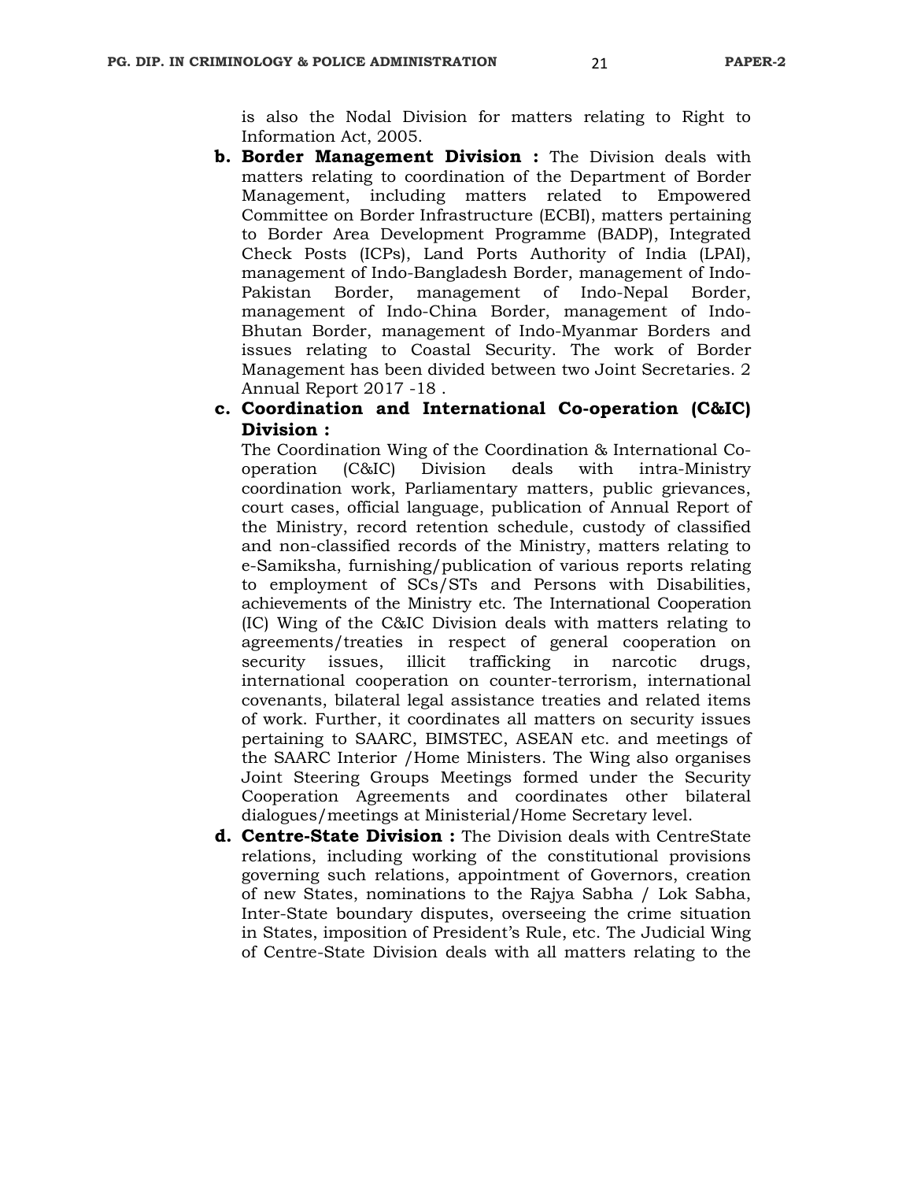is also the Nodal Division for matters relating to Right to Information Act, 2005.

b. **Border Management Division :** The Division deals with matters relating to coordination of the Department of Border Management, including matters related to Empowered Committee on Border Infrastructure (ECBI), matters pertaining to Border Area Development Programme (BADP), Integrated Check Posts (ICPs), Land Ports Authority of India (LPAI), management of Indo-Bangladesh Border, management of Indo-Pakistan Border, management of Indo-Nepal Border, management of Indo-China Border, management of Indo-Bhutan Border, management of Indo-Myanmar Borders and issues relating to Coastal Security. The work of Border Management has been divided between two Joint Secretaries. 2 Annual Report 2017 -18 .

c. **Coordination and International Co-operation (C&IC) Division :**
   The Coordination Wing of the Coordination & International Co-operation (C&IC) Division deals with intra-Ministry coordination work, Parliamentary matters, public grievances, court cases, official language, publication of Annual Report of the Ministry, record retention schedule, custody of classified and non-classified records of the Ministry, matters relating to e-Samiksha, furnishing/publication of various reports relating to employment of SCs/STs and Persons with Disabilities, achievements of the Ministry etc. The International Cooperation (IC) Wing of the C&IC Division deals with matters relating to agreements/treaties in respect of general cooperation on security issues, illicit trafficking in narcotic drugs, international cooperation on counter-terrorism, international covenants, bilateral legal assistance treaties and related items of work. Further, it coordinates all matters on security issues pertaining to SAARC, BIMSTEC, ASEAN etc. and meetings of the SAARC Interior /Home Ministers. The Wing also organises Joint Steering Groups Meetings formed under the Security Cooperation Agreements and coordinates other bilateral dialogues/meetings at Ministerial/Home Secretary level.

d. **Centre-State Division :** The Division deals with CentreState relations, including working of the constitutional provisions governing such relations, appointment of Governors, creation of new States, nominations to the Rajya Sabha / Lok Sabha, Inter-State boundary disputes, overseeing the crime situation in States, imposition of President's Rule, etc. The Judicial Wing of Centre-State Division deals with all matters relating to the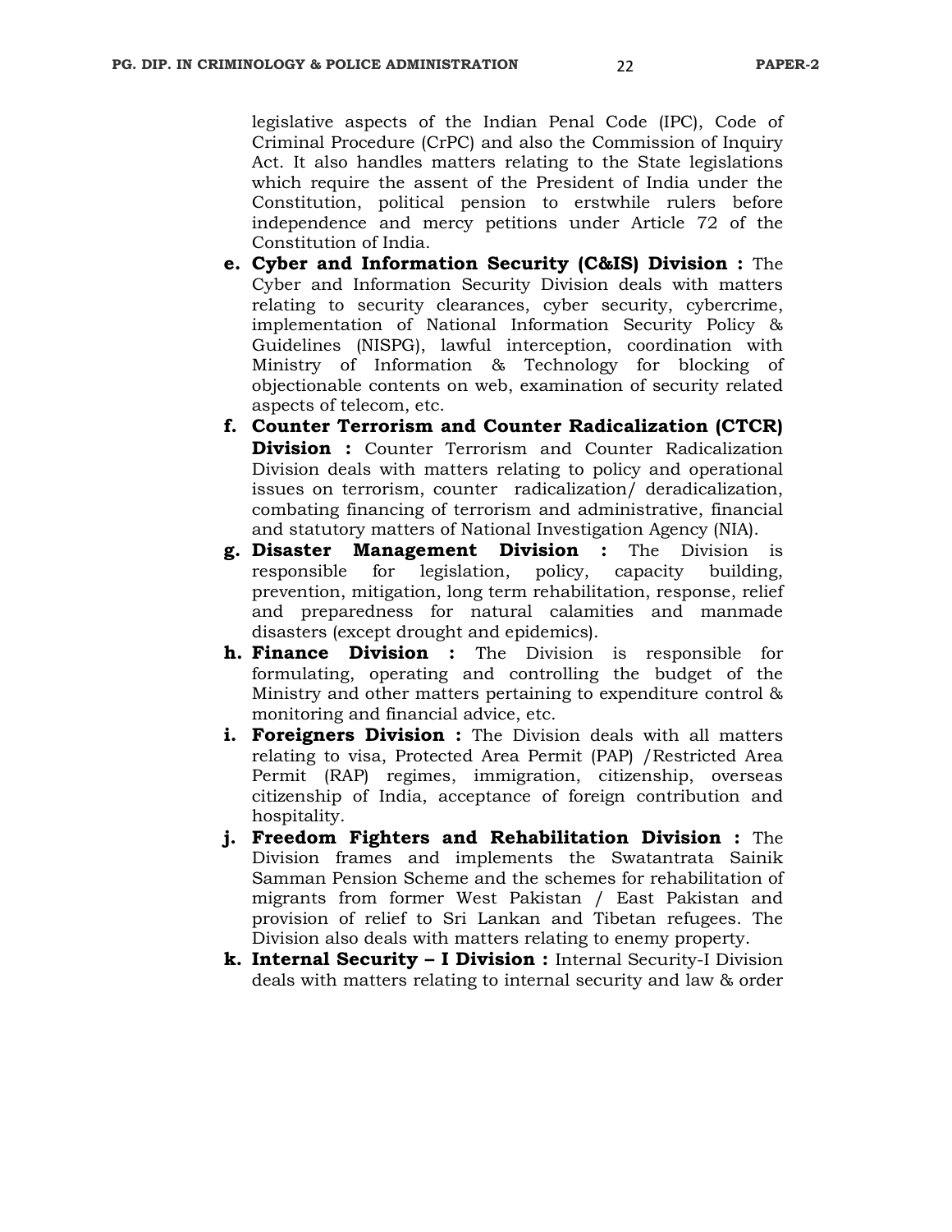legislative aspects of the Indian Penal Code (IPC), Code of Criminal Procedure (CrPC) and also the Commission of Inquiry Act. It also handles matters relating to the State legislations which require the assent of the President of India under the Constitution, political pension to erstwhile rulers before independence and mercy petitions under Article 72 of the Constitution of India.

e. **Cyber and Information Security (C&IS) Division :** The Cyber and Information Security Division deals with matters relating to security clearances, cyber security, cybercrime, implementation of National Information Security Policy & Guidelines (NISPG), lawful interception, coordination with Ministry of Information & Technology for blocking of objectionable contents on web, examination of security related aspects of telecom, etc.

f. **Counter Terrorism and Counter Radicalization (CTCR) Division :** Counter Terrorism and Counter Radicalization Division deals with matters relating to policy and operational issues on terrorism, counter radicalization/ deradicalization, combating financing of terrorism and administrative, financial and statutory matters of National Investigation Agency (NIA).

g. **Disaster Management Division :** The Division is responsible for legislation, policy, capacity building, prevention, mitigation, long term rehabilitation, response, relief and preparedness for natural calamities and manmade disasters (except drought and epidemics).

h. **Finance Division :** The Division is responsible for formulating, operating and controlling the budget of the Ministry and other matters pertaining to expenditure control & monitoring and financial advice, etc.

i. **Foreigners Division :** The Division deals with all matters relating to visa, Protected Area Permit (PAP) /Restricted Area Permit (RAP) regimes, immigration, citizenship, overseas citizenship of India, acceptance of foreign contribution and hospitality.

j. **Freedom Fighters and Rehabilitation Division :** The Division frames and implements the Swatantrata Sainik Samman Pension Scheme and the schemes for rehabilitation of migrants from former West Pakistan / East Pakistan and provision of relief to Sri Lankan and Tibetan refugees. The Division also deals with matters relating to enemy property.

k. **Internal Security – I Division :** Internal Security-I Division deals with matters relating to internal security and law & order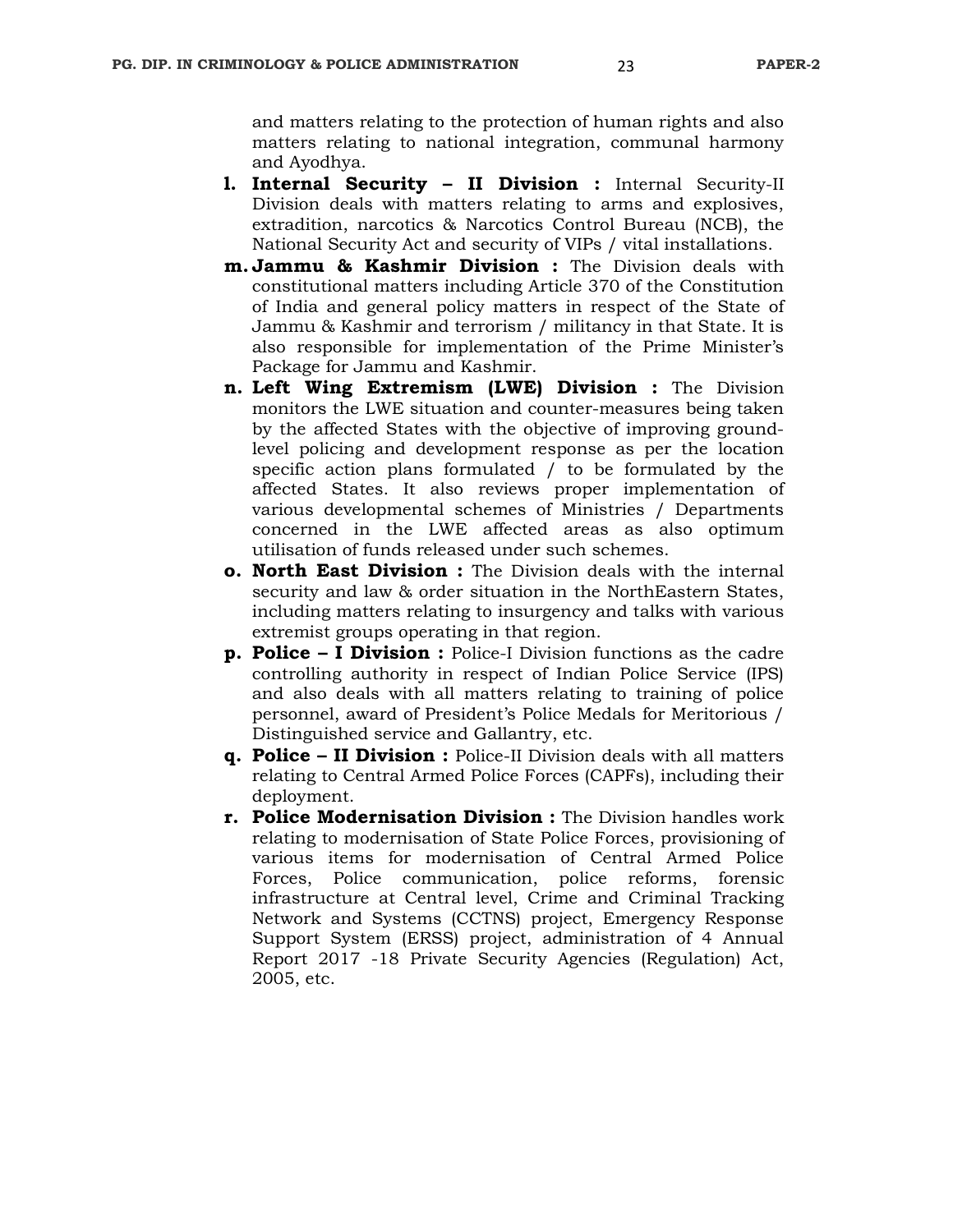and matters relating to the protection of human rights and also matters relating to national integration, communal harmony and Ayodhya.

l. **Internal Security – II Division :** Internal Security-II Division deals with matters relating to arms and explosives, extradition, narcotics & Narcotics Control Bureau (NCB), the National Security Act and security of VIPs / vital installations.

m. **Jammu & Kashmir Division :** The Division deals with constitutional matters including Article 370 of the Constitution of India and general policy matters in respect of the State of Jammu & Kashmir and terrorism / militancy in that State. It is also responsible for implementation of the Prime Minister's Package for Jammu and Kashmir.

n. **Left Wing Extremism (LWE) Division :** The Division monitors the LWE situation and counter-measures being taken by the affected States with the objective of improving ground-level policing and development response as per the location specific action plans formulated / to be formulated by the affected States. It also reviews proper implementation of various developmental schemes of Ministries / Departments concerned in the LWE affected areas as also optimum utilisation of funds released under such schemes.

o. **North East Division :** The Division deals with the internal security and law & order situation in the NorthEastern States, including matters relating to insurgency and talks with various extremist groups operating in that region.

p. **Police – I Division :** Police-I Division functions as the cadre controlling authority in respect of Indian Police Service (IPS) and also deals with all matters relating to training of police personnel, award of President's Police Medals for Meritorious / Distinguished service and Gallantry, etc.

q. **Police – II Division :** Police-II Division deals with all matters relating to Central Armed Police Forces (CAPFs), including their deployment.

r. **Police Modernisation Division :** The Division handles work relating to modernisation of State Police Forces, provisioning of various items for modernisation of Central Armed Police Forces, Police communication, police reforms, forensic infrastructure at Central level, Crime and Criminal Tracking Network and Systems (CCTNS) project, Emergency Response Support System (ERSS) project, administration of 4 Annual Report 2017 -18 Private Security Agencies (Regulation) Act, 2005, etc.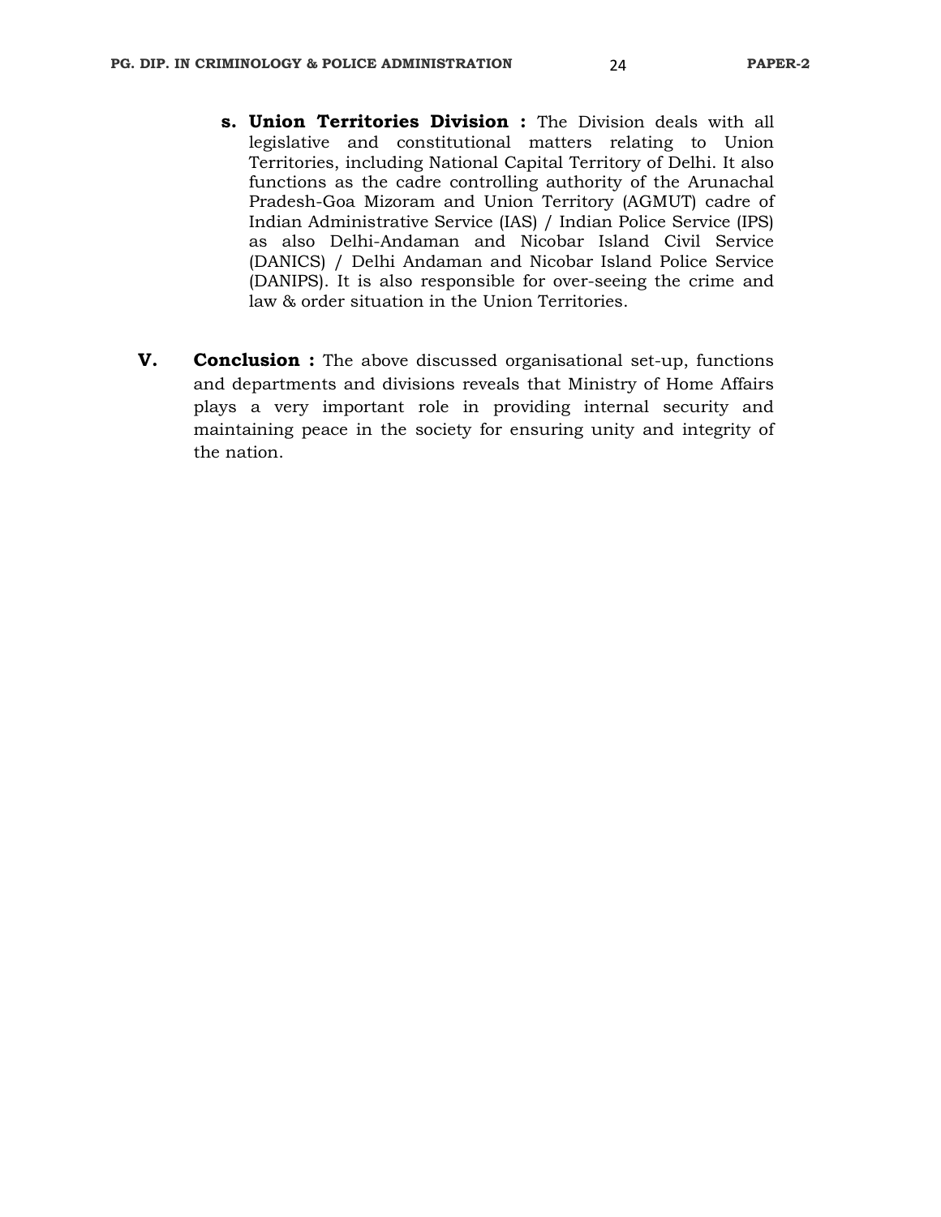s. **Union Territories Division :** The Division deals with all legislative and constitutional matters relating to Union Territories, including National Capital Territory of Delhi. It also functions as the cadre controlling authority of the Arunachal Pradesh-Goa Mizoram and Union Territory (AGMUT) cadre of Indian Administrative Service (IAS) / Indian Police Service (IPS) as also Delhi-Andaman and Nicobar Island Civil Service (DANICS) / Delhi Andaman and Nicobar Island Police Service (DANIPS). It is also responsible for over-seeing the crime and law & order situation in the Union Territories.

**V. Conclusion :** The above discussed organisational set-up, functions and departments and divisions reveals that Ministry of Home Affairs plays a very important role in providing internal security and maintaining peace in the society for ensuring unity and integrity of the nation.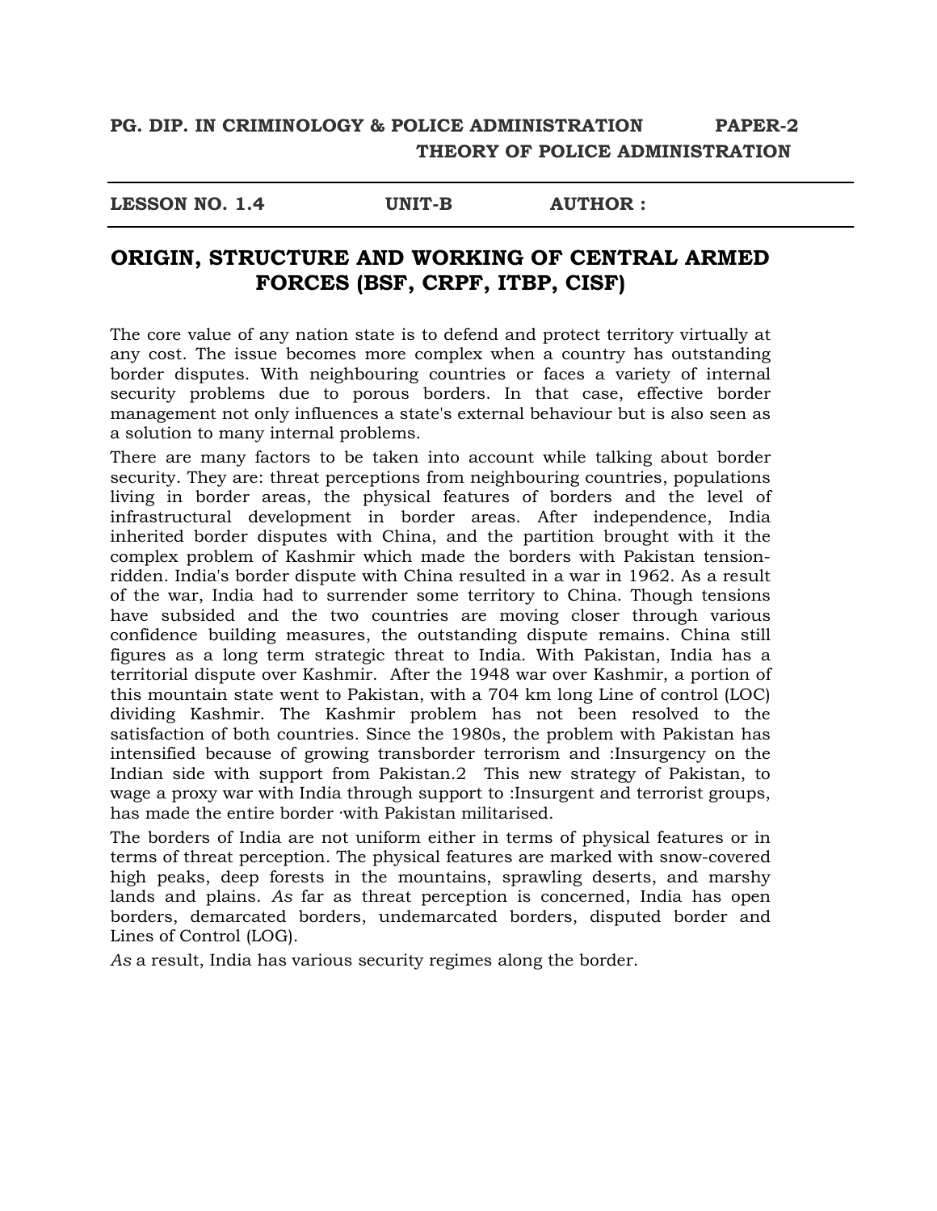**PG. DIP. IN CRIMINOLOGY & POLICE ADMINISTRATION PAPER-2**
**THEORY OF POLICE ADMINISTRATION**

---

**LESSON NO. 1.4 UNIT-B AUTHOR :**

---

# ORIGIN, STRUCTURE AND WORKING OF CENTRAL ARMED FORCES (BSF, CRPF, ITBP, CISF)

The core value of any nation state is to defend and protect territory virtually at any cost. The issue becomes more complex when a country has outstanding border disputes. With neighbouring countries or faces a variety of internal security problems due to porous borders. In that case, effective border management not only influences a state's external behaviour but is also seen as a solution to many internal problems.

There are many factors to be taken into account while talking about border security. They are: threat perceptions from neighbouring countries, populations living in border areas, the physical features of borders and the level of infrastructural development in border areas. After independence, India inherited border disputes with China, and the partition brought with it the complex problem of Kashmir which made the borders with Pakistan tension-ridden. India's border dispute with China resulted in a war in 1962. As a result of the war, India had to surrender some territory to China. Though tensions have subsided and the two countries are moving closer through various confidence building measures, the outstanding dispute remains. China still figures as a long term strategic threat to India. With Pakistan, India has a territorial dispute over Kashmir. After the 1948 war over Kashmir, a portion of this mountain state went to Pakistan, with a 704 km long Line of control (LOC) dividing Kashmir. The Kashmir problem has not been resolved to the satisfaction of both countries. Since the 1980s, the problem with Pakistan has intensified because of growing transborder terrorism and :Insurgency on the Indian side with support from Pakistan.2 This new strategy of Pakistan, to wage a proxy war with India through support to :Insurgent and terrorist groups, has made the entire border ·with Pakistan militarised.

The borders of India are not uniform either in terms of physical features or in terms of threat perception. The physical features are marked with snow-covered high peaks, deep forests in the mountains, sprawling deserts, and marshy lands and plains. *As* far as threat perception is concerned, India has open borders, demarcated borders, undemarcated borders, disputed border and Lines of Control (LOG).

*As* a result, India has various security regimes along the border.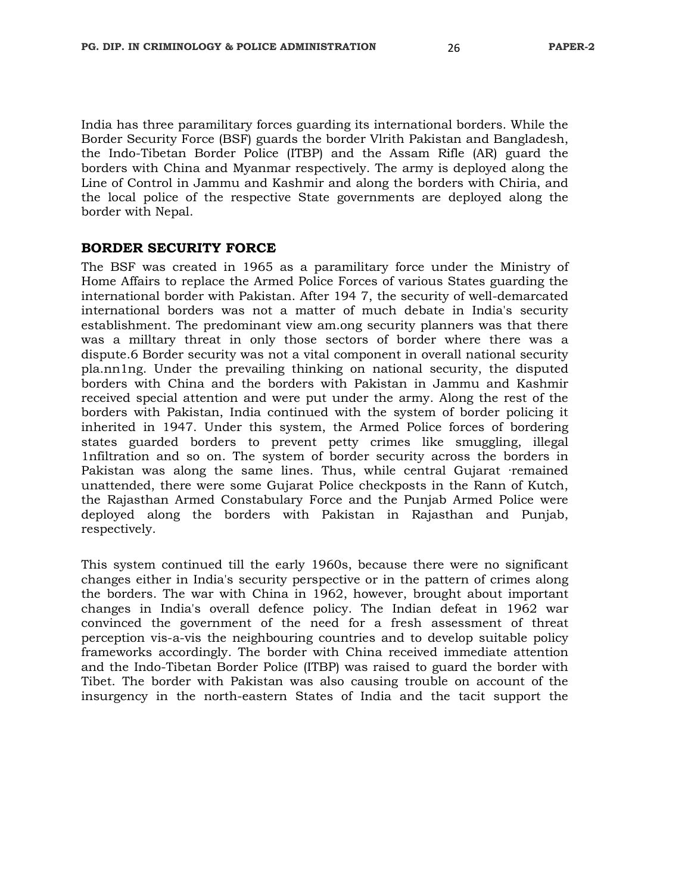India has three paramilitary forces guarding its international borders. While the Border Security Force (BSF) guards the border Vlrith Pakistan and Bangladesh, the Indo-Tibetan Border Police (ITBP) and the Assam Rifle (AR) guard the borders with China and Myanmar respectively. The army is deployed along the Line of Control in Jammu and Kashmir and along the borders with Chiria, and the local police of the respective State governments are deployed along the border with Nepal.

## BORDER SECURITY FORCE

The BSF was created in 1965 as a paramilitary force under the Ministry of Home Affairs to replace the Armed Police Forces of various States guarding the international border with Pakistan. After 194 7, the security of well-demarcated international borders was not a matter of much debate in India's security establishment. The predominant view am.ong security planners was that there was a milltary threat in only those sectors of border where there was a dispute.6 Border security was not a vital component in overall national security pla.nn1ng. Under the prevailing thinking on national security, the disputed borders with China and the borders with Pakistan in Jammu and Kashmir received special attention and were put under the army. Along the rest of the borders with Pakistan, India continued with the system of border policing it inherited in 1947. Under this system, the Armed Police forces of bordering states guarded borders to prevent petty crimes like smuggling, illegal 1nfiltration and so on. The system of border security across the borders in Pakistan was along the same lines. Thus, while central Gujarat ·remained unattended, there were some Gujarat Police checkposts in the Rann of Kutch, the Rajasthan Armed Constabulary Force and the Punjab Armed Police were deployed along the borders with Pakistan in Rajasthan and Punjab, respectively.

This system continued till the early 1960s, because there were no significant changes either in India's security perspective or in the pattern of crimes along the borders. The war with China in 1962, however, brought about important changes in India's overall defence policy. The Indian defeat in 1962 war convinced the government of the need for a fresh assessment of threat perception vis-a-vis the neighbouring countries and to develop suitable policy frameworks accordingly. The border with China received immediate attention and the Indo-Tibetan Border Police (ITBP) was raised to guard the border with Tibet. The border with Pakistan was also causing trouble on account of the insurgency in the north-eastern States of India and the tacit support the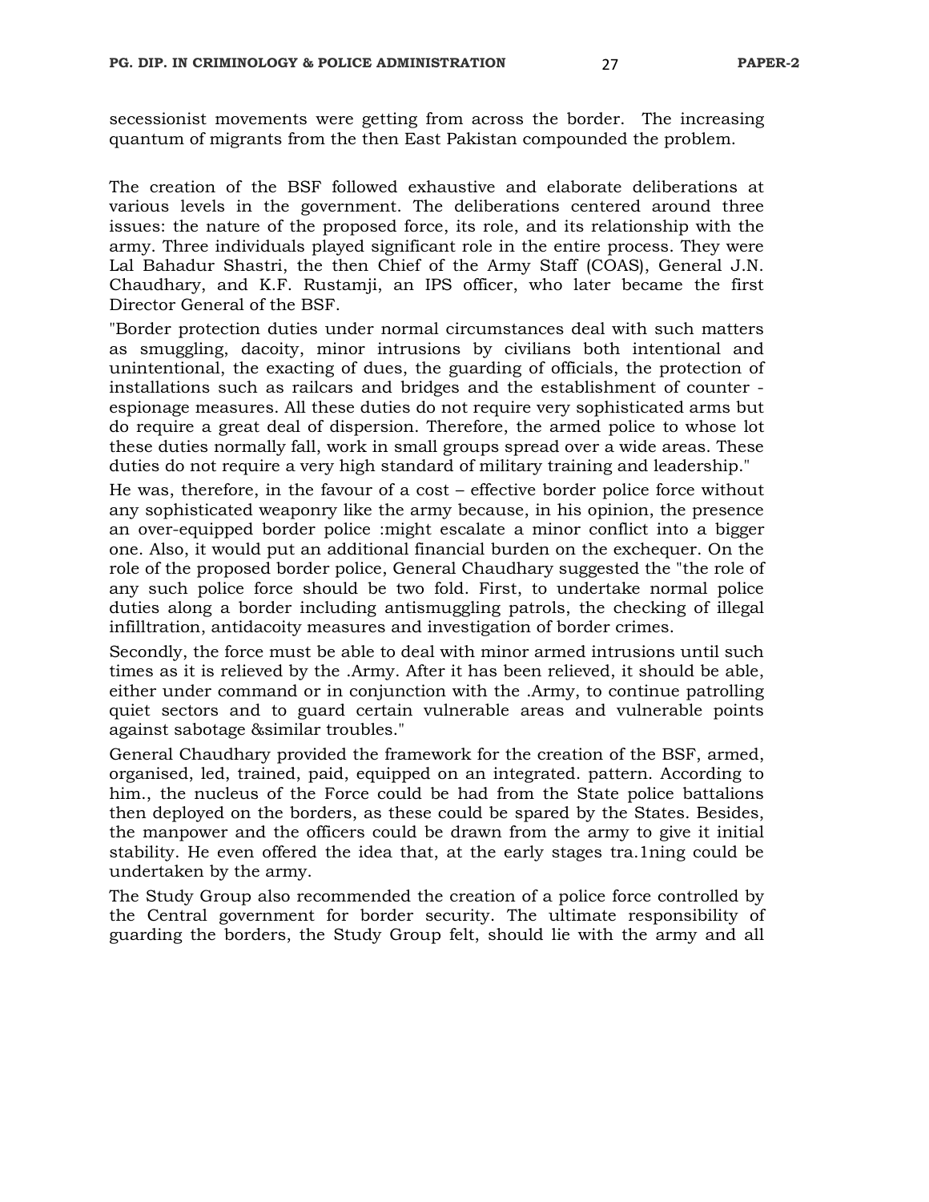secessionist movements were getting from across the border. The increasing quantum of migrants from the then East Pakistan compounded the problem.

The creation of the BSF followed exhaustive and elaborate deliberations at various levels in the government. The deliberations centered around three issues: the nature of the proposed force, its role, and its relationship with the army. Three individuals played significant role in the entire process. They were Lal Bahadur Shastri, the then Chief of the Army Staff (COAS), General J.N. Chaudhary, and K.F. Rustamji, an IPS officer, who later became the first Director General of the BSF.

"Border protection duties under normal circumstances deal with such matters as smuggling, dacoity, minor intrusions by civilians both intentional and unintentional, the exacting of dues, the guarding of officials, the protection of installations such as railcars and bridges and the establishment of counter - espionage measures. All these duties do not require very sophisticated arms but do require a great deal of dispersion. Therefore, the armed police to whose lot these duties normally fall, work in small groups spread over a wide areas. These duties do not require a very high standard of military training and leadership."

He was, therefore, in the favour of a cost – effective border police force without any sophisticated weaponry like the army because, in his opinion, the presence an over-equipped border police :might escalate a minor conflict into a bigger one. Also, it would put an additional financial burden on the exchequer. On the role of the proposed border police, General Chaudhary suggested the "the role of any such police force should be two fold. First, to undertake normal police duties along a border including antismuggling patrols, the checking of illegal infilltration, antidacoity measures and investigation of border crimes.

Secondly, the force must be able to deal with minor armed intrusions until such times as it is relieved by the .Army. After it has been relieved, it should be able, either under command or in conjunction with the .Army, to continue patrolling quiet sectors and to guard certain vulnerable areas and vulnerable points against sabotage &similar troubles."

General Chaudhary provided the framework for the creation of the BSF, armed, organised, led, trained, paid, equipped on an integrated. pattern. According to him., the nucleus of the Force could be had from the State police battalions then deployed on the borders, as these could be spared by the States. Besides, the manpower and the officers could be drawn from the army to give it initial stability. He even offered the idea that, at the early stages tra.1ning could be undertaken by the army.

The Study Group also recommended the creation of a police force controlled by the Central government for border security. The ultimate responsibility of guarding the borders, the Study Group felt, should lie with the army and all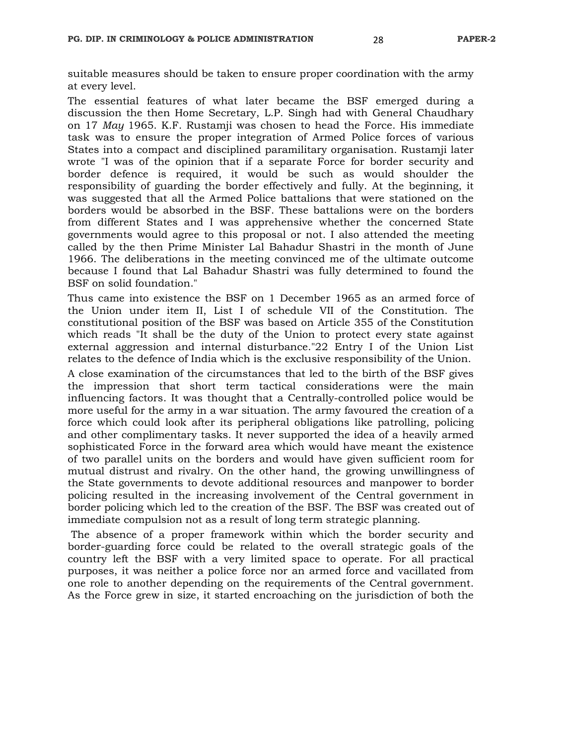suitable measures should be taken to ensure proper coordination with the army at every level.

The essential features of what later became the BSF emerged during a discussion the then Home Secretary, L.P. Singh had with General Chaudhary on 17 *May* 1965. K.F. Rustamji was chosen to head the Force. His immediate task was to ensure the proper integration of Armed Police forces of various States into a compact and disciplined paramilitary organisation. Rustamji later wrote "I was of the opinion that if a separate Force for border security and border defence is required, it would be such as would shoulder the responsibility of guarding the border effectively and fully. At the beginning, it was suggested that all the Armed Police battalions that were stationed on the borders would be absorbed in the BSF. These battalions were on the borders from different States and I was apprehensive whether the concerned State governments would agree to this proposal or not. I also attended the meeting called by the then Prime Minister Lal Bahadur Shastri in the month of June 1966. The deliberations in the meeting convinced me of the ultimate outcome because I found that Lal Bahadur Shastri was fully determined to found the BSF on solid foundation."

Thus came into existence the BSF on 1 December 1965 as an armed force of the Union under item II, List I of schedule VII of the Constitution. The constitutional position of the BSF was based on Article 355 of the Constitution which reads "It shall be the duty of the Union to protect every state against external aggression and internal disturbance."22 Entry I of the Union List relates to the defence of India which is the exclusive responsibility of the Union.

A close examination of the circumstances that led to the birth of the BSF gives the impression that short term tactical considerations were the main influencing factors. It was thought that a Centrally-controlled police would be more useful for the army in a war situation. The army favoured the creation of a force which could look after its peripheral obligations like patrolling, policing and other complimentary tasks. It never supported the idea of a heavily armed sophisticated Force in the forward area which would have meant the existence of two parallel units on the borders and would have given sufficient room for mutual distrust and rivalry. On the other hand, the growing unwillingness of the State governments to devote additional resources and manpower to border policing resulted in the increasing involvement of the Central government in border policing which led to the creation of the BSF. The BSF was created out of immediate compulsion not as a result of long term strategic planning.

The absence of a proper framework within which the border security and border-guarding force could be related to the overall strategic goals of the country left the BSF with a very limited space to operate. For all practical purposes, it was neither a police force nor an armed force and vacillated from one role to another depending on the requirements of the Central government. As the Force grew in size, it started encroaching on the jurisdiction of both the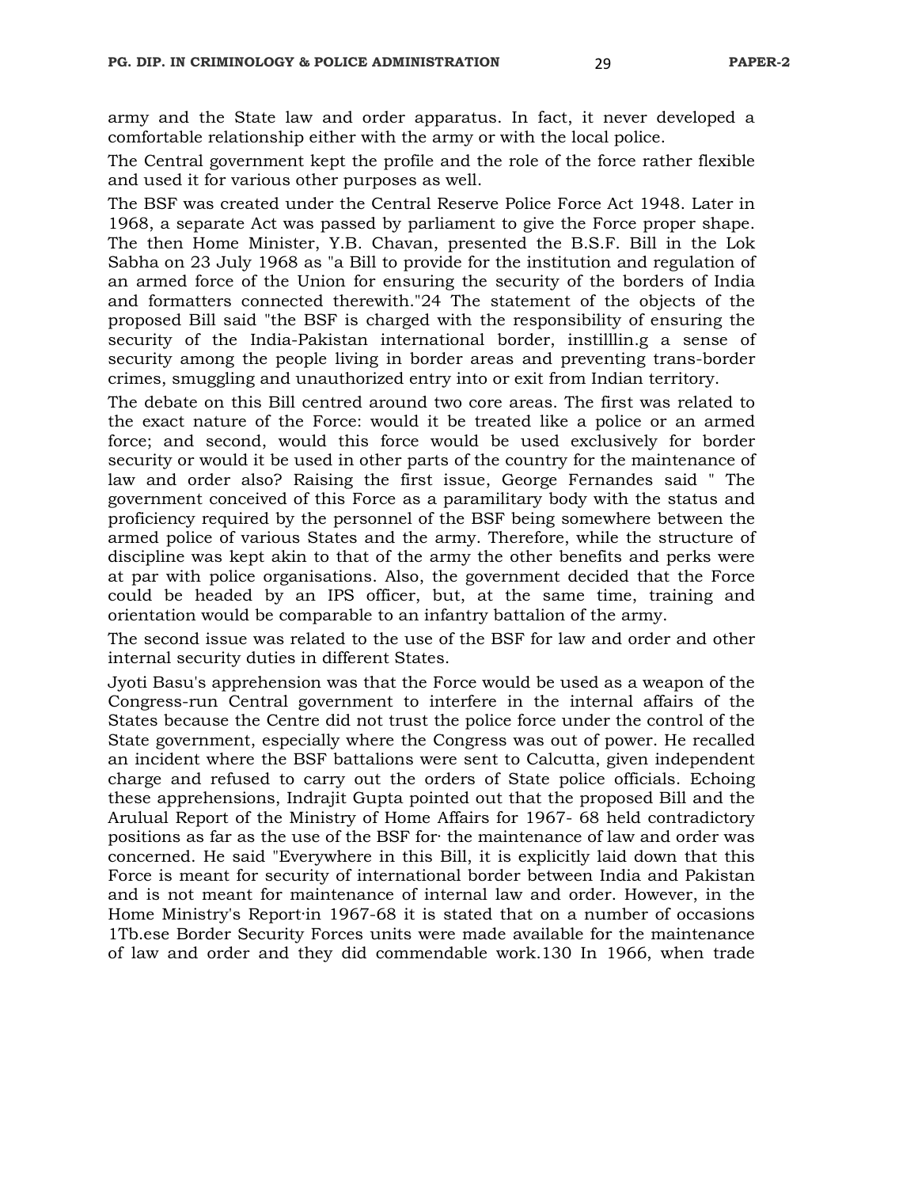army and the State law and order apparatus. In fact, it never developed a comfortable relationship either with the army or with the local police.

The Central government kept the profile and the role of the force rather flexible and used it for various other purposes as well.

The BSF was created under the Central Reserve Police Force Act 1948. Later in 1968, a separate Act was passed by parliament to give the Force proper shape. The then Home Minister, Y.B. Chavan, presented the B.S.F. Bill in the Lok Sabha on 23 July 1968 as "a Bill to provide for the institution and regulation of an armed force of the Union for ensuring the security of the borders of India and formatters connected therewith."24 The statement of the objects of the proposed Bill said "the BSF is charged with the responsibility of ensuring the security of the India-Pakistan international border, instilllin.g a sense of security among the people living in border areas and preventing trans-border crimes, smuggling and unauthorized entry into or exit from Indian territory.

The debate on this Bill centred around two core areas. The first was related to the exact nature of the Force: would it be treated like a police or an armed force; and second, would this force would be used exclusively for border security or would it be used in other parts of the country for the maintenance of law and order also? Raising the first issue, George Fernandes said " The government conceived of this Force as a paramilitary body with the status and proficiency required by the personnel of the BSF being somewhere between the armed police of various States and the army. Therefore, while the structure of discipline was kept akin to that of the army the other benefits and perks were at par with police organisations. Also, the government decided that the Force could be headed by an IPS officer, but, at the same time, training and orientation would be comparable to an infantry battalion of the army.

The second issue was related to the use of the BSF for law and order and other internal security duties in different States.

Jyoti Basu's apprehension was that the Force would be used as a weapon of the Congress-run Central government to interfere in the internal affairs of the States because the Centre did not trust the police force under the control of the State government, especially where the Congress was out of power. He recalled an incident where the BSF battalions were sent to Calcutta, given independent charge and refused to carry out the orders of State police officials. Echoing these apprehensions, Indrajit Gupta pointed out that the proposed Bill and the Arulual Report of the Ministry of Home Affairs for 1967- 68 held contradictory positions as far as the use of the BSF for· the maintenance of law and order was concerned. He said "Everywhere in this Bill, it is explicitly laid down that this Force is meant for security of international border between India and Pakistan and is not meant for maintenance of internal law and order. However, in the Home Ministry's Report·in 1967-68 it is stated that on a number of occasions 1Tb.ese Border Security Forces units were made available for the maintenance of law and order and they did commendable work.130 In 1966, when trade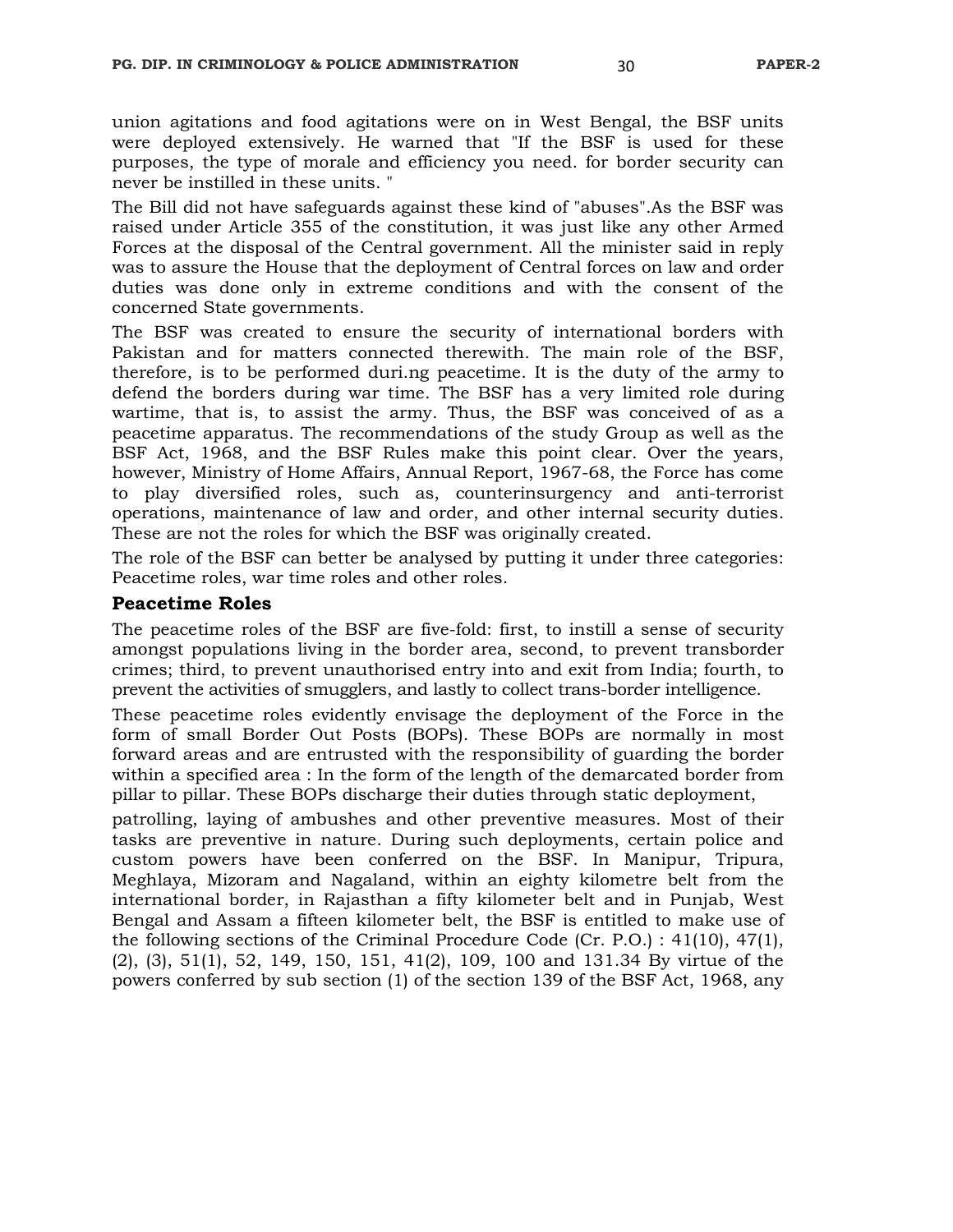union agitations and food agitations were on in West Bengal, the BSF units were deployed extensively. He warned that "If the BSF is used for these purposes, the type of morale and efficiency you need. for border security can never be instilled in these units. "

The Bill did not have safeguards against these kind of "abuses".As the BSF was raised under Article 355 of the constitution, it was just like any other Armed Forces at the disposal of the Central government. All the minister said in reply was to assure the House that the deployment of Central forces on law and order duties was done only in extreme conditions and with the consent of the concerned State governments.

The BSF was created to ensure the security of international borders with Pakistan and for matters connected therewith. The main role of the BSF, therefore, is to be performed duri.ng peacetime. It is the duty of the army to defend the borders during war time. The BSF has a very limited role during wartime, that is, to assist the army. Thus, the BSF was conceived of as a peacetime apparatus. The recommendations of the study Group as well as the BSF Act, 1968, and the BSF Rules make this point clear. Over the years, however, Ministry of Home Affairs, Annual Report, 1967-68, the Force has come to play diversified roles, such as, counterinsurgency and anti-terrorist operations, maintenance of law and order, and other internal security duties. These are not the roles for which the BSF was originally created.

The role of the BSF can better be analysed by putting it under three categories: Peacetime roles, war time roles and other roles.

## Peacetime Roles

The peacetime roles of the BSF are five-fold: first, to instill a sense of security amongst populations living in the border area, second, to prevent transborder crimes; third, to prevent unauthorised entry into and exit from India; fourth, to prevent the activities of smugglers, and lastly to collect trans-border intelligence.

These peacetime roles evidently envisage the deployment of the Force in the form of small Border Out Posts (BOPs). These BOPs are normally in most forward areas and are entrusted with the responsibility of guarding the border within a specified area : In the form of the length of the demarcated border from pillar to pillar. These BOPs discharge their duties through static deployment,

patrolling, laying of ambushes and other preventive measures. Most of their tasks are preventive in nature. During such deployments, certain police and custom powers have been conferred on the BSF. In Manipur, Tripura, Meghlaya, Mizoram and Nagaland, within an eighty kilometre belt from the international border, in Rajasthan a fifty kilometer belt and in Punjab, West Bengal and Assam a fifteen kilometer belt, the BSF is entitled to make use of the following sections of the Criminal Procedure Code (Cr. P.O.) : 41(10), 47(1), (2), (3), 51(1), 52, 149, 150, 151, 41(2), 109, 100 and 131.34 By virtue of the powers conferred by sub section (1) of the section 139 of the BSF Act, 1968, any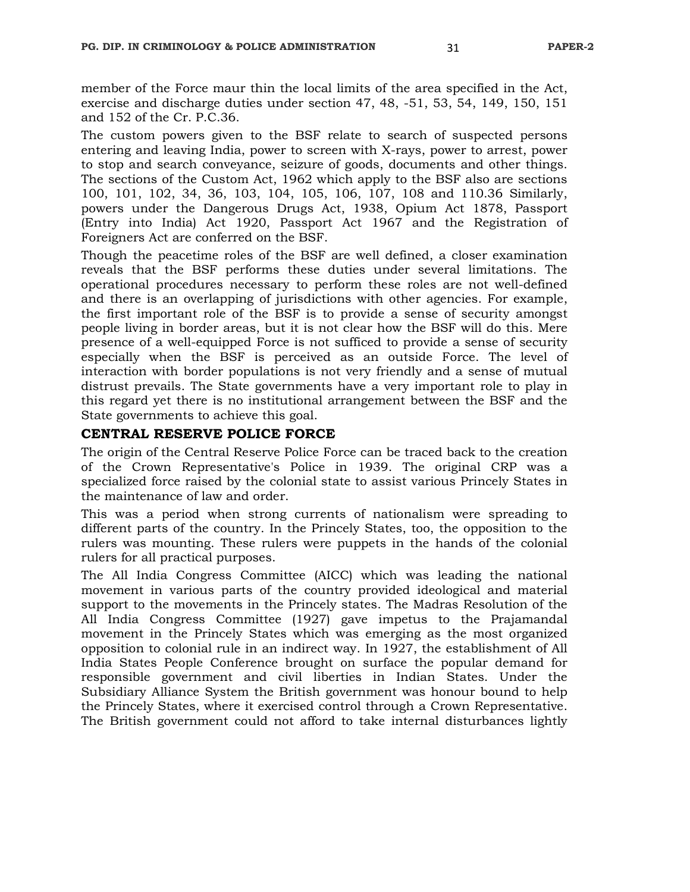member of the Force maur thin the local limits of the area specified in the Act, exercise and discharge duties under section 47, 48, -51, 53, 54, 149, 150, 151 and 152 of the Cr. P.C.36.

The custom powers given to the BSF relate to search of suspected persons entering and leaving India, power to screen with X-rays, power to arrest, power to stop and search conveyance, seizure of goods, documents and other things. The sections of the Custom Act, 1962 which apply to the BSF also are sections 100, 101, 102, 34, 36, 103, 104, 105, 106, 107, 108 and 110.36 Similarly, powers under the Dangerous Drugs Act, 1938, Opium Act 1878, Passport (Entry into India) Act 1920, Passport Act 1967 and the Registration of Foreigners Act are conferred on the BSF.

Though the peacetime roles of the BSF are well defined, a closer examination reveals that the BSF performs these duties under several limitations. The operational procedures necessary to perform these roles are not well-defined and there is an overlapping of jurisdictions with other agencies. For example, the first important role of the BSF is to provide a sense of security amongst people living in border areas, but it is not clear how the BSF will do this. Mere presence of a well-equipped Force is not sufficed to provide a sense of security especially when the BSF is perceived as an outside Force. The level of interaction with border populations is not very friendly and a sense of mutual distrust prevails. The State governments have a very important role to play in this regard yet there is no institutional arrangement between the BSF and the State governments to achieve this goal.

## CENTRAL RESERVE POLICE FORCE

The origin of the Central Reserve Police Force can be traced back to the creation of the Crown Representative's Police in 1939. The original CRP was a specialized force raised by the colonial state to assist various Princely States in the maintenance of law and order.

This was a period when strong currents of nationalism were spreading to different parts of the country. In the Princely States, too, the opposition to the rulers was mounting. These rulers were puppets in the hands of the colonial rulers for all practical purposes.

The All India Congress Committee (AICC) which was leading the national movement in various parts of the country provided ideological and material support to the movements in the Princely states. The Madras Resolution of the All India Congress Committee (1927) gave impetus to the Prajamandal movement in the Princely States which was emerging as the most organized opposition to colonial rule in an indirect way. In 1927, the establishment of All India States People Conference brought on surface the popular demand for responsible government and civil liberties in Indian States. Under the Subsidiary Alliance System the British government was honour bound to help the Princely States, where it exercised control through a Crown Representative. The British government could not afford to take internal disturbances lightly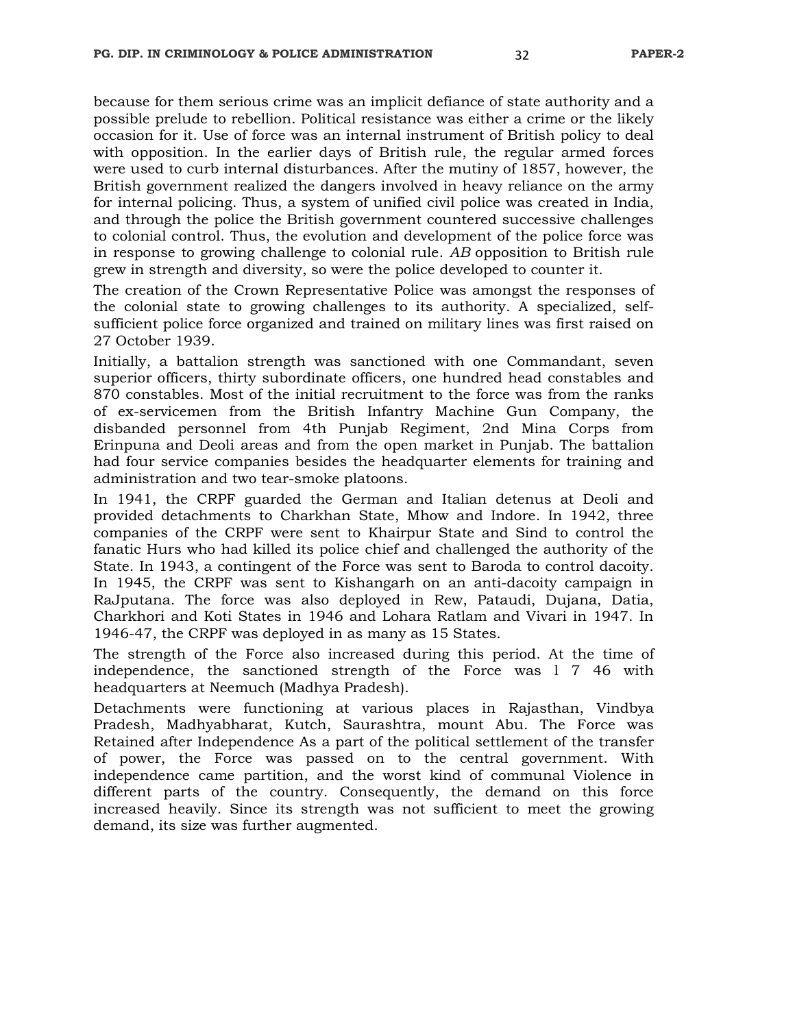because for them serious crime was an implicit defiance of state authority and a possible prelude to rebellion. Political resistance was either a crime or the likely occasion for it. Use of force was an internal instrument of British policy to deal with opposition. In the earlier days of British rule, the regular armed forces were used to curb internal disturbances. After the mutiny of 1857, however, the British government realized the dangers involved in heavy reliance on the army for internal policing. Thus, a system of unified civil police was created in India, and through the police the British government countered successive challenges to colonial control. Thus, the evolution and development of the police force was in response to growing challenge to colonial rule. *AB* opposition to British rule grew in strength and diversity, so were the police developed to counter it.

The creation of the Crown Representative Police was amongst the responses of the colonial state to growing challenges to its authority. A specialized, self-sufficient police force organized and trained on military lines was first raised on 27 October 1939.

Initially, a battalion strength was sanctioned with one Commandant, seven superior officers, thirty subordinate officers, one hundred head constables and 870 constables. Most of the initial recruitment to the force was from the ranks of ex-servicemen from the British Infantry Machine Gun Company, the disbanded personnel from 4th Punjab Regiment, 2nd Mina Corps from Erinpuna and Deoli areas and from the open market in Punjab. The battalion had four service companies besides the headquarter elements for training and administration and two tear-smoke platoons.

In 1941, the CRPF guarded the German and Italian detenus at Deoli and provided detachments to Charkhan State, Mhow and Indore. In 1942, three companies of the CRPF were sent to Khairpur State and Sind to control the fanatic Hurs who had killed its police chief and challenged the authority of the State. In 1943, a contingent of the Force was sent to Baroda to control dacoity. In 1945, the CRPF was sent to Kishangarh on an anti-dacoity campaign in RaJputana. The force was also deployed in Rew, Pataudi, Dujana, Datia, Charkhori and Koti States in 1946 and Lohara Ratlam and Vivari in 1947. In 1946-47, the CRPF was deployed in as many as 15 States.

The strength of the Force also increased during this period. At the time of independence, the sanctioned strength of the Force was l 7 46 with headquarters at Neemuch (Madhya Pradesh).

Detachments were functioning at various places in Rajasthan, Vindbya Pradesh, Madhyabharat, Kutch, Saurashtra, mount Abu. The Force was Retained after Independence As a part of the political settlement of the transfer of power, the Force was passed on to the central government. With independence came partition, and the worst kind of communal Violence in different parts of the country. Consequently, the demand on this force increased heavily. Since its strength was not sufficient to meet the growing demand, its size was further augmented.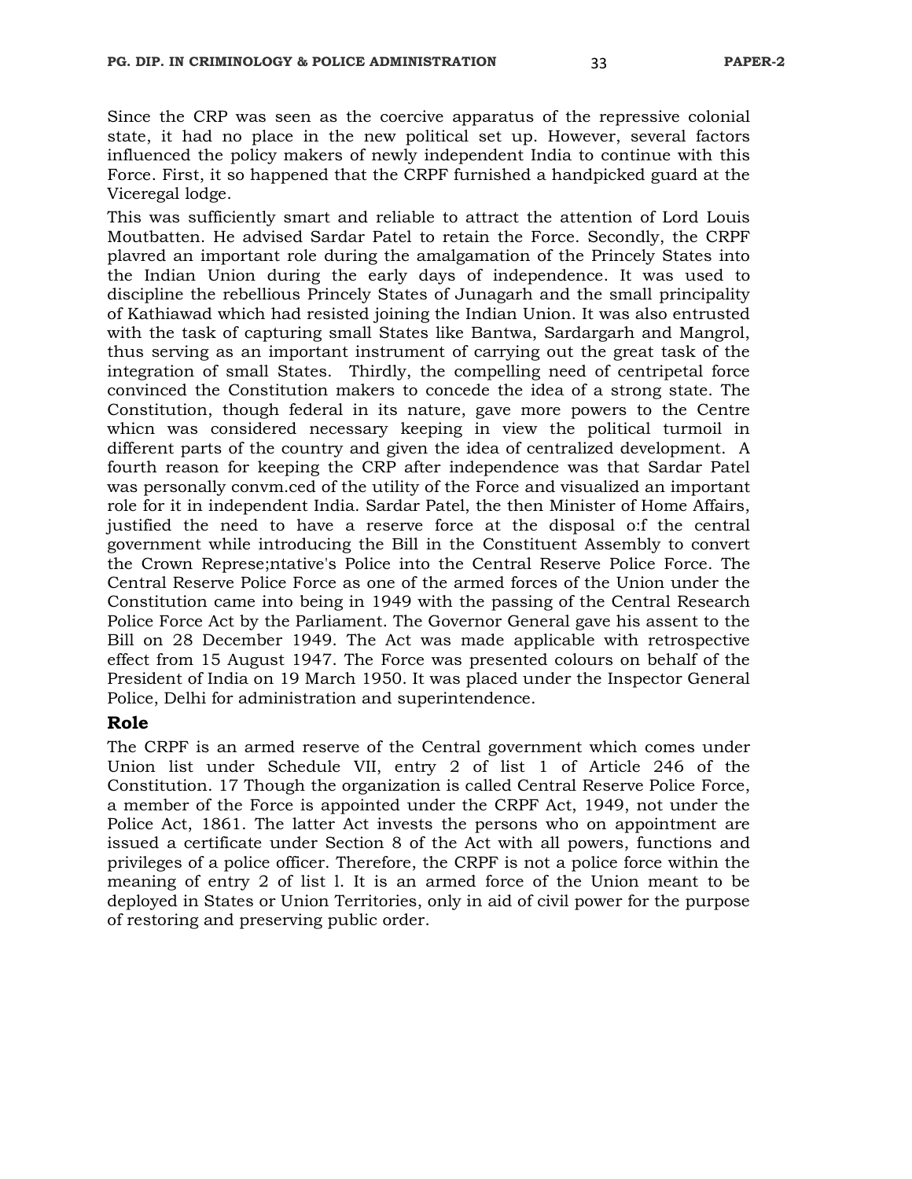Since the CRP was seen as the coercive apparatus of the repressive colonial state, it had no place in the new political set up. However, several factors influenced the policy makers of newly independent India to continue with this Force. First, it so happened that the CRPF furnished a handpicked guard at the Viceregal lodge.

This was sufficiently smart and reliable to attract the attention of Lord Louis Moutbatten. He advised Sardar Patel to retain the Force. Secondly, the CRPF plavred an important role during the amalgamation of the Princely States into the Indian Union during the early days of independence. It was used to discipline the rebellious Princely States of Junagarh and the small principality of Kathiawad which had resisted joining the Indian Union. It was also entrusted with the task of capturing small States like Bantwa, Sardargarh and Mangrol, thus serving as an important instrument of carrying out the great task of the integration of small States. Thirdly, the compelling need of centripetal force convinced the Constitution makers to concede the idea of a strong state. The Constitution, though federal in its nature, gave more powers to the Centre whicn was considered necessary keeping in view the political turmoil in different parts of the country and given the idea of centralized development. A fourth reason for keeping the CRP after independence was that Sardar Patel was personally convm.ced of the utility of the Force and visualized an important role for it in independent India. Sardar Patel, the then Minister of Home Affairs, justified the need to have a reserve force at the disposal o:f the central government while introducing the Bill in the Constituent Assembly to convert the Crown Represe;ntative's Police into the Central Reserve Police Force. The Central Reserve Police Force as one of the armed forces of the Union under the Constitution came into being in 1949 with the passing of the Central Research Police Force Act by the Parliament. The Governor General gave his assent to the Bill on 28 December 1949. The Act was made applicable with retrospective effect from 15 August 1947. The Force was presented colours on behalf of the President of India on 19 March 1950. It was placed under the Inspector General Police, Delhi for administration and superintendence.

### Role

The CRPF is an armed reserve of the Central government which comes under Union list under Schedule VII, entry 2 of list 1 of Article 246 of the Constitution. 17 Though the organization is called Central Reserve Police Force, a member of the Force is appointed under the CRPF Act, 1949, not under the Police Act, 1861. The latter Act invests the persons who on appointment are issued a certificate under Section 8 of the Act with all powers, functions and privileges of a police officer. Therefore, the CRPF is not a police force within the meaning of entry 2 of list l. It is an armed force of the Union meant to be deployed in States or Union Territories, only in aid of civil power for the purpose of restoring and preserving public order.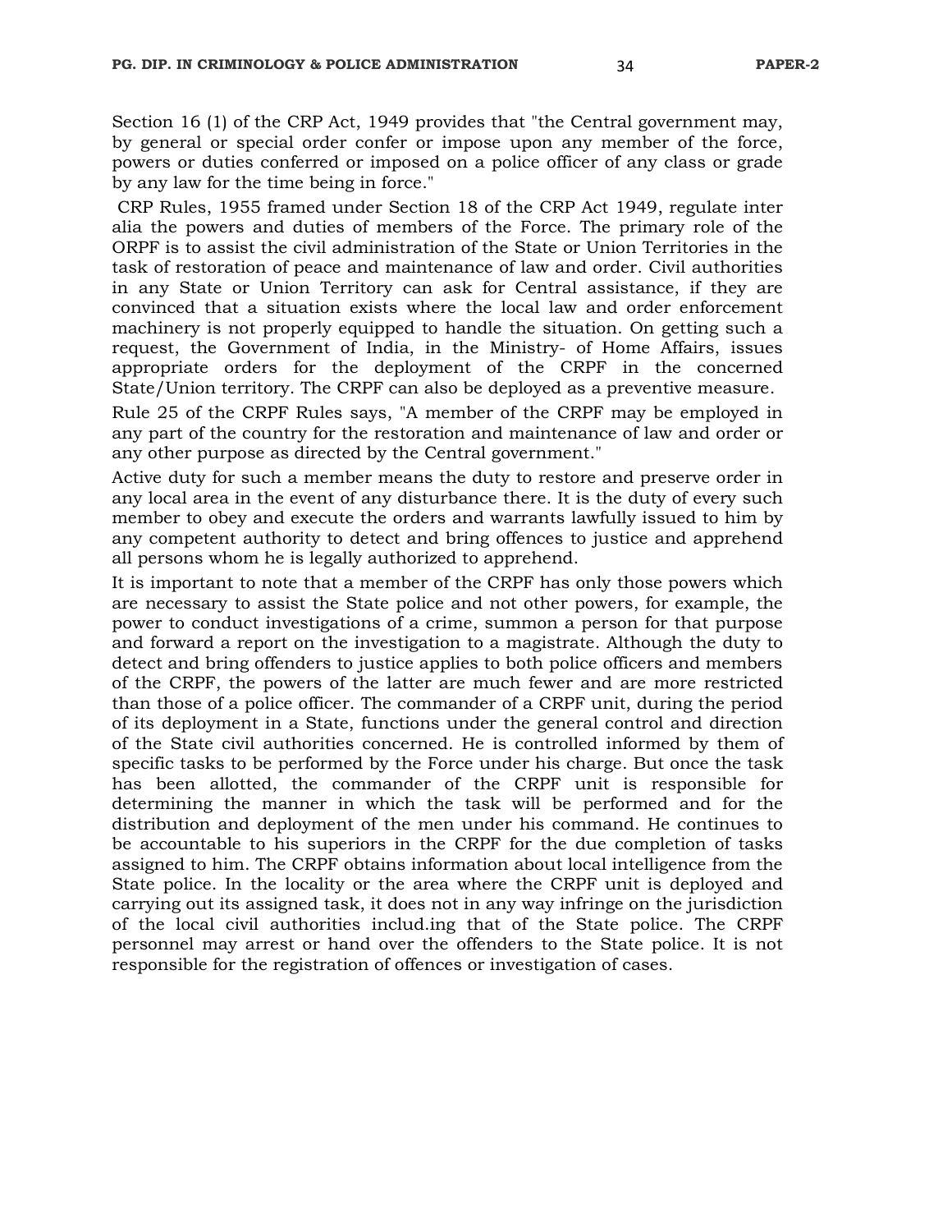Section 16 (1) of the CRP Act, 1949 provides that "the Central government may, by general or special order confer or impose upon any member of the force, powers or duties conferred or imposed on a police officer of any class or grade by any law for the time being in force."

CRP Rules, 1955 framed under Section 18 of the CRP Act 1949, regulate inter alia the powers and duties of members of the Force. The primary role of the ORPF is to assist the civil administration of the State or Union Territories in the task of restoration of peace and maintenance of law and order. Civil authorities in any State or Union Territory can ask for Central assistance, if they are convinced that a situation exists where the local law and order enforcement machinery is not properly equipped to handle the situation. On getting such a request, the Government of India, in the Ministry- of Home Affairs, issues appropriate orders for the deployment of the CRPF in the concerned State/Union territory. The CRPF can also be deployed as a preventive measure.

Rule 25 of the CRPF Rules says, "A member of the CRPF may be employed in any part of the country for the restoration and maintenance of law and order or any other purpose as directed by the Central government."

Active duty for such a member means the duty to restore and preserve order in any local area in the event of any disturbance there. It is the duty of every such member to obey and execute the orders and warrants lawfully issued to him by any competent authority to detect and bring offences to justice and apprehend all persons whom he is legally authorized to apprehend.

It is important to note that a member of the CRPF has only those powers which are necessary to assist the State police and not other powers, for example, the power to conduct investigations of a crime, summon a person for that purpose and forward a report on the investigation to a magistrate. Although the duty to detect and bring offenders to justice applies to both police officers and members of the CRPF, the powers of the latter are much fewer and are more restricted than those of a police officer. The commander of a CRPF unit, during the period of its deployment in a State, functions under the general control and direction of the State civil authorities concerned. He is controlled informed by them of specific tasks to be performed by the Force under his charge. But once the task has been allotted, the commander of the CRPF unit is responsible for determining the manner in which the task will be performed and for the distribution and deployment of the men under his command. He continues to be accountable to his superiors in the CRPF for the due completion of tasks assigned to him. The CRPF obtains information about local intelligence from the State police. In the locality or the area where the CRPF unit is deployed and carrying out its assigned task, it does not in any way infringe on the jurisdiction of the local civil authorities includ.ing that of the State police. The CRPF personnel may arrest or hand over the offenders to the State police. It is not responsible for the registration of offences or investigation of cases.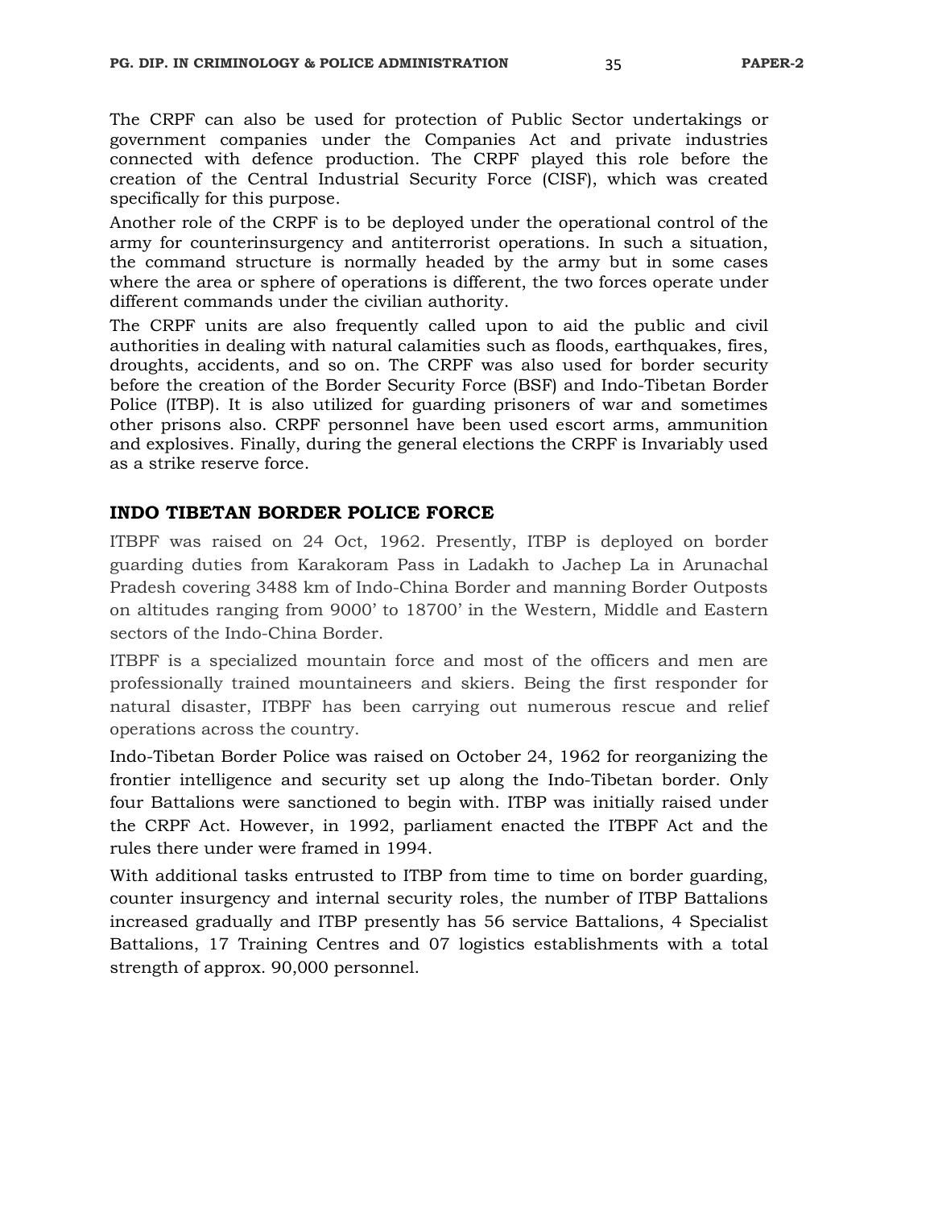The CRPF can also be used for protection of Public Sector undertakings or government companies under the Companies Act and private industries connected with defence production. The CRPF played this role before the creation of the Central Industrial Security Force (CISF), which was created specifically for this purpose.

Another role of the CRPF is to be deployed under the operational control of the army for counterinsurgency and antiterrorist operations. In such a situation, the command structure is normally headed by the army but in some cases where the area or sphere of operations is different, the two forces operate under different commands under the civilian authority.

The CRPF units are also frequently called upon to aid the public and civil authorities in dealing with natural calamities such as floods, earthquakes, fires, droughts, accidents, and so on. The CRPF was also used for border security before the creation of the Border Security Force (BSF) and Indo-Tibetan Border Police (ITBP). It is also utilized for guarding prisoners of war and sometimes other prisons also. CRPF personnel have been used escort arms, ammunition and explosives. Finally, during the general elections the CRPF is Invariably used as a strike reserve force.

## INDO TIBETAN BORDER POLICE FORCE

ITBPF was raised on 24 Oct, 1962. Presently, ITBP is deployed on border guarding duties from Karakoram Pass in Ladakh to Jachep La in Arunachal Pradesh covering 3488 km of Indo-China Border and manning Border Outposts on altitudes ranging from 9000' to 18700' in the Western, Middle and Eastern sectors of the Indo-China Border.

ITBPF is a specialized mountain force and most of the officers and men are professionally trained mountaineers and skiers. Being the first responder for natural disaster, ITBPF has been carrying out numerous rescue and relief operations across the country.

Indo-Tibetan Border Police was raised on October 24, 1962 for reorganizing the frontier intelligence and security set up along the Indo-Tibetan border. Only four Battalions were sanctioned to begin with. ITBP was initially raised under the CRPF Act. However, in 1992, parliament enacted the ITBPF Act and the rules there under were framed in 1994.

With additional tasks entrusted to ITBP from time to time on border guarding, counter insurgency and internal security roles, the number of ITBP Battalions increased gradually and ITBP presently has 56 service Battalions, 4 Specialist Battalions, 17 Training Centres and 07 logistics establishments with a total strength of approx. 90,000 personnel.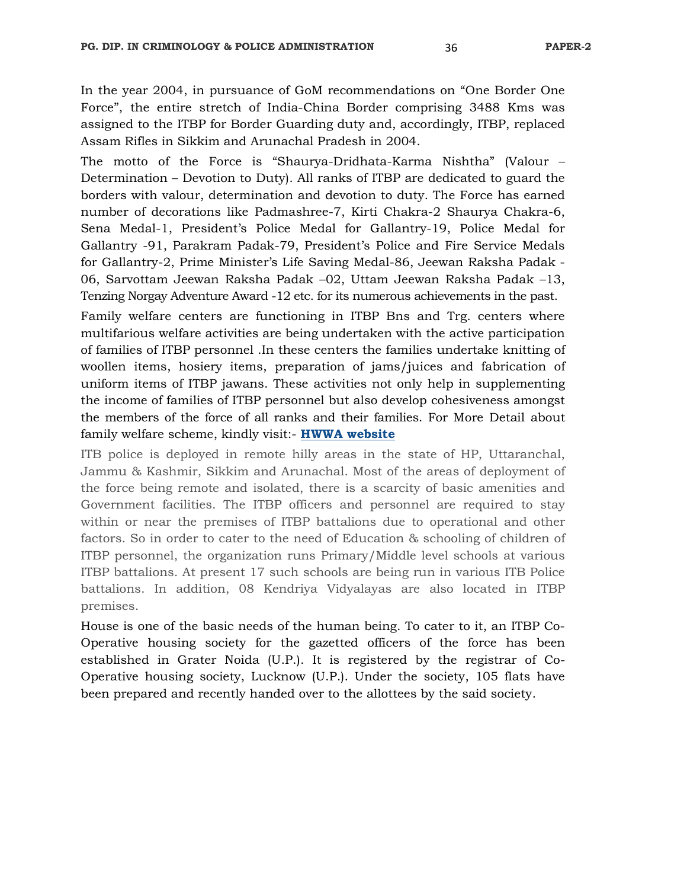In the year 2004, in pursuance of GoM recommendations on “One Border One Force”, the entire stretch of India-China Border comprising 3488 Kms was assigned to the ITBP for Border Guarding duty and, accordingly, ITBP, replaced Assam Rifles in Sikkim and Arunachal Pradesh in 2004.

The motto of the Force is “Shaurya-Dridhata-Karma Nishtha” (Valour – Determination – Devotion to Duty). All ranks of ITBP are dedicated to guard the borders with valour, determination and devotion to duty. The Force has earned number of decorations like Padmashree-7, Kirti Chakra-2 Shaurya Chakra-6, Sena Medal-1, President’s Police Medal for Gallantry-19, Police Medal for Gallantry -91, Parakram Padak-79, President’s Police and Fire Service Medals for Gallantry-2, Prime Minister’s Life Saving Medal-86, Jeewan Raksha Padak - 06, Sarvottam Jeewan Raksha Padak –02, Uttam Jeewan Raksha Padak –13, Tenzing Norgay Adventure Award -12 etc. for its numerous achievements in the past.

Family welfare centers are functioning in ITBP Bns and Trg. centers where multifarious welfare activities are being undertaken with the active participation of families of ITBP personnel .In these centers the families undertake knitting of woollen items, hosiery items, preparation of jams/juices and fabrication of uniform items of ITBP jawans. These activities not only help in supplementing the income of families of ITBP personnel but also develop cohesiveness amongst the members of the force of all ranks and their families. For More Detail about family welfare scheme, kindly visit:- **HWWA website**

ITB police is deployed in remote hilly areas in the state of HP, Uttaranchal, Jammu & Kashmir, Sikkim and Arunachal. Most of the areas of deployment of the force being remote and isolated, there is a scarcity of basic amenities and Government facilities. The ITBP officers and personnel are required to stay within or near the premises of ITBP battalions due to operational and other factors. So in order to cater to the need of Education & schooling of children of ITBP personnel, the organization runs Primary/Middle level schools at various ITBP battalions. At present 17 such schools are being run in various ITB Police battalions. In addition, 08 Kendriya Vidyalayas are also located in ITBP premises.

House is one of the basic needs of the human being. To cater to it, an ITBP Co-Operative housing society for the gazetted officers of the force has been established in Grater Noida (U.P.). It is registered by the registrar of Co-Operative housing society, Lucknow (U.P.). Under the society, 105 flats have been prepared and recently handed over to the allottees by the said society.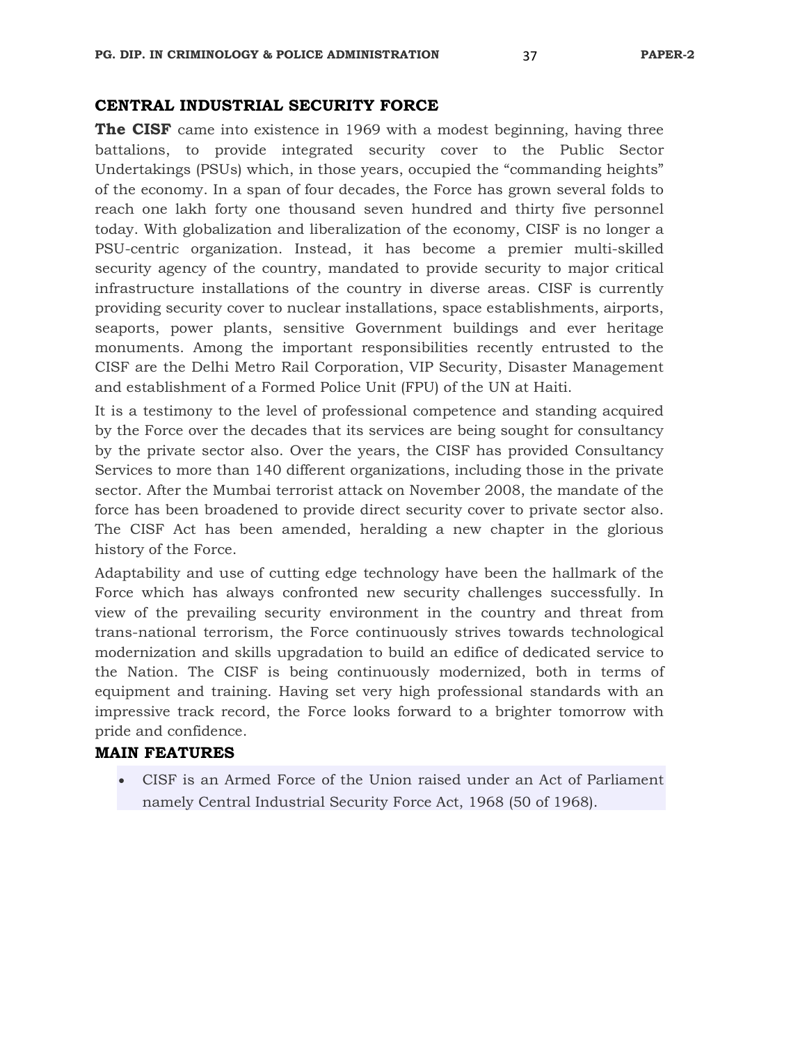## CENTRAL INDUSTRIAL SECURITY FORCE

**The CISF** came into existence in 1969 with a modest beginning, having three battalions, to provide integrated security cover to the Public Sector Undertakings (PSUs) which, in those years, occupied the "commanding heights" of the economy. In a span of four decades, the Force has grown several folds to reach one lakh forty one thousand seven hundred and thirty five personnel today. With globalization and liberalization of the economy, CISF is no longer a PSU-centric organization. Instead, it has become a premier multi-skilled security agency of the country, mandated to provide security to major critical infrastructure installations of the country in diverse areas. CISF is currently providing security cover to nuclear installations, space establishments, airports, seaports, power plants, sensitive Government buildings and ever heritage monuments. Among the important responsibilities recently entrusted to the CISF are the Delhi Metro Rail Corporation, VIP Security, Disaster Management and establishment of a Formed Police Unit (FPU) of the UN at Haiti.

It is a testimony to the level of professional competence and standing acquired by the Force over the decades that its services are being sought for consultancy by the private sector also. Over the years, the CISF has provided Consultancy Services to more than 140 different organizations, including those in the private sector. After the Mumbai terrorist attack on November 2008, the mandate of the force has been broadened to provide direct security cover to private sector also. The CISF Act has been amended, heralding a new chapter in the glorious history of the Force.

Adaptability and use of cutting edge technology have been the hallmark of the Force which has always confronted new security challenges successfully. In view of the prevailing security environment in the country and threat from trans-national terrorism, the Force continuously strives towards technological modernization and skills upgradation to build an edifice of dedicated service to the Nation. The CISF is being continuously modernized, both in terms of equipment and training. Having set very high professional standards with an impressive track record, the Force looks forward to a brighter tomorrow with pride and confidence.

### MAIN FEATURES

- CISF is an Armed Force of the Union raised under an Act of Parliament namely Central Industrial Security Force Act, 1968 (50 of 1968).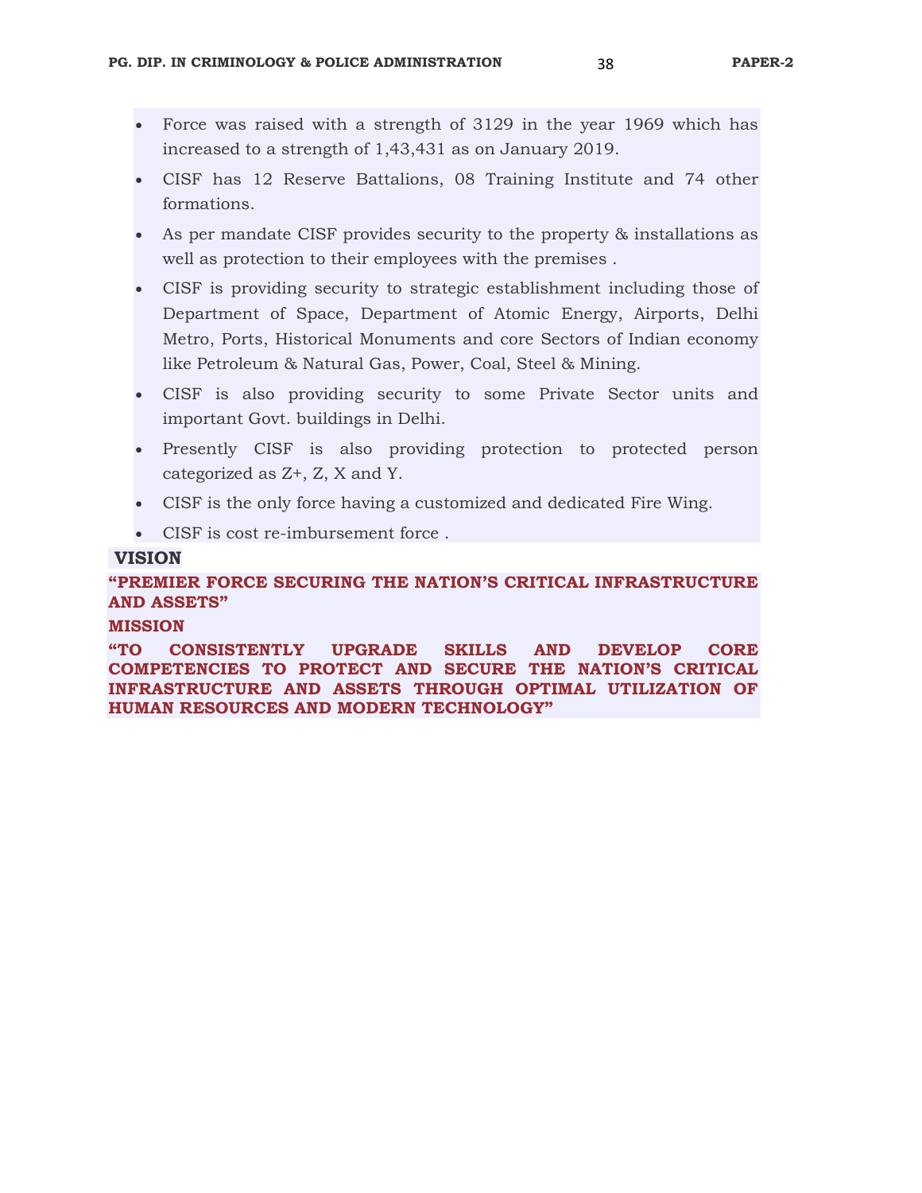- Force was raised with a strength of 3129 in the year 1969 which has increased to a strength of 1,43,431 as on January 2019.
- CISF has 12 Reserve Battalions, 08 Training Institute and 74 other formations.
- As per mandate CISF provides security to the property & installations as well as protection to their employees with the premises .
- CISF is providing security to strategic establishment including those of Department of Space, Department of Atomic Energy, Airports, Delhi Metro, Ports, Historical Monuments and core Sectors of Indian economy like Petroleum & Natural Gas, Power, Coal, Steel & Mining.
- CISF is also providing security to some Private Sector units and important Govt. buildings in Delhi.
- Presently CISF is also providing protection to protected person categorized as Z+, Z, X and Y.
- CISF is the only force having a customized and dedicated Fire Wing.
- CISF is cost re-imbursement force .

**VISION**

**"PREMIER FORCE SECURING THE NATION'S CRITICAL INFRASTRUCTURE AND ASSETS"**

**MISSION**

**"TO CONSISTENTLY UPGRADE SKILLS AND DEVELOP CORE COMPETENCIES TO PROTECT AND SECURE THE NATION'S CRITICAL INFRASTRUCTURE AND ASSETS THROUGH OPTIMAL UTILIZATION OF HUMAN RESOURCES AND MODERN TECHNOLOGY"**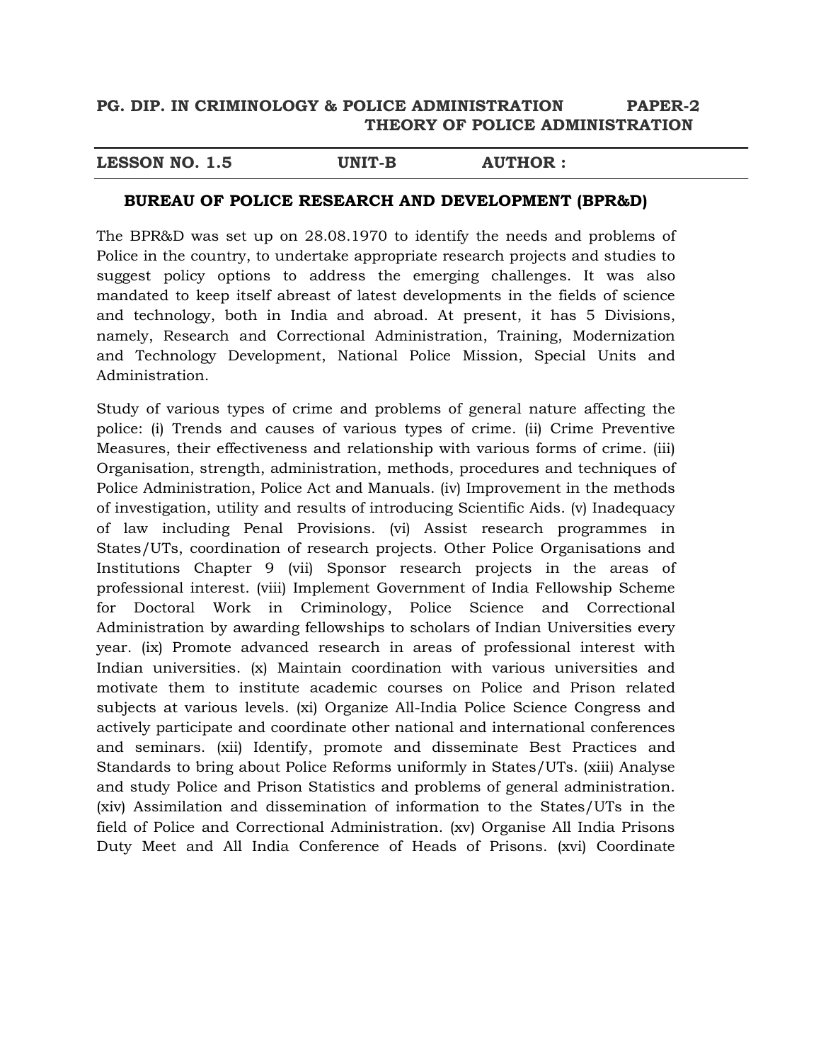**PG. DIP. IN CRIMINOLOGY & POLICE ADMINISTRATION PAPER-2**
**THEORY OF POLICE ADMINISTRATION**

**LESSON NO. 1.5 UNIT-B AUTHOR :**

## BUREAU OF POLICE RESEARCH AND DEVELOPMENT (BPR&D)

The BPR&D was set up on 28.08.1970 to identify the needs and problems of Police in the country, to undertake appropriate research projects and studies to suggest policy options to address the emerging challenges. It was also mandated to keep itself abreast of latest developments in the fields of science and technology, both in India and abroad. At present, it has 5 Divisions, namely, Research and Correctional Administration, Training, Modernization and Technology Development, National Police Mission, Special Units and Administration.

Study of various types of crime and problems of general nature affecting the police: (i) Trends and causes of various types of crime. (ii) Crime Preventive Measures, their effectiveness and relationship with various forms of crime. (iii) Organisation, strength, administration, methods, procedures and techniques of Police Administration, Police Act and Manuals. (iv) Improvement in the methods of investigation, utility and results of introducing Scientific Aids. (v) Inadequacy of law including Penal Provisions. (vi) Assist research programmes in States/UTs, coordination of research projects. Other Police Organisations and Institutions Chapter 9 (vii) Sponsor research projects in the areas of professional interest. (viii) Implement Government of India Fellowship Scheme for Doctoral Work in Criminology, Police Science and Correctional Administration by awarding fellowships to scholars of Indian Universities every year. (ix) Promote advanced research in areas of professional interest with Indian universities. (x) Maintain coordination with various universities and motivate them to institute academic courses on Police and Prison related subjects at various levels. (xi) Organize All-India Police Science Congress and actively participate and coordinate other national and international conferences and seminars. (xii) Identify, promote and disseminate Best Practices and Standards to bring about Police Reforms uniformly in States/UTs. (xiii) Analyse and study Police and Prison Statistics and problems of general administration. (xiv) Assimilation and dissemination of information to the States/UTs in the field of Police and Correctional Administration. (xv) Organise All India Prisons Duty Meet and All India Conference of Heads of Prisons. (xvi) Coordinate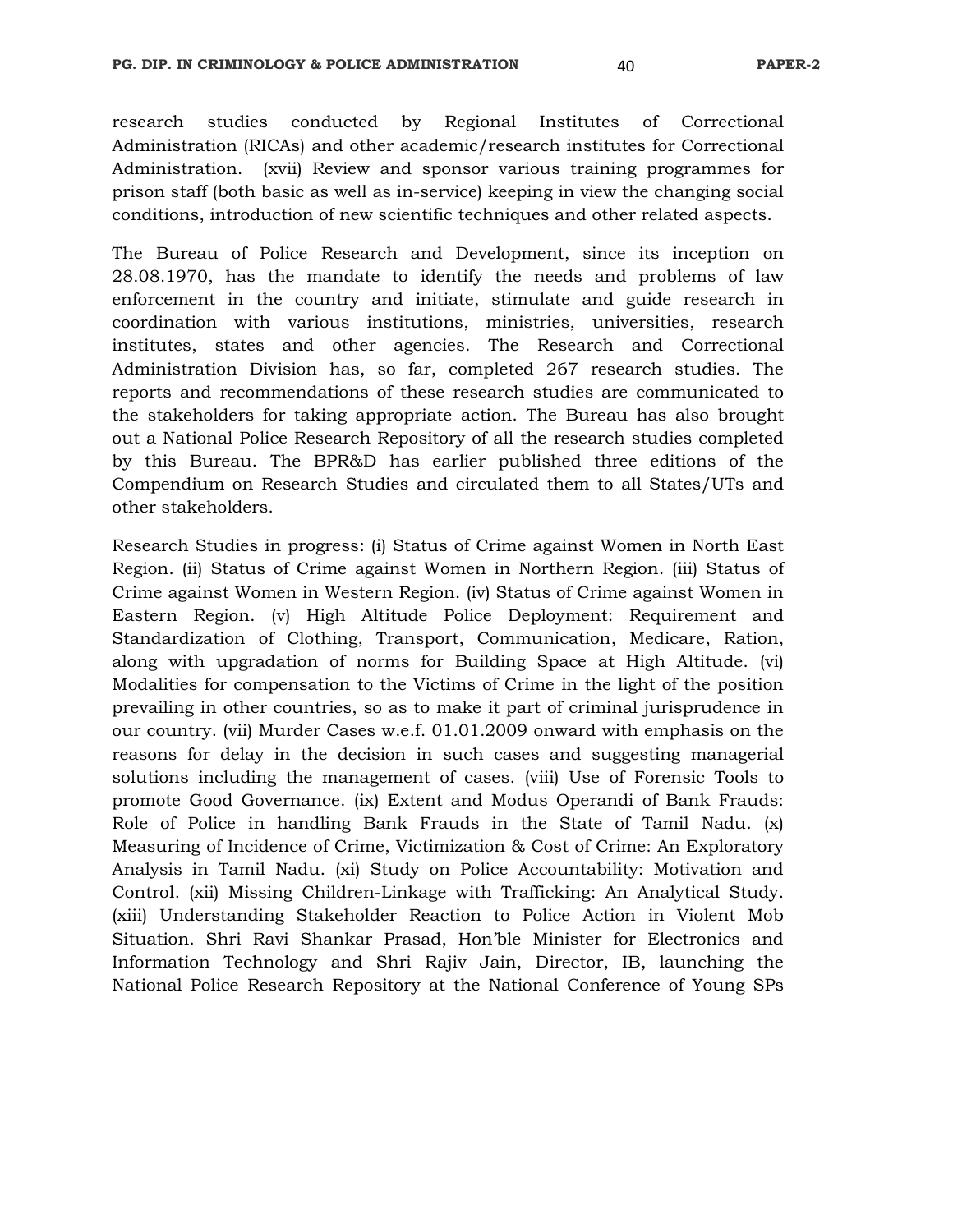research studies conducted by Regional Institutes of Correctional Administration (RICAs) and other academic/research institutes for Correctional Administration. (xvii) Review and sponsor various training programmes for prison staff (both basic as well as in-service) keeping in view the changing social conditions, introduction of new scientific techniques and other related aspects.

The Bureau of Police Research and Development, since its inception on 28.08.1970, has the mandate to identify the needs and problems of law enforcement in the country and initiate, stimulate and guide research in coordination with various institutions, ministries, universities, research institutes, states and other agencies. The Research and Correctional Administration Division has, so far, completed 267 research studies. The reports and recommendations of these research studies are communicated to the stakeholders for taking appropriate action. The Bureau has also brought out a National Police Research Repository of all the research studies completed by this Bureau. The BPR&D has earlier published three editions of the Compendium on Research Studies and circulated them to all States/UTs and other stakeholders.

Research Studies in progress: (i) Status of Crime against Women in North East Region. (ii) Status of Crime against Women in Northern Region. (iii) Status of Crime against Women in Western Region. (iv) Status of Crime against Women in Eastern Region. (v) High Altitude Police Deployment: Requirement and Standardization of Clothing, Transport, Communication, Medicare, Ration, along with upgradation of norms for Building Space at High Altitude. (vi) Modalities for compensation to the Victims of Crime in the light of the position prevailing in other countries, so as to make it part of criminal jurisprudence in our country. (vii) Murder Cases w.e.f. 01.01.2009 onward with emphasis on the reasons for delay in the decision in such cases and suggesting managerial solutions including the management of cases. (viii) Use of Forensic Tools to promote Good Governance. (ix) Extent and Modus Operandi of Bank Frauds: Role of Police in handling Bank Frauds in the State of Tamil Nadu. (x) Measuring of Incidence of Crime, Victimization & Cost of Crime: An Exploratory Analysis in Tamil Nadu. (xi) Study on Police Accountability: Motivation and Control. (xii) Missing Children-Linkage with Trafficking: An Analytical Study. (xiii) Understanding Stakeholder Reaction to Police Action in Violent Mob Situation. Shri Ravi Shankar Prasad, Hon'ble Minister for Electronics and Information Technology and Shri Rajiv Jain, Director, IB, launching the National Police Research Repository at the National Conference of Young SPs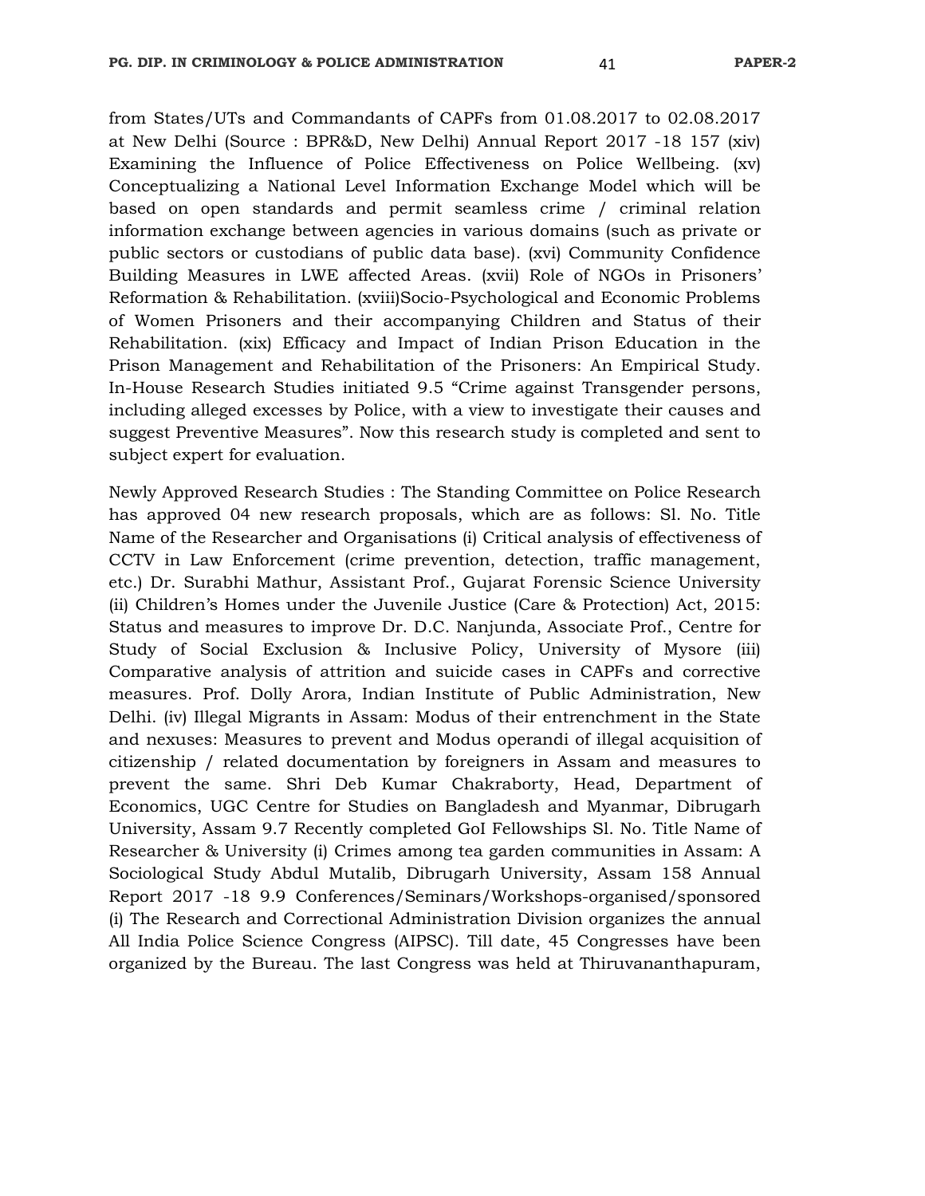from States/UTs and Commandants of CAPFs from 01.08.2017 to 02.08.2017 at New Delhi (Source : BPR&D, New Delhi) Annual Report 2017 -18 157 (xiv) Examining the Influence of Police Effectiveness on Police Wellbeing. (xv) Conceptualizing a National Level Information Exchange Model which will be based on open standards and permit seamless crime / criminal relation information exchange between agencies in various domains (such as private or public sectors or custodians of public data base). (xvi) Community Confidence Building Measures in LWE affected Areas. (xvii) Role of NGOs in Prisoners' Reformation & Rehabilitation. (xviii)Socio-Psychological and Economic Problems of Women Prisoners and their accompanying Children and Status of their Rehabilitation. (xix) Efficacy and Impact of Indian Prison Education in the Prison Management and Rehabilitation of the Prisoners: An Empirical Study. In-House Research Studies initiated 9.5 "Crime against Transgender persons, including alleged excesses by Police, with a view to investigate their causes and suggest Preventive Measures". Now this research study is completed and sent to subject expert for evaluation.

Newly Approved Research Studies : The Standing Committee on Police Research has approved 04 new research proposals, which are as follows: Sl. No. Title Name of the Researcher and Organisations (i) Critical analysis of effectiveness of CCTV in Law Enforcement (crime prevention, detection, traffic management, etc.) Dr. Surabhi Mathur, Assistant Prof., Gujarat Forensic Science University (ii) Children's Homes under the Juvenile Justice (Care & Protection) Act, 2015: Status and measures to improve Dr. D.C. Nanjunda, Associate Prof., Centre for Study of Social Exclusion & Inclusive Policy, University of Mysore (iii) Comparative analysis of attrition and suicide cases in CAPFs and corrective measures. Prof. Dolly Arora, Indian Institute of Public Administration, New Delhi. (iv) Illegal Migrants in Assam: Modus of their entrenchment in the State and nexuses: Measures to prevent and Modus operandi of illegal acquisition of citizenship / related documentation by foreigners in Assam and measures to prevent the same. Shri Deb Kumar Chakraborty, Head, Department of Economics, UGC Centre for Studies on Bangladesh and Myanmar, Dibrugarh University, Assam 9.7 Recently completed GoI Fellowships Sl. No. Title Name of Researcher & University (i) Crimes among tea garden communities in Assam: A Sociological Study Abdul Mutalib, Dibrugarh University, Assam 158 Annual Report 2017 -18 9.9 Conferences/Seminars/Workshops-organised/sponsored (i) The Research and Correctional Administration Division organizes the annual All India Police Science Congress (AIPSC). Till date, 45 Congresses have been organized by the Bureau. The last Congress was held at Thiruvananthapuram,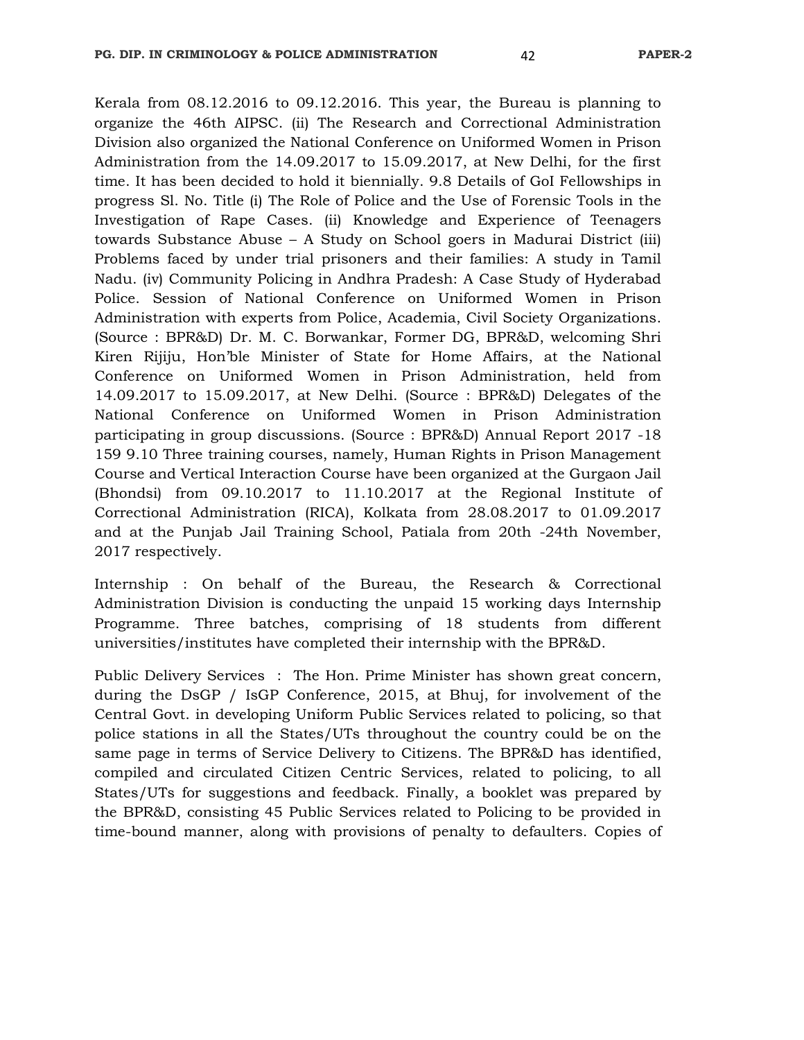Kerala from 08.12.2016 to 09.12.2016. This year, the Bureau is planning to organize the 46th AIPSC. (ii) The Research and Correctional Administration Division also organized the National Conference on Uniformed Women in Prison Administration from the 14.09.2017 to 15.09.2017, at New Delhi, for the first time. It has been decided to hold it biennially. 9.8 Details of GoI Fellowships in progress Sl. No. Title (i) The Role of Police and the Use of Forensic Tools in the Investigation of Rape Cases. (ii) Knowledge and Experience of Teenagers towards Substance Abuse – A Study on School goers in Madurai District (iii) Problems faced by under trial prisoners and their families: A study in Tamil Nadu. (iv) Community Policing in Andhra Pradesh: A Case Study of Hyderabad Police. Session of National Conference on Uniformed Women in Prison Administration with experts from Police, Academia, Civil Society Organizations. (Source : BPR&D) Dr. M. C. Borwankar, Former DG, BPR&D, welcoming Shri Kiren Rijiju, Hon'ble Minister of State for Home Affairs, at the National Conference on Uniformed Women in Prison Administration, held from 14.09.2017 to 15.09.2017, at New Delhi. (Source : BPR&D) Delegates of the National Conference on Uniformed Women in Prison Administration participating in group discussions. (Source : BPR&D) Annual Report 2017 -18 159 9.10 Three training courses, namely, Human Rights in Prison Management Course and Vertical Interaction Course have been organized at the Gurgaon Jail (Bhondsi) from 09.10.2017 to 11.10.2017 at the Regional Institute of Correctional Administration (RICA), Kolkata from 28.08.2017 to 01.09.2017 and at the Punjab Jail Training School, Patiala from 20th -24th November, 2017 respectively.

Internship : On behalf of the Bureau, the Research & Correctional Administration Division is conducting the unpaid 15 working days Internship Programme. Three batches, comprising of 18 students from different universities/institutes have completed their internship with the BPR&D.

Public Delivery Services : The Hon. Prime Minister has shown great concern, during the DsGP / IsGP Conference, 2015, at Bhuj, for involvement of the Central Govt. in developing Uniform Public Services related to policing, so that police stations in all the States/UTs throughout the country could be on the same page in terms of Service Delivery to Citizens. The BPR&D has identified, compiled and circulated Citizen Centric Services, related to policing, to all States/UTs for suggestions and feedback. Finally, a booklet was prepared by the BPR&D, consisting 45 Public Services related to Policing to be provided in time-bound manner, along with provisions of penalty to defaulters. Copies of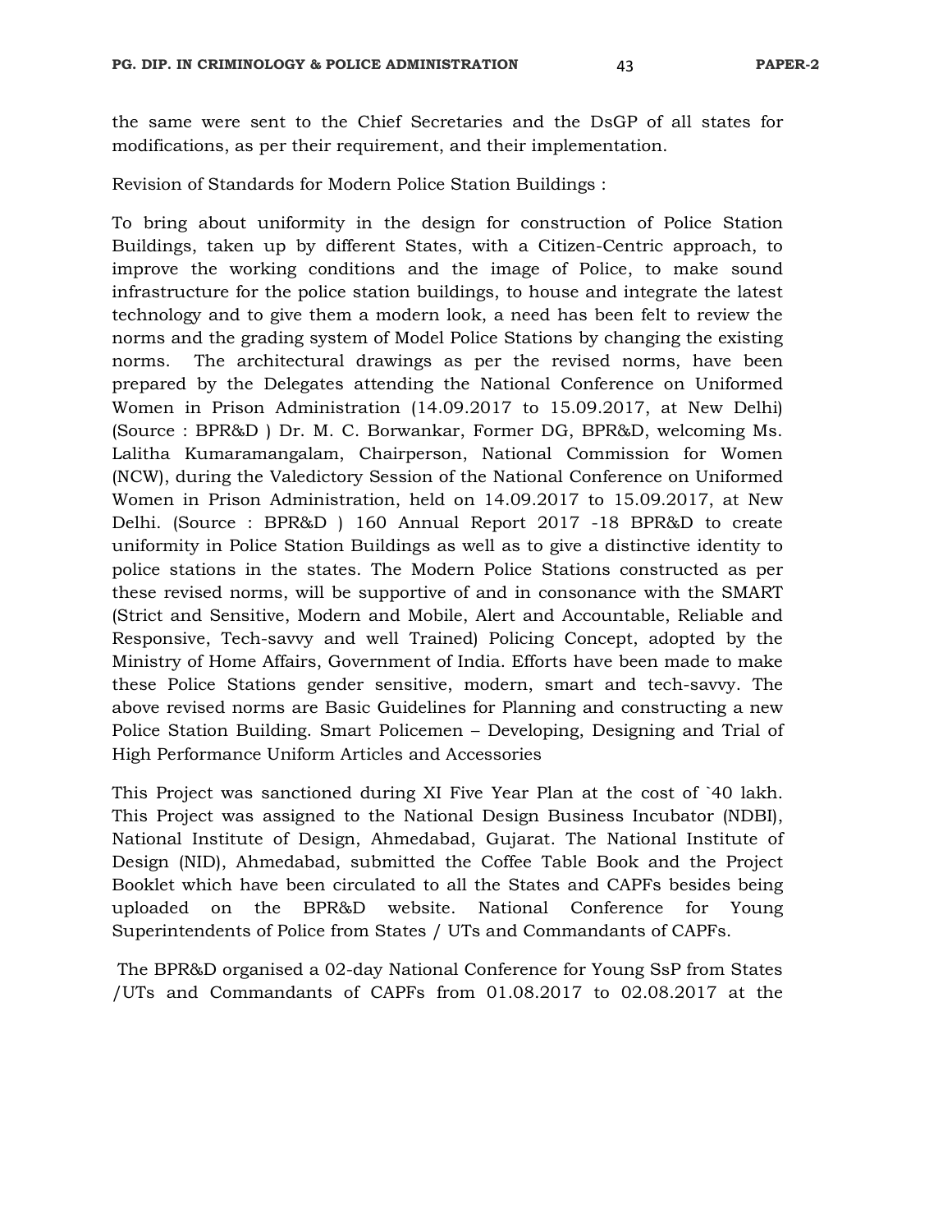the same were sent to the Chief Secretaries and the DsGP of all states for modifications, as per their requirement, and their implementation.

Revision of Standards for Modern Police Station Buildings :

To bring about uniformity in the design for construction of Police Station Buildings, taken up by different States, with a Citizen-Centric approach, to improve the working conditions and the image of Police, to make sound infrastructure for the police station buildings, to house and integrate the latest technology and to give them a modern look, a need has been felt to review the norms and the grading system of Model Police Stations by changing the existing norms. The architectural drawings as per the revised norms, have been prepared by the Delegates attending the National Conference on Uniformed Women in Prison Administration (14.09.2017 to 15.09.2017, at New Delhi) (Source : BPR&D ) Dr. M. C. Borwankar, Former DG, BPR&D, welcoming Ms. Lalitha Kumaramangalam, Chairperson, National Commission for Women (NCW), during the Valedictory Session of the National Conference on Uniformed Women in Prison Administration, held on 14.09.2017 to 15.09.2017, at New Delhi. (Source : BPR&D ) 160 Annual Report 2017 -18 BPR&D to create uniformity in Police Station Buildings as well as to give a distinctive identity to police stations in the states. The Modern Police Stations constructed as per these revised norms, will be supportive of and in consonance with the SMART (Strict and Sensitive, Modern and Mobile, Alert and Accountable, Reliable and Responsive, Tech-savvy and well Trained) Policing Concept, adopted by the Ministry of Home Affairs, Government of India. Efforts have been made to make these Police Stations gender sensitive, modern, smart and tech-savvy. The above revised norms are Basic Guidelines for Planning and constructing a new Police Station Building. Smart Policemen – Developing, Designing and Trial of High Performance Uniform Articles and Accessories

This Project was sanctioned during XI Five Year Plan at the cost of `40 lakh. This Project was assigned to the National Design Business Incubator (NDBI), National Institute of Design, Ahmedabad, Gujarat. The National Institute of Design (NID), Ahmedabad, submitted the Coffee Table Book and the Project Booklet which have been circulated to all the States and CAPFs besides being uploaded on the BPR&D website. National Conference for Young Superintendents of Police from States / UTs and Commandants of CAPFs.

The BPR&D organised a 02-day National Conference for Young SsP from States /UTs and Commandants of CAPFs from 01.08.2017 to 02.08.2017 at the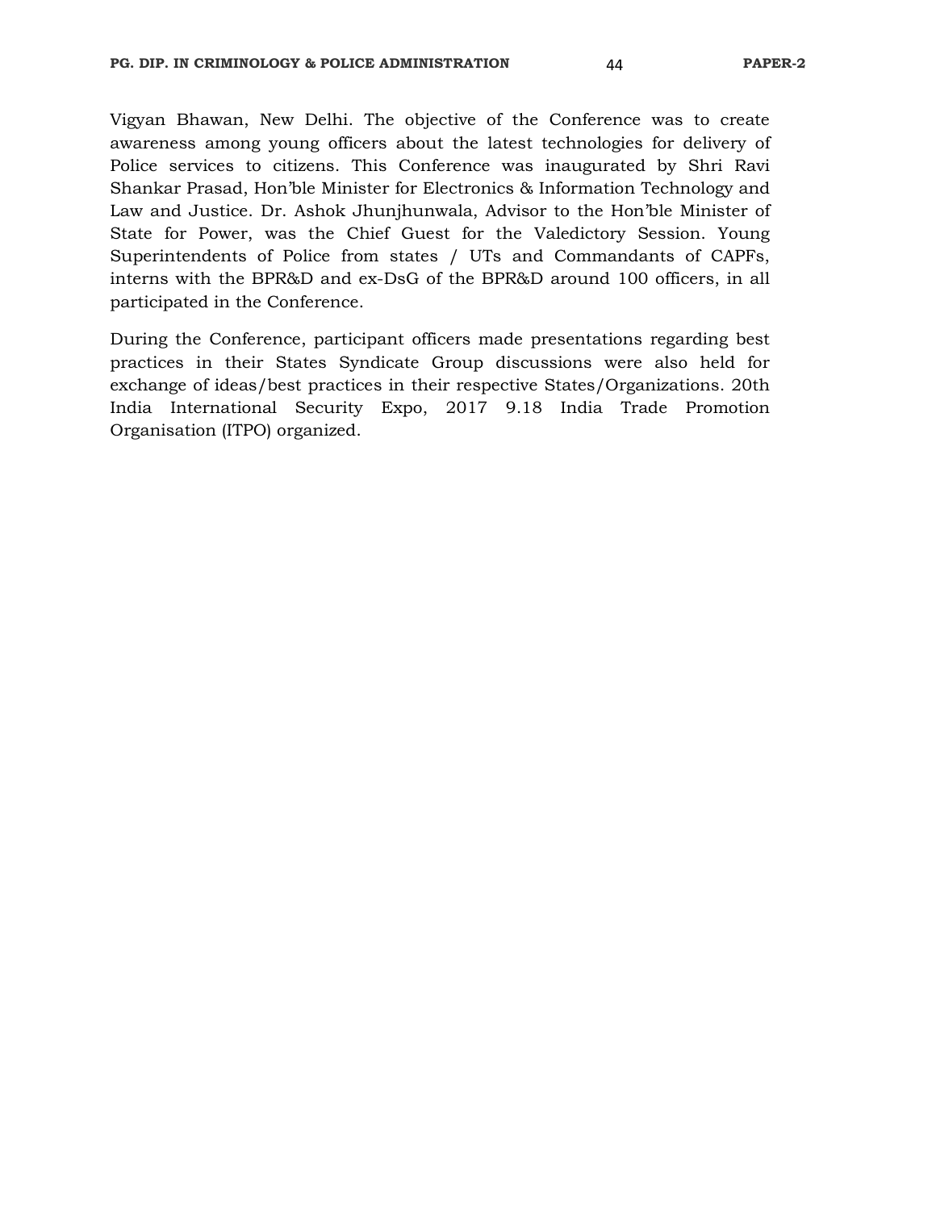Vigyan Bhawan, New Delhi. The objective of the Conference was to create awareness among young officers about the latest technologies for delivery of Police services to citizens. This Conference was inaugurated by Shri Ravi Shankar Prasad, Hon'ble Minister for Electronics & Information Technology and Law and Justice. Dr. Ashok Jhunjhunwala, Advisor to the Hon'ble Minister of State for Power, was the Chief Guest for the Valedictory Session. Young Superintendents of Police from states / UTs and Commandants of CAPFs, interns with the BPR&D and ex-DsG of the BPR&D around 100 officers, in all participated in the Conference.

During the Conference, participant officers made presentations regarding best practices in their States Syndicate Group discussions were also held for exchange of ideas/best practices in their respective States/Organizations. 20th India International Security Expo, 2017 9.18 India Trade Promotion Organisation (ITPO) organized.